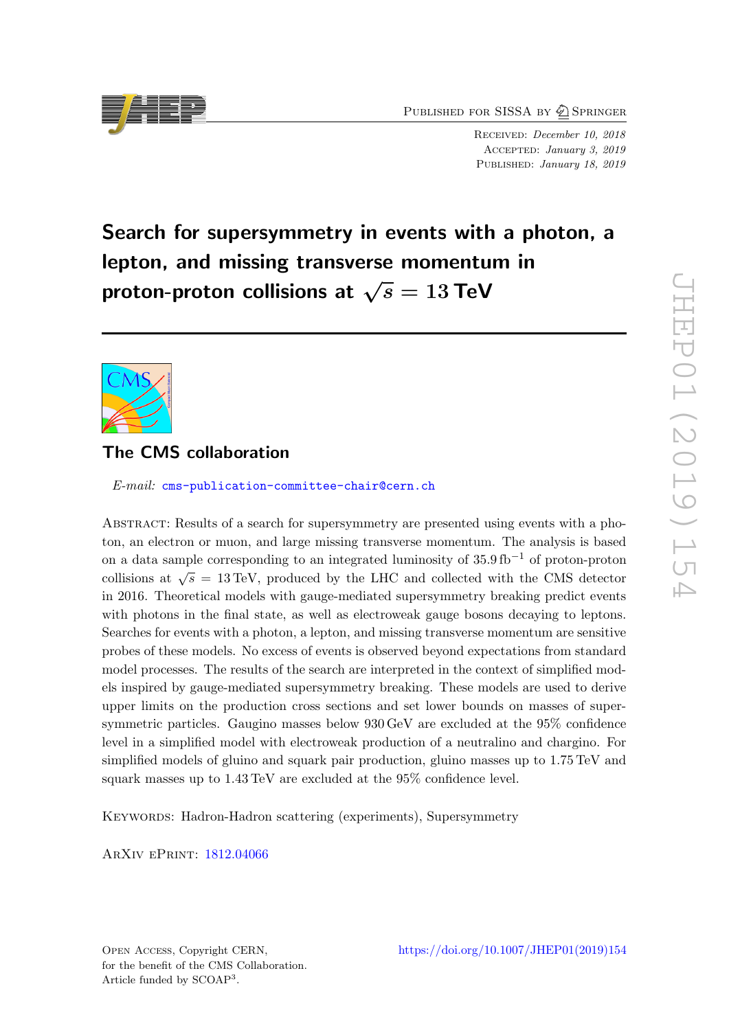Published for SISSA by Springer

Received: *December 10, 2018*
Accepted: *January 3, 2019*
Published: *January 18, 2019*

# Search for supersymmetry in events with a photon, a lepton, and missing transverse momentum in proton-proton collisions at $\sqrt{s} = 13$ TeV

## The CMS collaboration

*E-mail:* cms-publication-committee-chair@cern.ch

Abstract: Results of a search for supersymmetry are presented using events with a photon, an electron or muon, and large missing transverse momentum. The analysis is based on a data sample corresponding to an integrated luminosity of $35.9\,\text{fb}^{-1}$ of proton-proton collisions at $\sqrt{s} = 13$ TeV, produced by the LHC and collected with the CMS detector in 2016. Theoretical models with gauge-mediated supersymmetry breaking predict events with photons in the final state, as well as electroweak gauge bosons decaying to leptons. Searches for events with a photon, a lepton, and missing transverse momentum are sensitive probes of these models. No excess of events is observed beyond expectations from standard model processes. The results of the search are interpreted in the context of simplified models inspired by gauge-mediated supersymmetry breaking. These models are used to derive upper limits on the production cross sections and set lower bounds on masses of supersymmetric particles. Gaugino masses below 930 GeV are excluded at the 95% confidence level in a simplified model with electroweak production of a neutralino and chargino. For simplified models of gluino and squark pair production, gluino masses up to 1.75 TeV and squark masses up to 1.43 TeV are excluded at the 95% confidence level.

Keywords: Hadron-Hadron scattering (experiments), Supersymmetry

ArXiv ePrint: 1812.04066

Open Access, Copyright CERN, for the benefit of the CMS Collaboration. Article funded by SCOAP[3].

https://doi.org/10.1007/JHEP01(2019)154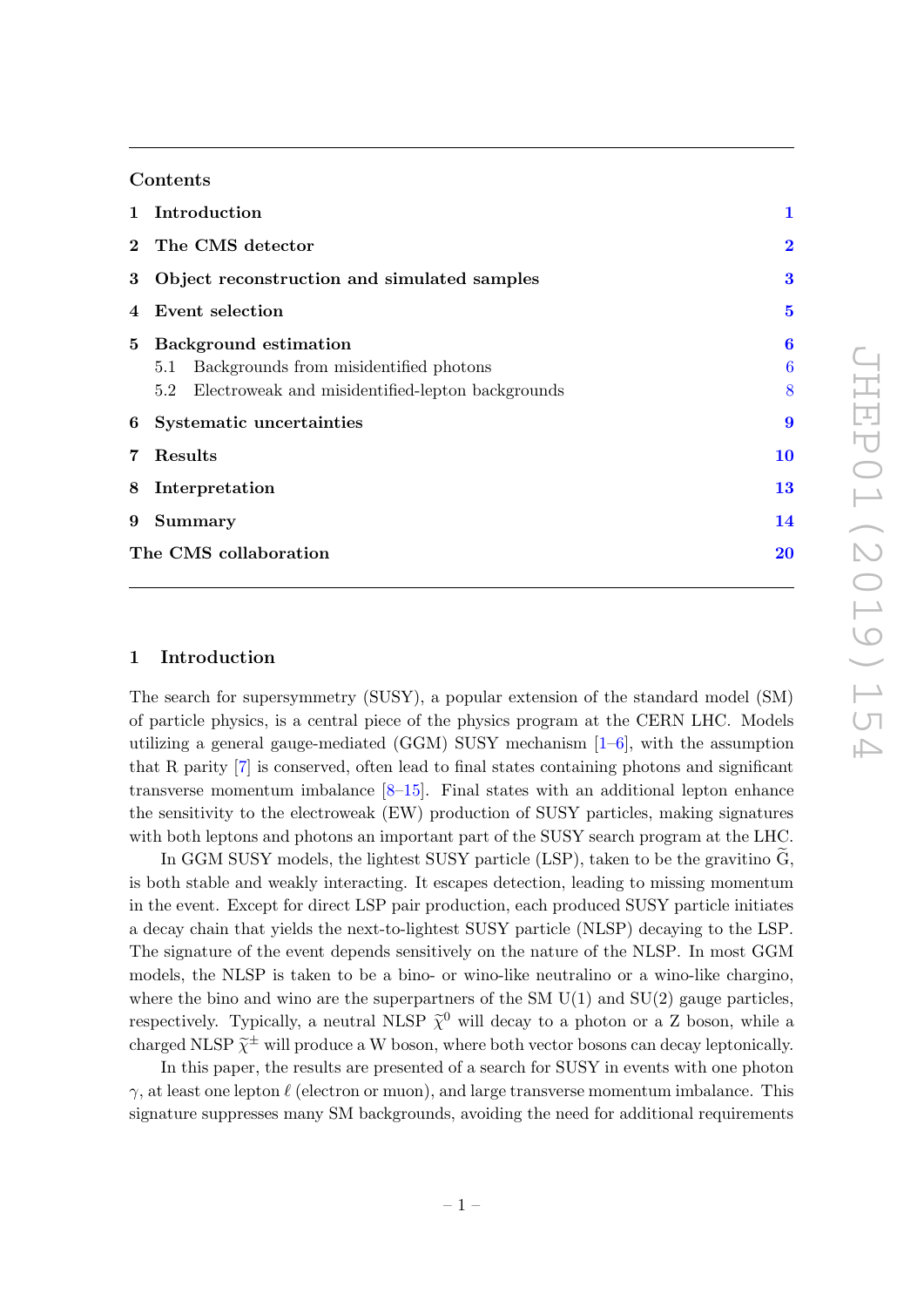## Contents

| | | |
|---|---|---|
| **1** | **Introduction** | **1** |
| **2** | **The CMS detector** | **2** |
| **3** | **Object reconstruction and simulated samples** | **3** |
| **4** | **Event selection** | **5** |
| **5** | **Background estimation** | **6** |
| | 5.1 Backgrounds from misidentified photons | 6 |
| | 5.2 Electroweak and misidentified-lepton backgrounds | 8 |
| **6** | **Systematic uncertainties** | **9** |
| **7** | **Results** | **10** |
| **8** | **Interpretation** | **13** |
| **9** | **Summary** | **14** |
| | **The CMS collaboration** | **20** |

## 1 Introduction

The search for supersymmetry (SUSY), a popular extension of the standard model (SM) of particle physics, is a central piece of the physics program at the CERN LHC. Models utilizing a general gauge-mediated (GGM) SUSY mechanism [1–6], with the assumption that R parity [7] is conserved, often lead to final states containing photons and significant transverse momentum imbalance [8–15]. Final states with an additional lepton enhance the sensitivity to the electroweak (EW) production of SUSY particles, making signatures with both leptons and photons an important part of the SUSY search program at the LHC.

In GGM SUSY models, the lightest SUSY particle (LSP), taken to be the gravitino $\widetilde{G}$, is both stable and weakly interacting. It escapes detection, leading to missing momentum in the event. Except for direct LSP pair production, each produced SUSY particle initiates a decay chain that yields the next-to-lightest SUSY particle (NLSP) decaying to the LSP. The signature of the event depends sensitively on the nature of the NLSP. In most GGM models, the NLSP is taken to be a bino- or wino-like neutralino or a wino-like chargino, where the bino and wino are the superpartners of the SM U(1) and SU(2) gauge particles, respectively. Typically, a neutral NLSP $\widetilde{\chi}^0$ will decay to a photon or a Z boson, while a charged NLSP $\widetilde{\chi}^{\pm}$ will produce a W boson, where both vector bosons can decay leptonically.

In this paper, the results are presented of a search for SUSY in events with one photon $\gamma$, at least one lepton $\ell$ (electron or muon), and large transverse momentum imbalance. This signature suppresses many SM backgrounds, avoiding the need for additional requirements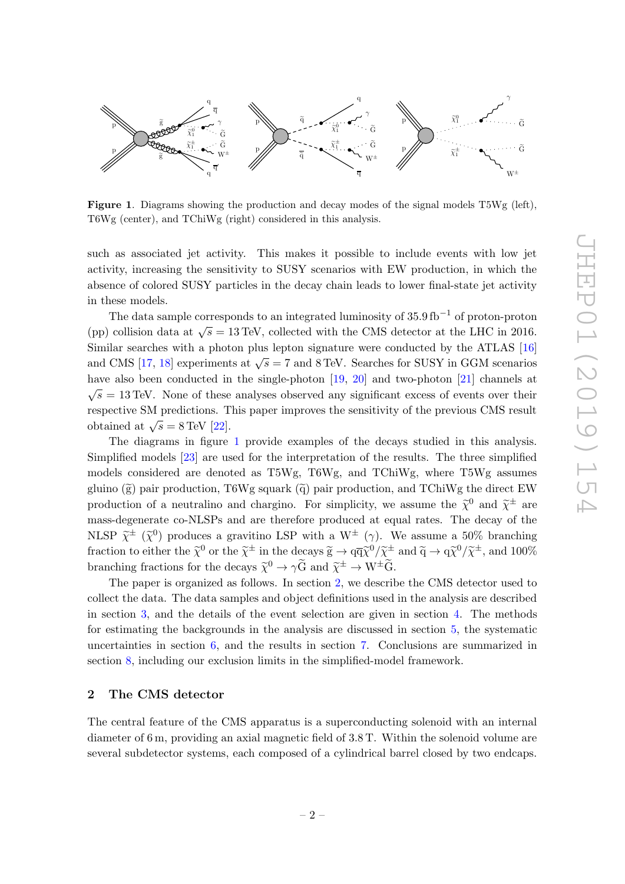**Figure 1**. Diagrams showing the production and decay modes of the signal models T5Wg (left), T6Wg (center), and TChiWg (right) considered in this analysis.

such as associated jet activity. This makes it possible to include events with low jet activity, increasing the sensitivity to SUSY scenarios with EW production, in which the absence of colored SUSY particles in the decay chain leads to lower final-state jet activity in these models.

The data sample corresponds to an integrated luminosity of $35.9\,\mathrm{fb}^{-1}$ of proton-proton (pp) collision data at $\sqrt{s} = 13\,\mathrm{TeV}$, collected with the CMS detector at the LHC in 2016. Similar searches with a photon plus lepton signature were conducted by the ATLAS [16] and CMS [17, 18] experiments at $\sqrt{s} = 7$ and $8\,\mathrm{TeV}$. Searches for SUSY in GGM scenarios have also been conducted in the single-photon [19, 20] and two-photon [21] channels at $\sqrt{s} = 13\,\mathrm{TeV}$. None of these analyses observed any significant excess of events over their respective SM predictions. This paper improves the sensitivity of the previous CMS result obtained at $\sqrt{s} = 8\,\mathrm{TeV}$ [22].

The diagrams in figure 1 provide examples of the decays studied in this analysis. Simplified models [23] are used for the interpretation of the results. The three simplified models considered are denoted as T5Wg, T6Wg, and TChiWg, where T5Wg assumes gluino ($\widetilde{\mathrm{g}}$) pair production, T6Wg squark ($\widetilde{\mathrm{q}}$) pair production, and TChiWg the direct EW production of a neutralino and chargino. For simplicity, we assume the $\widetilde{\chi}^0$ and $\widetilde{\chi}^\pm$ are mass-degenerate co-NLSPs and are therefore produced at equal rates. The decay of the NLSP $\widetilde{\chi}^\pm$ ($\widetilde{\chi}^0$) produces a gravitino LSP with a $\mathrm{W}^\pm$ ($\gamma$). We assume a 50% branching fraction to either the $\widetilde{\chi}^0$ or the $\widetilde{\chi}^\pm$ in the decays $\widetilde{\mathrm{g}} \to \mathrm{q}\overline{\mathrm{q}}\widetilde{\chi}^0/\widetilde{\chi}^\pm$ and $\widetilde{\mathrm{q}} \to \mathrm{q}\widetilde{\chi}^0/\widetilde{\chi}^\pm$, and 100% branching fractions for the decays $\widetilde{\chi}^0 \to \gamma\widetilde{\mathrm{G}}$ and $\widetilde{\chi}^\pm \to \mathrm{W}^\pm\widetilde{\mathrm{G}}$.

The paper is organized as follows. In section 2, we describe the CMS detector used to collect the data. The data samples and object definitions used in the analysis are described in section 3, and the details of the event selection are given in section 4. The methods for estimating the backgrounds in the analysis are discussed in section 5, the systematic uncertainties in section 6, and the results in section 7. Conclusions are summarized in section 8, including our exclusion limits in the simplified-model framework.

## 2 The CMS detector

The central feature of the CMS apparatus is a superconducting solenoid with an internal diameter of 6 m, providing an axial magnetic field of 3.8 T. Within the solenoid volume are several subdetector systems, each composed of a cylindrical barrel closed by two endcaps.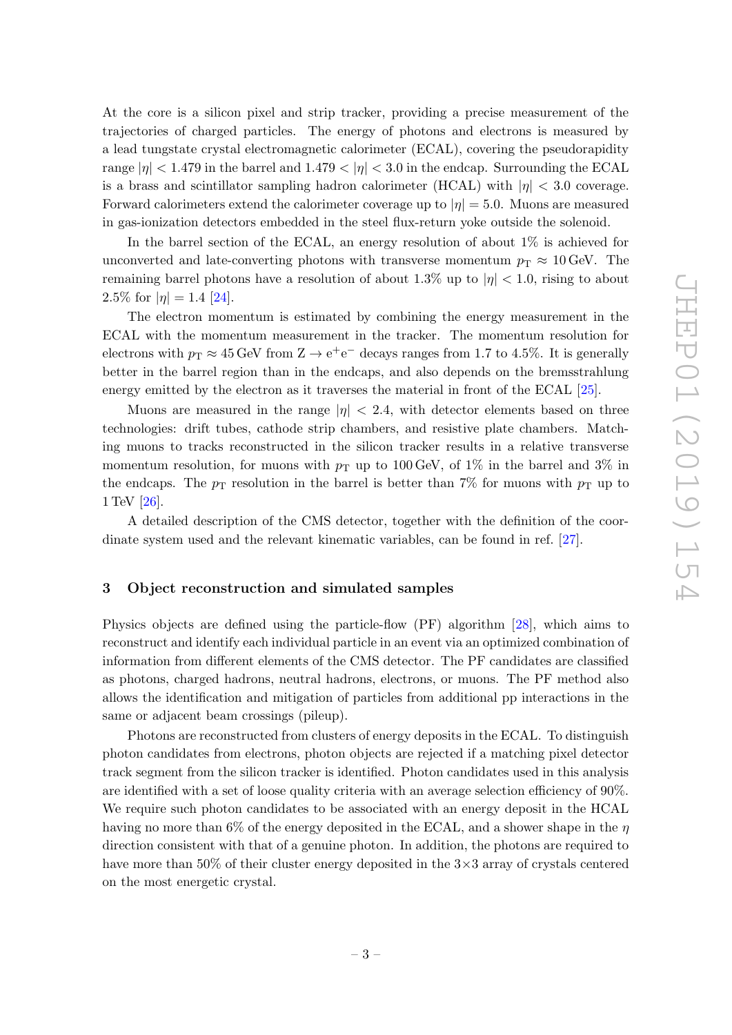At the core is a silicon pixel and strip tracker, providing a precise measurement of the trajectories of charged particles. The energy of photons and electrons is measured by a lead tungstate crystal electromagnetic calorimeter (ECAL), covering the pseudorapidity range $|\eta| < 1.479$ in the barrel and $1.479 < |\eta| < 3.0$ in the endcap. Surrounding the ECAL is a brass and scintillator sampling hadron calorimeter (HCAL) with $|\eta| < 3.0$ coverage. Forward calorimeters extend the calorimeter coverage up to $|\eta| = 5.0$. Muons are measured in gas-ionization detectors embedded in the steel flux-return yoke outside the solenoid.

In the barrel section of the ECAL, an energy resolution of about 1% is achieved for unconverted and late-converting photons with transverse momentum $p_{\mathrm{T}} \approx 10\,\mathrm{GeV}$. The remaining barrel photons have a resolution of about 1.3% up to $|\eta| < 1.0$, rising to about 2.5% for $|\eta| = 1.4$ [24].

The electron momentum is estimated by combining the energy measurement in the ECAL with the momentum measurement in the tracker. The momentum resolution for electrons with $p_{\mathrm{T}} \approx 45\,\mathrm{GeV}$ from $\mathrm{Z} \to \mathrm{e}^{+}\mathrm{e}^{-}$ decays ranges from 1.7 to 4.5%. It is generally better in the barrel region than in the endcaps, and also depends on the bremsstrahlung energy emitted by the electron as it traverses the material in front of the ECAL [25].

Muons are measured in the range $|\eta| < 2.4$, with detector elements based on three technologies: drift tubes, cathode strip chambers, and resistive plate chambers. Matching muons to tracks reconstructed in the silicon tracker results in a relative transverse momentum resolution, for muons with $p_{\mathrm{T}}$ up to 100 GeV, of 1% in the barrel and 3% in the endcaps. The $p_{\mathrm{T}}$ resolution in the barrel is better than 7% for muons with $p_{\mathrm{T}}$ up to 1 TeV [26].

A detailed description of the CMS detector, together with the definition of the coordinate system used and the relevant kinematic variables, can be found in ref. [27].

## 3 Object reconstruction and simulated samples

Physics objects are defined using the particle-flow (PF) algorithm [28], which aims to reconstruct and identify each individual particle in an event via an optimized combination of information from different elements of the CMS detector. The PF candidates are classified as photons, charged hadrons, neutral hadrons, electrons, or muons. The PF method also allows the identification and mitigation of particles from additional pp interactions in the same or adjacent beam crossings (pileup).

Photons are reconstructed from clusters of energy deposits in the ECAL. To distinguish photon candidates from electrons, photon objects are rejected if a matching pixel detector track segment from the silicon tracker is identified. Photon candidates used in this analysis are identified with a set of loose quality criteria with an average selection efficiency of 90%. We require such photon candidates to be associated with an energy deposit in the HCAL having no more than 6% of the energy deposited in the ECAL, and a shower shape in the $\eta$ direction consistent with that of a genuine photon. In addition, the photons are required to have more than 50% of their cluster energy deposited in the $3\times3$ array of crystals centered on the most energetic crystal.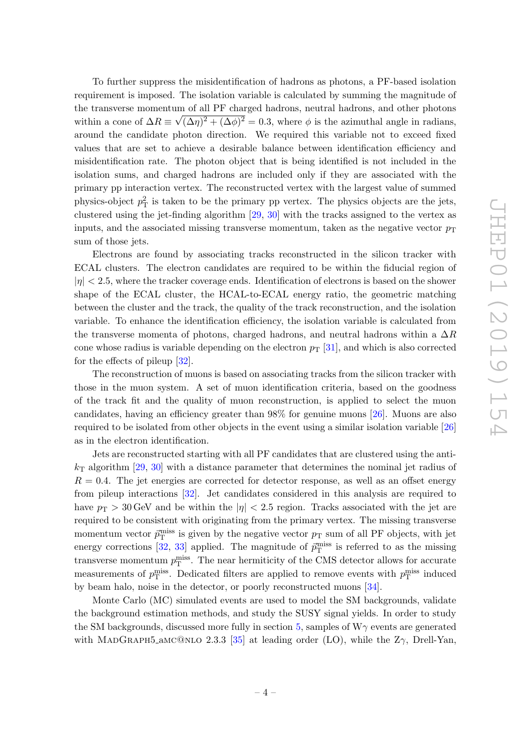To further suppress the misidentification of hadrons as photons, a PF-based isolation requirement is imposed. The isolation variable is calculated by summing the magnitude of the transverse momentum of all PF charged hadrons, neutral hadrons, and other photons within a cone of $\Delta R \equiv \sqrt{(\Delta\eta)^2 + (\Delta\phi)^2} = 0.3$, where $\phi$ is the azimuthal angle in radians, around the candidate photon direction. We required this variable not to exceed fixed values that are set to achieve a desirable balance between identification efficiency and misidentification rate. The photon object that is being identified is not included in the isolation sums, and charged hadrons are included only if they are associated with the primary pp interaction vertex. The reconstructed vertex with the largest value of summed physics-object $p_{\mathrm{T}}^2$ is taken to be the primary pp vertex. The physics objects are the jets, clustered using the jet-finding algorithm [29, 30] with the tracks assigned to the vertex as inputs, and the associated missing transverse momentum, taken as the negative vector $p_{\mathrm{T}}$ sum of those jets.

Electrons are found by associating tracks reconstructed in the silicon tracker with ECAL clusters. The electron candidates are required to be within the fiducial region of $|\eta| < 2.5$, where the tracker coverage ends. Identification of electrons is based on the shower shape of the ECAL cluster, the HCAL-to-ECAL energy ratio, the geometric matching between the cluster and the track, the quality of the track reconstruction, and the isolation variable. To enhance the identification efficiency, the isolation variable is calculated from the transverse momenta of photons, charged hadrons, and neutral hadrons within a $\Delta R$ cone whose radius is variable depending on the electron $p_{\mathrm{T}}$ [31], and which is also corrected for the effects of pileup [32].

The reconstruction of muons is based on associating tracks from the silicon tracker with those in the muon system. A set of muon identification criteria, based on the goodness of the track fit and the quality of muon reconstruction, is applied to select the muon candidates, having an efficiency greater than 98% for genuine muons [26]. Muons are also required to be isolated from other objects in the event using a similar isolation variable [26] as in the electron identification.

Jets are reconstructed starting with all PF candidates that are clustered using the anti-$k_{\mathrm{T}}$ algorithm [29, 30] with a distance parameter that determines the nominal jet radius of $R = 0.4$. The jet energies are corrected for detector response, as well as an offset energy from pileup interactions [32]. Jet candidates considered in this analysis are required to have $p_{\mathrm{T}} > 30\,\mathrm{GeV}$ and be within the $|\eta| < 2.5$ region. Tracks associated with the jet are required to be consistent with originating from the primary vertex. The missing transverse momentum vector $\vec{p}_{\mathrm{T}}^{\mathrm{miss}}$ is given by the negative vector $p_{\mathrm{T}}$ sum of all PF objects, with jet energy corrections [32, 33] applied. The magnitude of $\vec{p}_{\mathrm{T}}^{\mathrm{miss}}$ is referred to as the missing transverse momentum $p_{\mathrm{T}}^{\mathrm{miss}}$. The near hermiticity of the CMS detector allows for accurate measurements of $p_{\mathrm{T}}^{\mathrm{miss}}$. Dedicated filters are applied to remove events with $p_{\mathrm{T}}^{\mathrm{miss}}$ induced by beam halo, noise in the detector, or poorly reconstructed muons [34].

Monte Carlo (MC) simulated events are used to model the SM backgrounds, validate the background estimation methods, and study the SUSY signal yields. In order to study the SM backgrounds, discussed more fully in section 5, samples of W$\gamma$ events are generated with MadGraph5_aMC@NLO 2.3.3 [35] at leading order (LO), while the Z$\gamma$, Drell-Yan,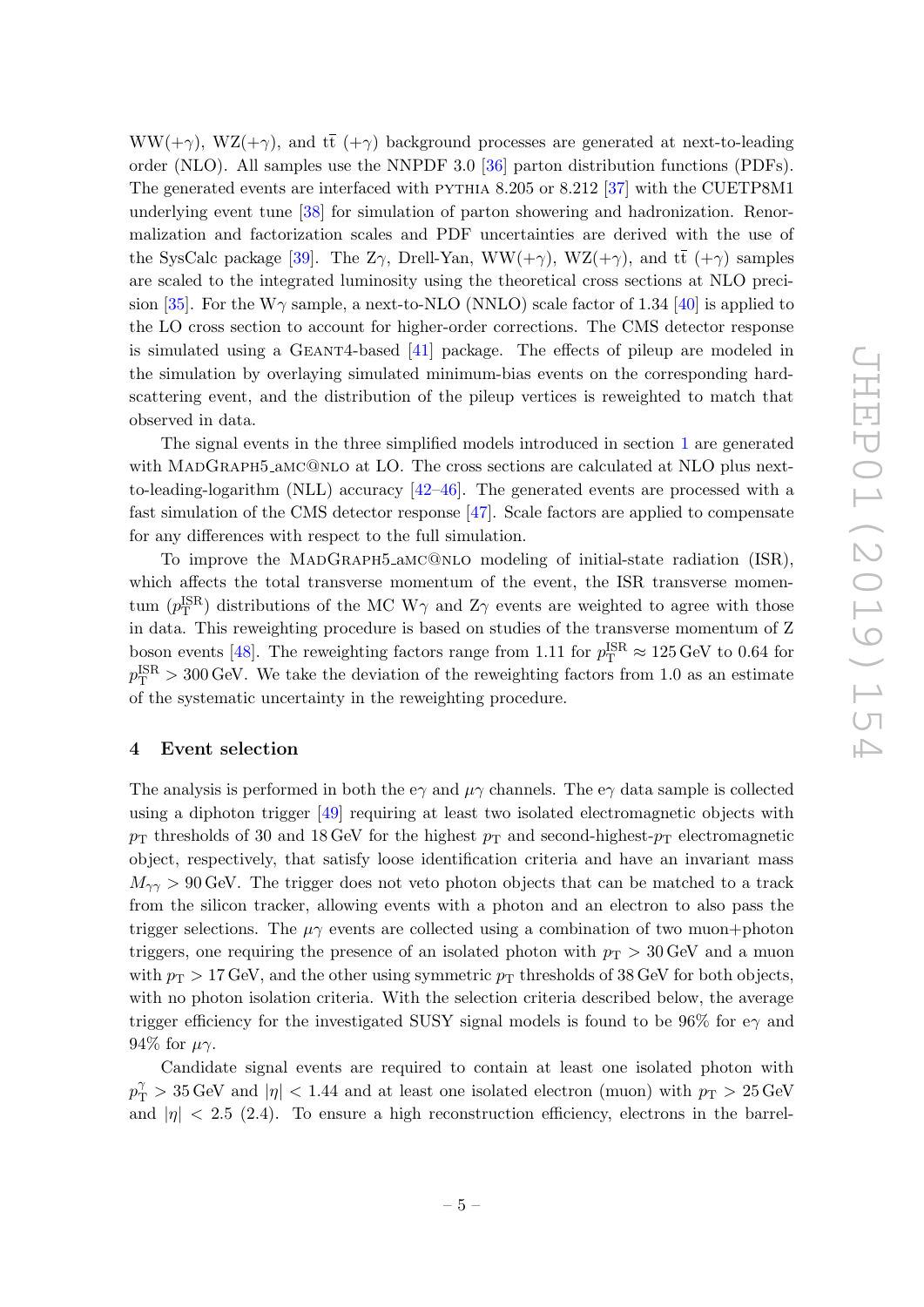WW(+$\gamma$), WZ(+$\gamma$), and $\mathrm{t\bar{t}}$ (+$\gamma$) background processes are generated at next-to-leading order (NLO). All samples use the NNPDF 3.0 [36] parton distribution functions (PDFs). The generated events are interfaced with PYTHIA 8.205 or 8.212 [37] with the CUETP8M1 underlying event tune [38] for simulation of parton showering and hadronization. Renormalization and factorization scales and PDF uncertainties are derived with the use of the SysCalc package [39]. The Z$\gamma$, Drell-Yan, WW(+$\gamma$), WZ(+$\gamma$), and $\mathrm{t\bar{t}}$ (+$\gamma$) samples are scaled to the integrated luminosity using the theoretical cross sections at NLO precision [35]. For the W$\gamma$ sample, a next-to-NLO (NNLO) scale factor of 1.34 [40] is applied to the LO cross section to account for higher-order corrections. The CMS detector response is simulated using a GEANT4-based [41] package. The effects of pileup are modeled in the simulation by overlaying simulated minimum-bias events on the corresponding hard-scattering event, and the distribution of the pileup vertices is reweighted to match that observed in data.

The signal events in the three simplified models introduced in section 1 are generated with MADGRAPH5_aMC@NLO at LO. The cross sections are calculated at NLO plus next-to-leading-logarithm (NLL) accuracy [42–46]. The generated events are processed with a fast simulation of the CMS detector response [47]. Scale factors are applied to compensate for any differences with respect to the full simulation.

To improve the MADGRAPH5_aMC@NLO modeling of initial-state radiation (ISR), which affects the total transverse momentum of the event, the ISR transverse momentum ($p_{\mathrm{T}}^{\mathrm{ISR}}$) distributions of the MC W$\gamma$ and Z$\gamma$ events are weighted to agree with those in data. This reweighting procedure is based on studies of the transverse momentum of Z boson events [48]. The reweighting factors range from 1.11 for $p_{\mathrm{T}}^{\mathrm{ISR}} \approx 125\,\mathrm{GeV}$ to 0.64 for $p_{\mathrm{T}}^{\mathrm{ISR}} > 300\,\mathrm{GeV}$. We take the deviation of the reweighting factors from 1.0 as an estimate of the systematic uncertainty in the reweighting procedure.

## 4 Event selection

The analysis is performed in both the e$\gamma$ and $\mu\gamma$ channels. The e$\gamma$ data sample is collected using a diphoton trigger [49] requiring at least two isolated electromagnetic objects with $p_{\mathrm{T}}$ thresholds of 30 and 18 GeV for the highest $p_{\mathrm{T}}$ and second-highest-$p_{\mathrm{T}}$ electromagnetic object, respectively, that satisfy loose identification criteria and have an invariant mass $M_{\gamma\gamma} > 90\,\mathrm{GeV}$. The trigger does not veto photon objects that can be matched to a track from the silicon tracker, allowing events with a photon and an electron to also pass the trigger selections. The $\mu\gamma$ events are collected using a combination of two muon+photon triggers, one requiring the presence of an isolated photon with $p_{\mathrm{T}} > 30\,\mathrm{GeV}$ and a muon with $p_{\mathrm{T}} > 17\,\mathrm{GeV}$, and the other using symmetric $p_{\mathrm{T}}$ thresholds of 38 GeV for both objects, with no photon isolation criteria. With the selection criteria described below, the average trigger efficiency for the investigated SUSY signal models is found to be 96% for e$\gamma$ and 94% for $\mu\gamma$.

Candidate signal events are required to contain at least one isolated photon with $p_{\mathrm{T}}^{\gamma} > 35\,\mathrm{GeV}$ and $|\eta| < 1.44$ and at least one isolated electron (muon) with $p_{\mathrm{T}} > 25\,\mathrm{GeV}$ and $|\eta| < 2.5$ (2.4). To ensure a high reconstruction efficiency, electrons in the barrel-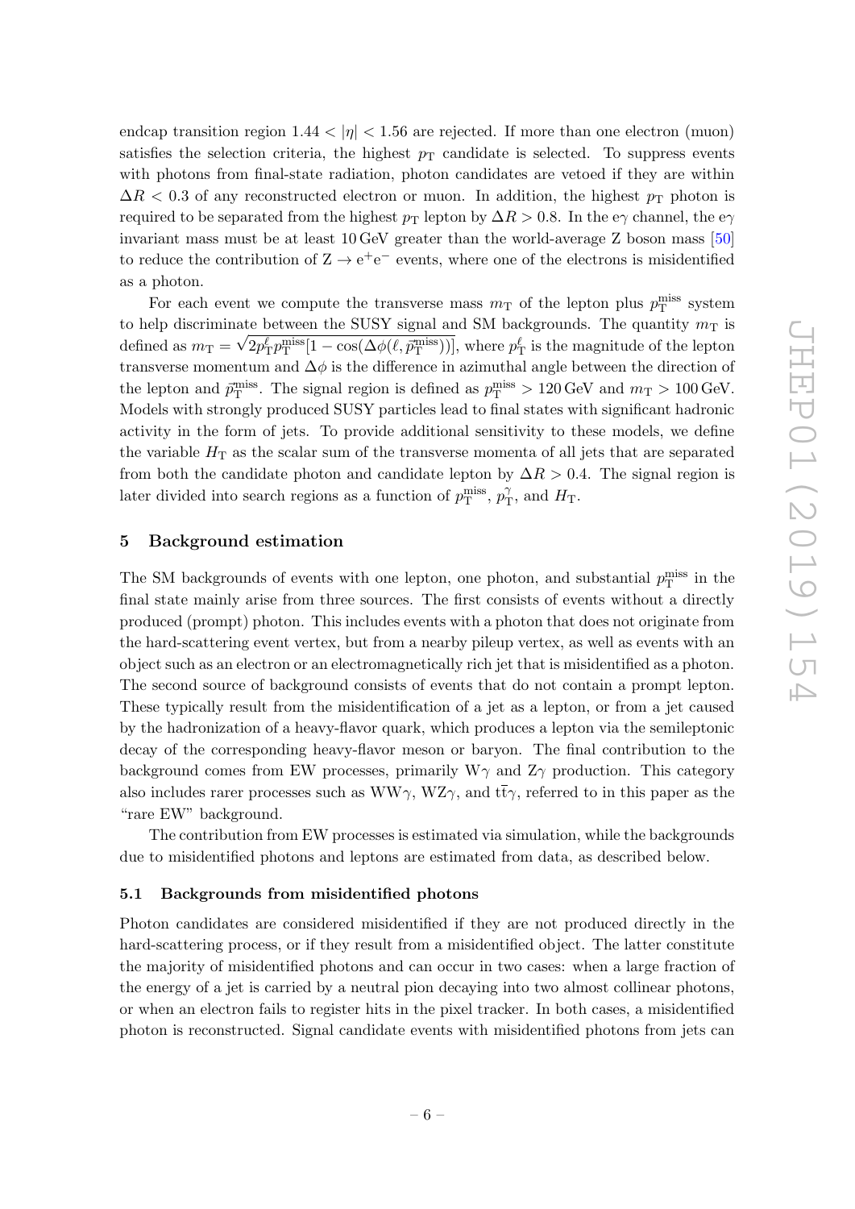endcap transition region $1.44 < |\eta| < 1.56$ are rejected. If more than one electron (muon) satisfies the selection criteria, the highest $p_{\mathrm{T}}$ candidate is selected. To suppress events with photons from final-state radiation, photon candidates are vetoed if they are within $\Delta R < 0.3$ of any reconstructed electron or muon. In addition, the highest $p_{\mathrm{T}}$ photon is required to be separated from the highest $p_{\mathrm{T}}$ lepton by $\Delta R > 0.8$. In the $\mathrm{e}\gamma$ channel, the $\mathrm{e}\gamma$ invariant mass must be at least 10 GeV greater than the world-average Z boson mass [50] to reduce the contribution of $\mathrm{Z} \to \mathrm{e}^{+}\mathrm{e}^{-}$ events, where one of the electrons is misidentified as a photon.

For each event we compute the transverse mass $m_{\mathrm{T}}$ of the lepton plus $p_{\mathrm{T}}^{\mathrm{miss}}$ system to help discriminate between the SUSY signal and SM backgrounds. The quantity $m_{\mathrm{T}}$ is defined as $m_{\mathrm{T}} = \sqrt{2p_{\mathrm{T}}^{\ell}p_{\mathrm{T}}^{\mathrm{miss}}[1 - \cos(\Delta\phi(\ell, \vec{p}_{\mathrm{T}}^{\mathrm{miss}}))]}$, where $p_{\mathrm{T}}^{\ell}$ is the magnitude of the lepton transverse momentum and $\Delta\phi$ is the difference in azimuthal angle between the direction of the lepton and $\vec{p}_{\mathrm{T}}^{\mathrm{miss}}$. The signal region is defined as $p_{\mathrm{T}}^{\mathrm{miss}} > 120\,\mathrm{GeV}$ and $m_{\mathrm{T}} > 100\,\mathrm{GeV}$. Models with strongly produced SUSY particles lead to final states with significant hadronic activity in the form of jets. To provide additional sensitivity to these models, we define the variable $H_{\mathrm{T}}$ as the scalar sum of the transverse momenta of all jets that are separated from both the candidate photon and candidate lepton by $\Delta R > 0.4$. The signal region is later divided into search regions as a function of $p_{\mathrm{T}}^{\mathrm{miss}}$, $p_{\mathrm{T}}^{\gamma}$, and $H_{\mathrm{T}}$.

## 5 Background estimation

The SM backgrounds of events with one lepton, one photon, and substantial $p_{\mathrm{T}}^{\mathrm{miss}}$ in the final state mainly arise from three sources. The first consists of events without a directly produced (prompt) photon. This includes events with a photon that does not originate from the hard-scattering event vertex, but from a nearby pileup vertex, as well as events with an object such as an electron or an electromagnetically rich jet that is misidentified as a photon. The second source of background consists of events that do not contain a prompt lepton. These typically result from the misidentification of a jet as a lepton, or from a jet caused by the hadronization of a heavy-flavor quark, which produces a lepton via the semileptonic decay of the corresponding heavy-flavor meson or baryon. The final contribution to the background comes from EW processes, primarily $\mathrm{W}\gamma$ and $\mathrm{Z}\gamma$ production. This category also includes rarer processes such as $\mathrm{WW}\gamma$, $\mathrm{WZ}\gamma$, and $\mathrm{t\bar{t}}\gamma$, referred to in this paper as the "rare EW" background.

The contribution from EW processes is estimated via simulation, while the backgrounds due to misidentified photons and leptons are estimated from data, as described below.

### 5.1 Backgrounds from misidentified photons

Photon candidates are considered misidentified if they are not produced directly in the hard-scattering process, or if they result from a misidentified object. The latter constitute the majority of misidentified photons and can occur in two cases: when a large fraction of the energy of a jet is carried by a neutral pion decaying into two almost collinear photons, or when an electron fails to register hits in the pixel tracker. In both cases, a misidentified photon is reconstructed. Signal candidate events with misidentified photons from jets can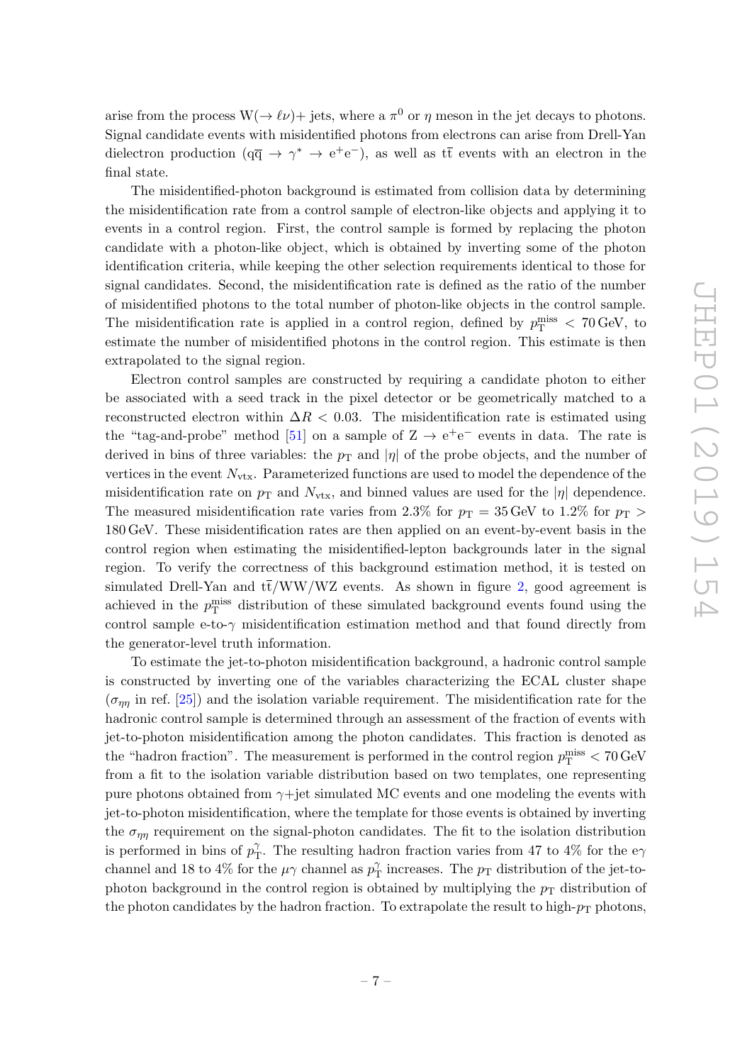arise from the process $W(\rightarrow \ell\nu)+$ jets, where a $\pi^0$ or $\eta$ meson in the jet decays to photons. Signal candidate events with misidentified photons from electrons can arise from Drell-Yan dielectron production ($q\overline{q} \rightarrow \gamma^* \rightarrow e^+e^-$), as well as $t\overline{t}$ events with an electron in the final state.

The misidentified-photon background is estimated from collision data by determining the misidentification rate from a control sample of electron-like objects and applying it to events in a control region. First, the control sample is formed by replacing the photon candidate with a photon-like object, which is obtained by inverting some of the photon identification criteria, while keeping the other selection requirements identical to those for signal candidates. Second, the misidentification rate is defined as the ratio of the number of misidentified photons to the total number of photon-like objects in the control sample. The misidentification rate is applied in a control region, defined by $p_T^{miss} < 70\,\text{GeV}$, to estimate the number of misidentified photons in the control region. This estimate is then extrapolated to the signal region.

Electron control samples are constructed by requiring a candidate photon to either be associated with a seed track in the pixel detector or be geometrically matched to a reconstructed electron within $\Delta R < 0.03$. The misidentification rate is estimated using the "tag-and-probe" method [51] on a sample of $Z \rightarrow e^+e^-$ events in data. The rate is derived in bins of three variables: the $p_T$ and $|\eta|$ of the probe objects, and the number of vertices in the event $N_{vtx}$. Parameterized functions are used to model the dependence of the misidentification rate on $p_T$ and $N_{vtx}$, and binned values are used for the $|\eta|$ dependence. The measured misidentification rate varies from 2.3% for $p_T = 35\,\text{GeV}$ to 1.2% for $p_T > 180\,\text{GeV}$. These misidentification rates are then applied on an event-by-event basis in the control region when estimating the misidentified-lepton backgrounds later in the signal region. To verify the correctness of this background estimation method, it is tested on simulated Drell-Yan and $t\overline{t}$/WW/WZ events. As shown in figure 2, good agreement is achieved in the $p_T^{miss}$ distribution of these simulated background events found using the control sample e-to-$\gamma$ misidentification estimation method and that found directly from the generator-level truth information.

To estimate the jet-to-photon misidentification background, a hadronic control sample is constructed by inverting one of the variables characterizing the ECAL cluster shape ($\sigma_{\eta\eta}$ in ref. [25]) and the isolation variable requirement. The misidentification rate for the hadronic control sample is determined through an assessment of the fraction of events with jet-to-photon misidentification among the photon candidates. This fraction is denoted as the "hadron fraction". The measurement is performed in the control region $p_T^{miss} < 70\,\text{GeV}$ from a fit to the isolation variable distribution based on two templates, one representing pure photons obtained from $\gamma$+jet simulated MC events and one modeling the events with jet-to-photon misidentification, where the template for those events is obtained by inverting the $\sigma_{\eta\eta}$ requirement on the signal-photon candidates. The fit to the isolation distribution is performed in bins of $p_T^{\gamma}$. The resulting hadron fraction varies from 47 to 4% for the e$\gamma$ channel and 18 to 4% for the $\mu\gamma$ channel as $p_T^{\gamma}$ increases. The $p_T$ distribution of the jet-to-photon background in the control region is obtained by multiplying the $p_T$ distribution of the photon candidates by the hadron fraction. To extrapolate the result to high-$p_T$ photons,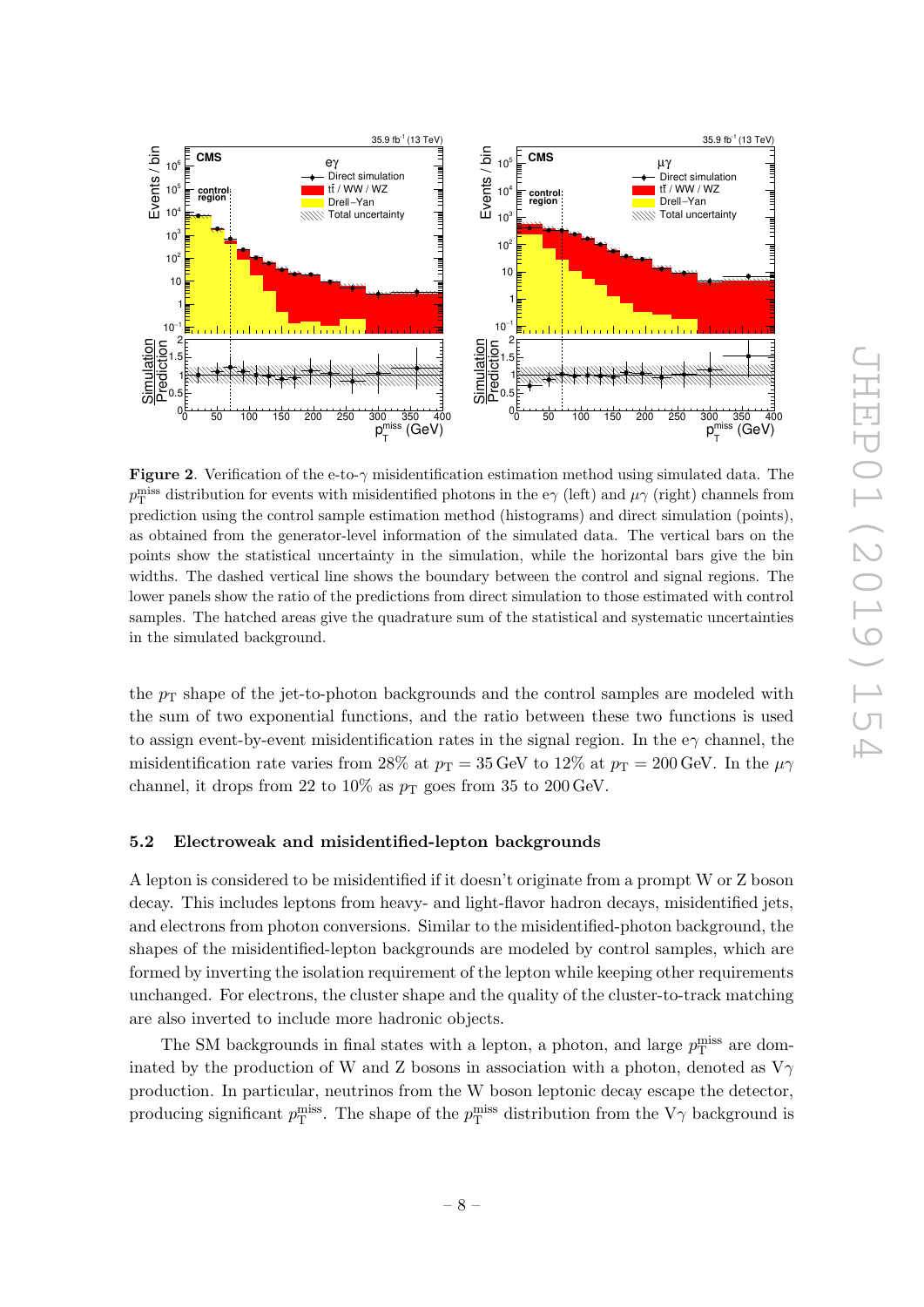**Figure 2**. Verification of the e-to-$\gamma$ misidentification estimation method using simulated data. The $p_{\mathrm{T}}^{\mathrm{miss}}$ distribution for events with misidentified photons in the e$\gamma$ (left) and $\mu\gamma$ (right) channels from prediction using the control sample estimation method (histograms) and direct simulation (points), as obtained from the generator-level information of the simulated data. The vertical bars on the points show the statistical uncertainty in the simulation, while the horizontal bars give the bin widths. The dashed vertical line shows the boundary between the control and signal regions. The lower panels show the ratio of the predictions from direct simulation to those estimated with control samples. The hatched areas give the quadrature sum of the statistical and systematic uncertainties in the simulated background.

the $p_{\mathrm{T}}$ shape of the jet-to-photon backgrounds and the control samples are modeled with the sum of two exponential functions, and the ratio between these two functions is used to assign event-by-event misidentification rates in the signal region. In the e$\gamma$ channel, the misidentification rate varies from 28% at $p_{\mathrm{T}} = 35\,\mathrm{GeV}$ to 12% at $p_{\mathrm{T}} = 200\,\mathrm{GeV}$. In the $\mu\gamma$ channel, it drops from 22 to 10% as $p_{\mathrm{T}}$ goes from 35 to 200 GeV.

### 5.2 Electroweak and misidentified-lepton backgrounds

A lepton is considered to be misidentified if it doesn't originate from a prompt W or Z boson decay. This includes leptons from heavy- and light-flavor hadron decays, misidentified jets, and electrons from photon conversions. Similar to the misidentified-photon background, the shapes of the misidentified-lepton backgrounds are modeled by control samples, which are formed by inverting the isolation requirement of the lepton while keeping other requirements unchanged. For electrons, the cluster shape and the quality of the cluster-to-track matching are also inverted to include more hadronic objects.

The SM backgrounds in final states with a lepton, a photon, and large $p_{\mathrm{T}}^{\mathrm{miss}}$ are dominated by the production of W and Z bosons in association with a photon, denoted as V$\gamma$ production. In particular, neutrinos from the W boson leptonic decay escape the detector, producing significant $p_{\mathrm{T}}^{\mathrm{miss}}$. The shape of the $p_{\mathrm{T}}^{\mathrm{miss}}$ distribution from the V$\gamma$ background is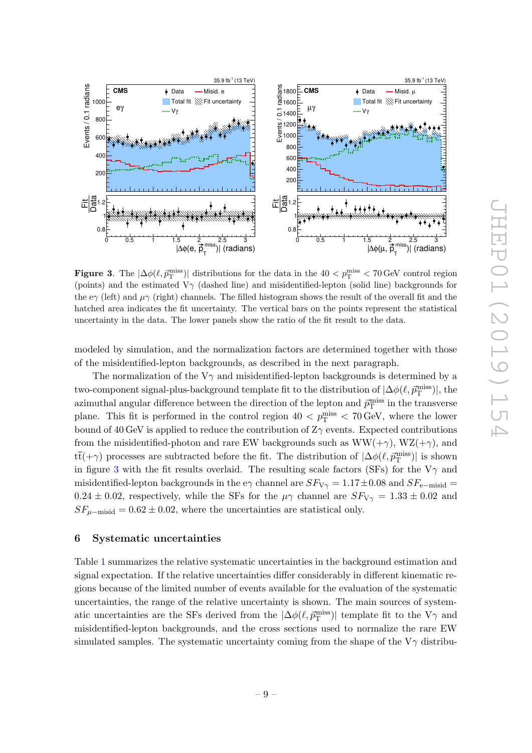**Figure 3**. The $|\Delta\phi(\ell, \vec{p}_{\mathrm{T}}^{\mathrm{miss}})|$ distributions for the data in the $40 < p_{\mathrm{T}}^{\mathrm{miss}} < 70\,\mathrm{GeV}$ control region (points) and the estimated V$\gamma$ (dashed line) and misidentified-lepton (solid line) backgrounds for the e$\gamma$ (left) and $\mu\gamma$ (right) channels. The filled histogram shows the result of the overall fit and the hatched area indicates the fit uncertainty. The vertical bars on the points represent the statistical uncertainty in the data. The lower panels show the ratio of the fit result to the data.

modeled by simulation, and the normalization factors are determined together with those of the misidentified-lepton backgrounds, as described in the next paragraph.

The normalization of the V$\gamma$ and misidentified-lepton backgrounds is determined by a two-component signal-plus-background template fit to the distribution of $|\Delta\phi(\ell, \vec{p}_{\mathrm{T}}^{\mathrm{miss}})|$, the azimuthal angular difference between the direction of the lepton and $\vec{p}_{\mathrm{T}}^{\mathrm{miss}}$ in the transverse plane. This fit is performed in the control region $40 < p_{\mathrm{T}}^{\mathrm{miss}} < 70\,\mathrm{GeV}$, where the lower bound of 40 GeV is applied to reduce the contribution of Z$\gamma$ events. Expected contributions from the misidentified-photon and rare EW backgrounds such as WW(+$\gamma$), WZ(+$\gamma$), and $\mathrm{t\bar{t}}$(+$\gamma$) processes are subtracted before the fit. The distribution of $|\Delta\phi(\ell, \vec{p}_{\mathrm{T}}^{\mathrm{miss}})|$ is shown in figure 3 with the fit results overlaid. The resulting scale factors (SFs) for the V$\gamma$ and misidentified-lepton backgrounds in the e$\gamma$ channel are $SF_{\mathrm{V}\gamma} = 1.17 \pm 0.08$ and $SF_{\mathrm{e-misid}} = 0.24 \pm 0.02$, respectively, while the SFs for the $\mu\gamma$ channel are $SF_{\mathrm{V}\gamma} = 1.33 \pm 0.02$ and $SF_{\mu\mathrm{-misid}} = 0.62 \pm 0.02$, where the uncertainties are statistical only.

## 6 Systematic uncertainties

Table 1 summarizes the relative systematic uncertainties in the background estimation and signal expectation. If the relative uncertainties differ considerably in different kinematic regions because of the limited number of events available for the evaluation of the systematic uncertainties, the range of the relative uncertainty is shown. The main sources of systematic uncertainties are the SFs derived from the $|\Delta\phi(\ell, \vec{p}_{\mathrm{T}}^{\mathrm{miss}})|$ template fit to the V$\gamma$ and misidentified-lepton backgrounds, and the cross sections used to normalize the rare EW simulated samples. The systematic uncertainty coming from the shape of the V$\gamma$ distribu-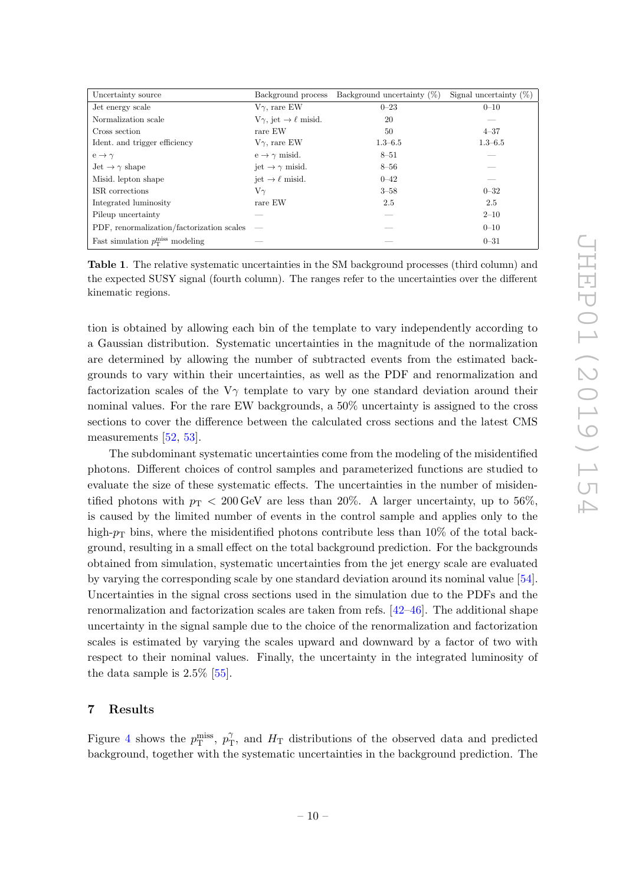| Uncertainty source | Background process | Background uncertainty (%) | Signal uncertainty (%) |
|---|---|---|---|
| Jet energy scale | V$\gamma$, rare EW | 0–23 | 0–10 |
| Normalization scale | V$\gamma$, jet $\rightarrow \ell$ misid. | 20 | — |
| Cross section | rare EW | 50 | 4–37 |
| Ident. and trigger efficiency | V$\gamma$, rare EW | 1.3–6.5 | 1.3–6.5 |
| e $\rightarrow \gamma$ | e $\rightarrow \gamma$ misid. | 8–51 | — |
| Jet $\rightarrow \gamma$ shape | jet $\rightarrow \gamma$ misid. | 8–56 | — |
| Misid. lepton shape | jet $\rightarrow \ell$ misid. | 0–42 | — |
| ISR corrections | V$\gamma$ | 3–58 | 0–32 |
| Integrated luminosity | rare EW | 2.5 | 2.5 |
| Pileup uncertainty | — | — | 2–10 |
| PDF, renormalization/factorization scales | — | — | 0–10 |
| Fast simulation $p_{\mathrm{T}}^{\mathrm{miss}}$ modeling | — | — | 0–31 |

**Table 1**. The relative systematic uncertainties in the SM background processes (third column) and the expected SUSY signal (fourth column). The ranges refer to the uncertainties over the different kinematic regions.

tion is obtained by allowing each bin of the template to vary independently according to a Gaussian distribution. Systematic uncertainties in the magnitude of the normalization are determined by allowing the number of subtracted events from the estimated backgrounds to vary within their uncertainties, as well as the PDF and renormalization and factorization scales of the V$\gamma$ template to vary by one standard deviation around their nominal values. For the rare EW backgrounds, a 50% uncertainty is assigned to the cross sections to cover the difference between the calculated cross sections and the latest CMS measurements [52, 53].

The subdominant systematic uncertainties come from the modeling of the misidentified photons. Different choices of control samples and parameterized functions are studied to evaluate the size of these systematic effects. The uncertainties in the number of misidentified photons with $p_{\mathrm{T}} < 200\,\mathrm{GeV}$ are less than 20%. A larger uncertainty, up to 56%, is caused by the limited number of events in the control sample and applies only to the high-$p_{\mathrm{T}}$ bins, where the misidentified photons contribute less than 10% of the total background, resulting in a small effect on the total background prediction. For the backgrounds obtained from simulation, systematic uncertainties from the jet energy scale are evaluated by varying the corresponding scale by one standard deviation around its nominal value [54]. Uncertainties in the signal cross sections used in the simulation due to the PDFs and the renormalization and factorization scales are taken from refs. [42–46]. The additional shape uncertainty in the signal sample due to the choice of the renormalization and factorization scales is estimated by varying the scales upward and downward by a factor of two with respect to their nominal values. Finally, the uncertainty in the integrated luminosity of the data sample is 2.5% [55].

## 7 Results

Figure 4 shows the $p_{\mathrm{T}}^{\mathrm{miss}}$, $p_{\mathrm{T}}^{\gamma}$, and $H_{\mathrm{T}}$ distributions of the observed data and predicted background, together with the systematic uncertainties in the background prediction. The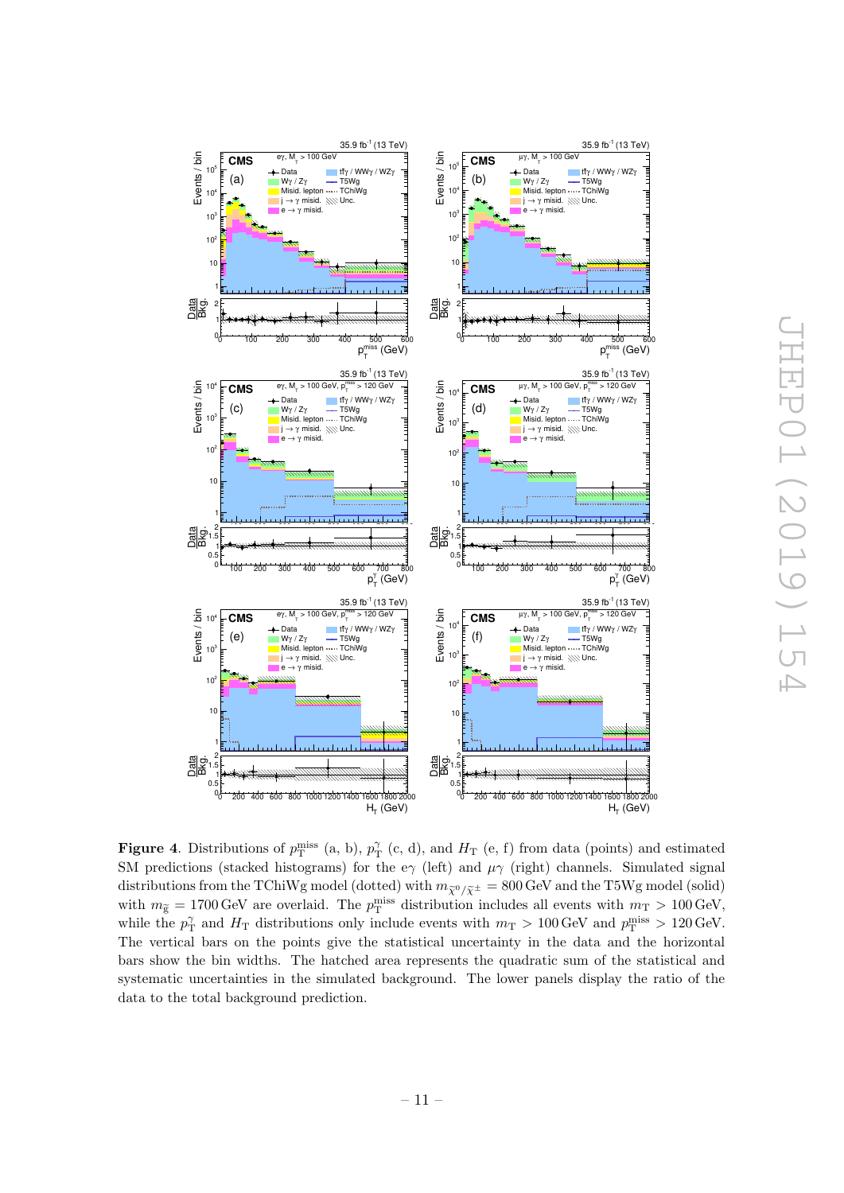**Figure 4**. Distributions of $p_{\mathrm{T}}^{\mathrm{miss}}$ (a, b), $p_{\mathrm{T}}^{\gamma}$ (c, d), and $H_{\mathrm{T}}$ (e, f) from data (points) and estimated SM predictions (stacked histograms) for the e$\gamma$ (left) and $\mu\gamma$ (right) channels. Simulated signal distributions from the TChiWg model (dotted) with $m_{\tilde{\chi}^0/\tilde{\chi}^{\pm}} = 800\,\mathrm{GeV}$ and the T5Wg model (solid) with $m_{\tilde{\mathrm{g}}} = 1700\,\mathrm{GeV}$ are overlaid. The $p_{\mathrm{T}}^{\mathrm{miss}}$ distribution includes all events with $m_{\mathrm{T}} > 100\,\mathrm{GeV}$, while the $p_{\mathrm{T}}^{\gamma}$ and $H_{\mathrm{T}}$ distributions only include events with $m_{\mathrm{T}} > 100\,\mathrm{GeV}$ and $p_{\mathrm{T}}^{\mathrm{miss}} > 120\,\mathrm{GeV}$. The vertical bars on the points give the statistical uncertainty in the data and the horizontal bars show the bin widths. The hatched area represents the quadratic sum of the statistical and systematic uncertainties in the simulated background. The lower panels display the ratio of the data to the total background prediction.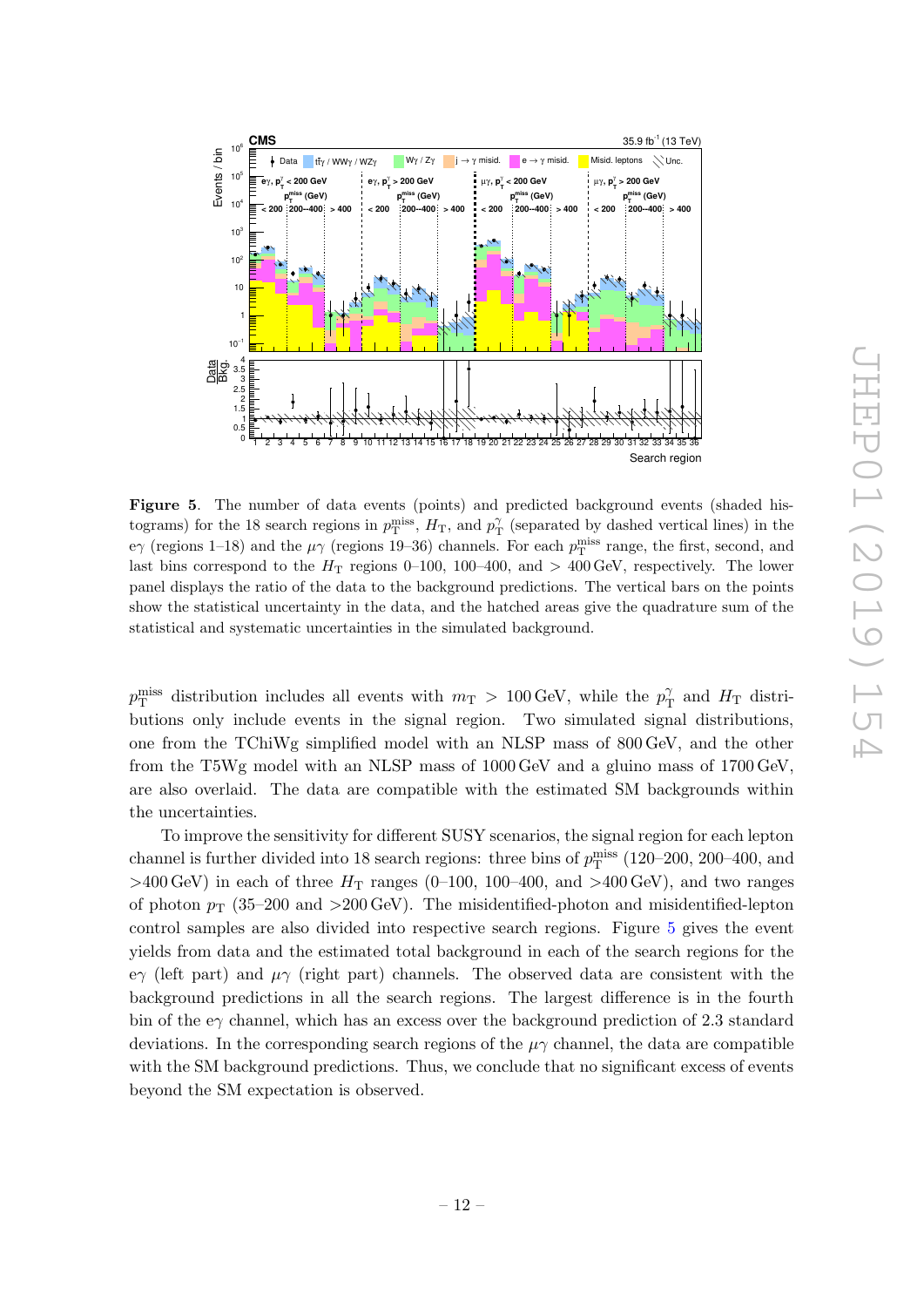**Figure 5**. The number of data events (points) and predicted background events (shaded histograms) for the 18 search regions in $p_T^{miss}$, $H_T$, and $p_T^\gamma$ (separated by dashed vertical lines) in the e$\gamma$ (regions 1–18) and the $\mu\gamma$ (regions 19–36) channels. For each $p_T^{miss}$ range, the first, second, and last bins correspond to the $H_T$ regions 0–100, 100–400, and $> 400$ GeV, respectively. The lower panel displays the ratio of the data to the background predictions. The vertical bars on the points show the statistical uncertainty in the data, and the hatched areas give the quadrature sum of the statistical and systematic uncertainties in the simulated background.

$p_T^{miss}$ distribution includes all events with $m_T > 100$ GeV, while the $p_T^\gamma$ and $H_T$ distributions only include events in the signal region. Two simulated signal distributions, one from the TChiWg simplified model with an NLSP mass of 800 GeV, and the other from the T5Wg model with an NLSP mass of 1000 GeV and a gluino mass of 1700 GeV, are also overlaid. The data are compatible with the estimated SM backgrounds within the uncertainties.

To improve the sensitivity for different SUSY scenarios, the signal region for each lepton channel is further divided into 18 search regions: three bins of $p_T^{miss}$ (120–200, 200–400, and $>$400 GeV) in each of three $H_T$ ranges (0–100, 100–400, and $>$400 GeV), and two ranges of photon $p_T$ (35–200 and $>$200 GeV). The misidentified-photon and misidentified-lepton control samples are also divided into respective search regions. Figure 5 gives the event yields from data and the estimated total background in each of the search regions for the e$\gamma$ (left part) and $\mu\gamma$ (right part) channels. The observed data are consistent with the background predictions in all the search regions. The largest difference is in the fourth bin of the e$\gamma$ channel, which has an excess over the background prediction of 2.3 standard deviations. In the corresponding search regions of the $\mu\gamma$ channel, the data are compatible with the SM background predictions. Thus, we conclude that no significant excess of events beyond the SM expectation is observed.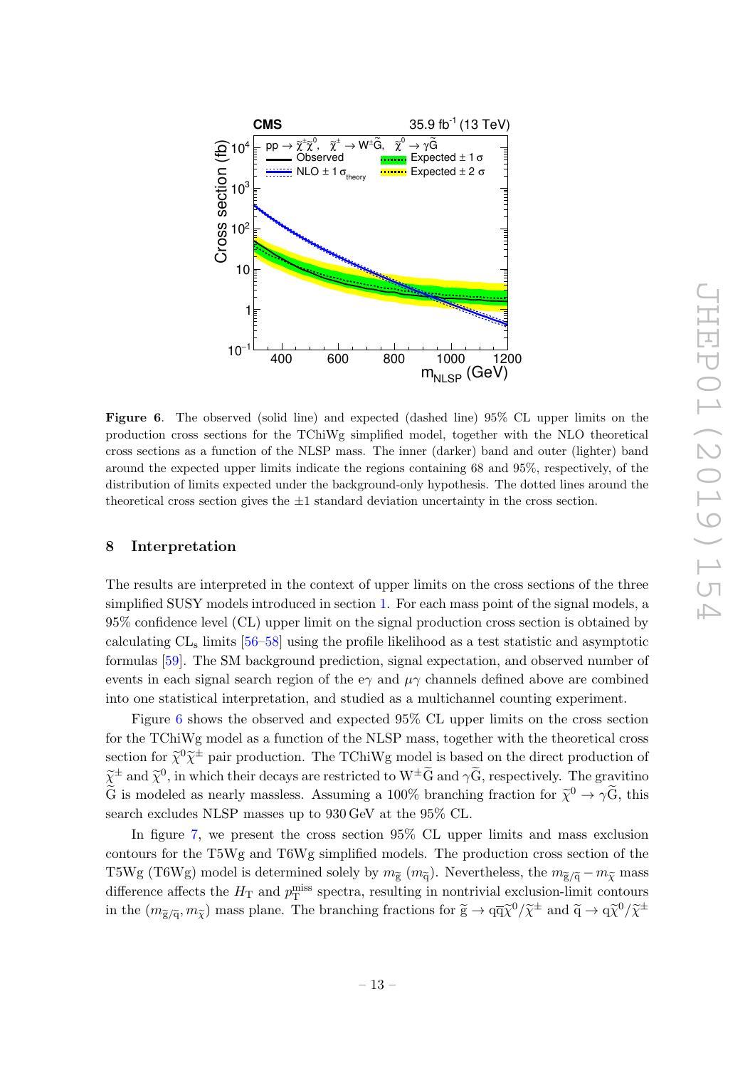**Figure 6**. The observed (solid line) and expected (dashed line) 95% CL upper limits on the production cross sections for the TChiWg simplified model, together with the NLO theoretical cross sections as a function of the NLSP mass. The inner (darker) band and outer (lighter) band around the expected upper limits indicate the regions containing 68 and 95%, respectively, of the distribution of limits expected under the background-only hypothesis. The dotted lines around the theoretical cross section gives the $\pm 1$ standard deviation uncertainty in the cross section.

## 8 Interpretation

The results are interpreted in the context of upper limits on the cross sections of the three simplified SUSY models introduced in section 1. For each mass point of the signal models, a 95% confidence level (CL) upper limit on the signal production cross section is obtained by calculating $\mathrm{CL_s}$ limits [56–58] using the profile likelihood as a test statistic and asymptotic formulas [59]. The SM background prediction, signal expectation, and observed number of events in each signal search region of the $\mathrm{e}\gamma$ and $\mu\gamma$ channels defined above are combined into one statistical interpretation, and studied as a multichannel counting experiment.

Figure 6 shows the observed and expected 95% CL upper limits on the cross section for the TChiWg model as a function of the NLSP mass, together with the theoretical cross section for $\widetilde{\chi}^0\widetilde{\chi}^\pm$ pair production. The TChiWg model is based on the direct production of $\widetilde{\chi}^\pm$ and $\widetilde{\chi}^0$, in which their decays are restricted to $\mathrm{W}^\pm\widetilde{\mathrm{G}}$ and $\gamma\widetilde{\mathrm{G}}$, respectively. The gravitino $\widetilde{\mathrm{G}}$ is modeled as nearly massless. Assuming a 100% branching fraction for $\widetilde{\chi}^0 \to \gamma\widetilde{\mathrm{G}}$, this search excludes NLSP masses up to 930 GeV at the 95% CL.

In figure 7, we present the cross section 95% CL upper limits and mass exclusion contours for the T5Wg and T6Wg simplified models. The production cross section of the T5Wg (T6Wg) model is determined solely by $m_{\widetilde{\mathrm{g}}}$ ($m_{\widetilde{\mathrm{q}}}$). Nevertheless, the $m_{\widetilde{\mathrm{g}}/\widetilde{\mathrm{q}}} - m_{\widetilde{\chi}}$ mass difference affects the $H_{\mathrm{T}}$ and $p_{\mathrm{T}}^{\mathrm{miss}}$ spectra, resulting in nontrivial exclusion-limit contours in the $(m_{\widetilde{\mathrm{g}}/\widetilde{\mathrm{q}}}, m_{\widetilde{\chi}})$ mass plane. The branching fractions for $\widetilde{\mathrm{g}} \to \mathrm{q}\overline{\mathrm{q}}\widetilde{\chi}^0/\widetilde{\chi}^\pm$ and $\widetilde{\mathrm{q}} \to \mathrm{q}\widetilde{\chi}^0/\widetilde{\chi}^\pm$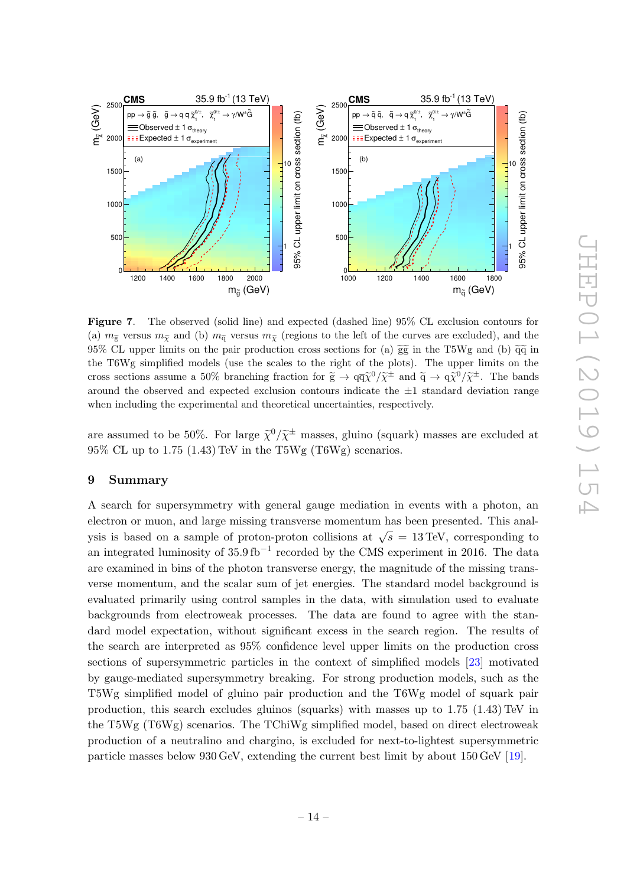**Figure 7**. The observed (solid line) and expected (dashed line) 95% CL exclusion contours for (a) $m_{\widetilde{g}}$ versus $m_{\widetilde{\chi}}$ and (b) $m_{\widetilde{q}}$ versus $m_{\widetilde{\chi}}$ (regions to the left of the curves are excluded), and the 95% CL upper limits on the pair production cross sections for (a) $\widetilde{g}\widetilde{g}$ in the T5Wg and (b) $\widetilde{q}\widetilde{q}$ in the T6Wg simplified models (use the scales to the right of the plots). The upper limits on the cross sections assume a 50% branching fraction for $\widetilde{g} \to q\overline{q}\widetilde{\chi}^0/\widetilde{\chi}^\pm$ and $\widetilde{q} \to q\widetilde{\chi}^0/\widetilde{\chi}^\pm$. The bands around the observed and expected exclusion contours indicate the $\pm 1$ standard deviation range when including the experimental and theoretical uncertainties, respectively.

are assumed to be 50%. For large $\widetilde{\chi}^0/\widetilde{\chi}^\pm$ masses, gluino (squark) masses are excluded at 95% CL up to 1.75 (1.43) TeV in the T5Wg (T6Wg) scenarios.

## 9 Summary

A search for supersymmetry with general gauge mediation in events with a photon, an electron or muon, and large missing transverse momentum has been presented. This analysis is based on a sample of proton-proton collisions at $\sqrt{s} = 13\,\text{TeV}$, corresponding to an integrated luminosity of $35.9\,\text{fb}^{-1}$ recorded by the CMS experiment in 2016. The data are examined in bins of the photon transverse energy, the magnitude of the missing transverse momentum, and the scalar sum of jet energies. The standard model background is evaluated primarily using control samples in the data, with simulation used to evaluate backgrounds from electroweak processes. The data are found to agree with the standard model expectation, without significant excess in the search region. The results of the search are interpreted as 95% confidence level upper limits on the production cross sections of supersymmetric particles in the context of simplified models [23] motivated by gauge-mediated supersymmetry breaking. For strong production models, such as the T5Wg simplified model of gluino pair production and the T6Wg model of squark pair production, this search excludes gluinos (squarks) with masses up to 1.75 (1.43) TeV in the T5Wg (T6Wg) scenarios. The TChiWg simplified model, based on direct electroweak production of a neutralino and chargino, is excluded for next-to-lightest supersymmetric particle masses below 930 GeV, extending the current best limit by about 150 GeV [19].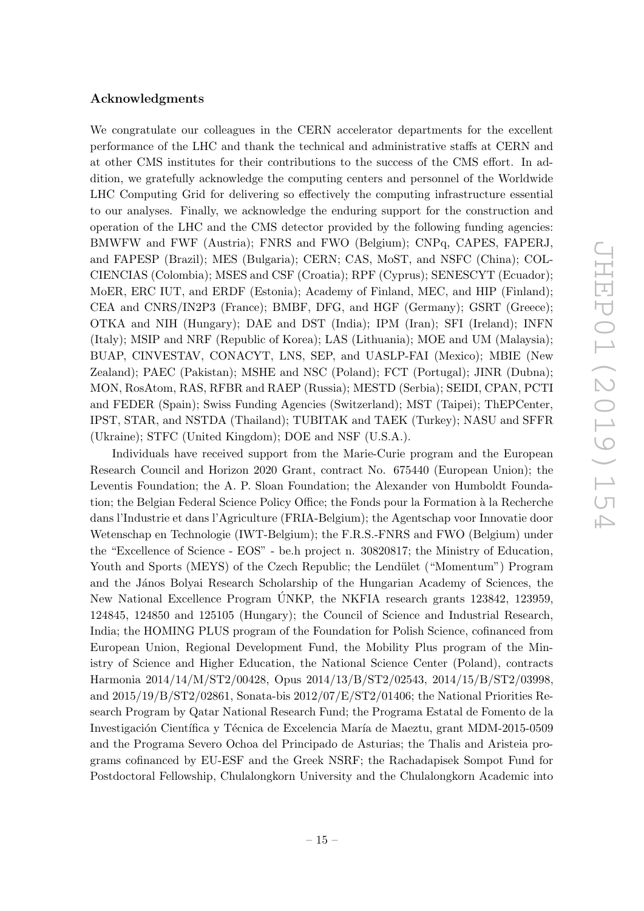### Acknowledgments

We congratulate our colleagues in the CERN accelerator departments for the excellent performance of the LHC and thank the technical and administrative staffs at CERN and at other CMS institutes for their contributions to the success of the CMS effort. In addition, we gratefully acknowledge the computing centers and personnel of the Worldwide LHC Computing Grid for delivering so effectively the computing infrastructure essential to our analyses. Finally, we acknowledge the enduring support for the construction and operation of the LHC and the CMS detector provided by the following funding agencies: BMWFW and FWF (Austria); FNRS and FWO (Belgium); CNPq, CAPES, FAPERJ, and FAPESP (Brazil); MES (Bulgaria); CERN; CAS, MoST, and NSFC (China); COLCIENCIAS (Colombia); MSES and CSF (Croatia); RPF (Cyprus); SENESCYT (Ecuador); MoER, ERC IUT, and ERDF (Estonia); Academy of Finland, MEC, and HIP (Finland); CEA and CNRS/IN2P3 (France); BMBF, DFG, and HGF (Germany); GSRT (Greece); OTKA and NIH (Hungary); DAE and DST (India); IPM (Iran); SFI (Ireland); INFN (Italy); MSIP and NRF (Republic of Korea); LAS (Lithuania); MOE and UM (Malaysia); BUAP, CINVESTAV, CONACYT, LNS, SEP, and UASLP-FAI (Mexico); MBIE (New Zealand); PAEC (Pakistan); MSHE and NSC (Poland); FCT (Portugal); JINR (Dubna); MON, RosAtom, RAS, RFBR and RAEP (Russia); MESTD (Serbia); SEIDI, CPAN, PCTI and FEDER (Spain); Swiss Funding Agencies (Switzerland); MST (Taipei); ThEPCenter, IPST, STAR, and NSTDA (Thailand); TUBITAK and TAEK (Turkey); NASU and SFFR (Ukraine); STFC (United Kingdom); DOE and NSF (U.S.A.).

Individuals have received support from the Marie-Curie program and the European Research Council and Horizon 2020 Grant, contract No. 675440 (European Union); the Leventis Foundation; the A. P. Sloan Foundation; the Alexander von Humboldt Foundation; the Belgian Federal Science Policy Office; the Fonds pour la Formation à la Recherche dans l'Industrie et dans l'Agriculture (FRIA-Belgium); the Agentschap voor Innovatie door Wetenschap en Technologie (IWT-Belgium); the F.R.S.-FNRS and FWO (Belgium) under the "Excellence of Science - EOS" - be.h project n. 30820817; the Ministry of Education, Youth and Sports (MEYS) of the Czech Republic; the Lendület ("Momentum") Program and the János Bolyai Research Scholarship of the Hungarian Academy of Sciences, the New National Excellence Program ÚNKP, the NKFIA research grants 123842, 123959, 124845, 124850 and 125105 (Hungary); the Council of Science and Industrial Research, India; the HOMING PLUS program of the Foundation for Polish Science, cofinanced from European Union, Regional Development Fund, the Mobility Plus program of the Ministry of Science and Higher Education, the National Science Center (Poland), contracts Harmonia 2014/14/M/ST2/00428, Opus 2014/13/B/ST2/02543, 2014/15/B/ST2/03998, and 2015/19/B/ST2/02861, Sonata-bis 2012/07/E/ST2/01406; the National Priorities Research Program by Qatar National Research Fund; the Programa Estatal de Fomento de la Investigación Científica y Técnica de Excelencia María de Maeztu, grant MDM-2015-0509 and the Programa Severo Ochoa del Principado de Asturias; the Thalis and Aristeia programs cofinanced by EU-ESF and the Greek NSRF; the Rachadapisek Sompot Fund for Postdoctoral Fellowship, Chulalongkorn University and the Chulalongkorn Academic into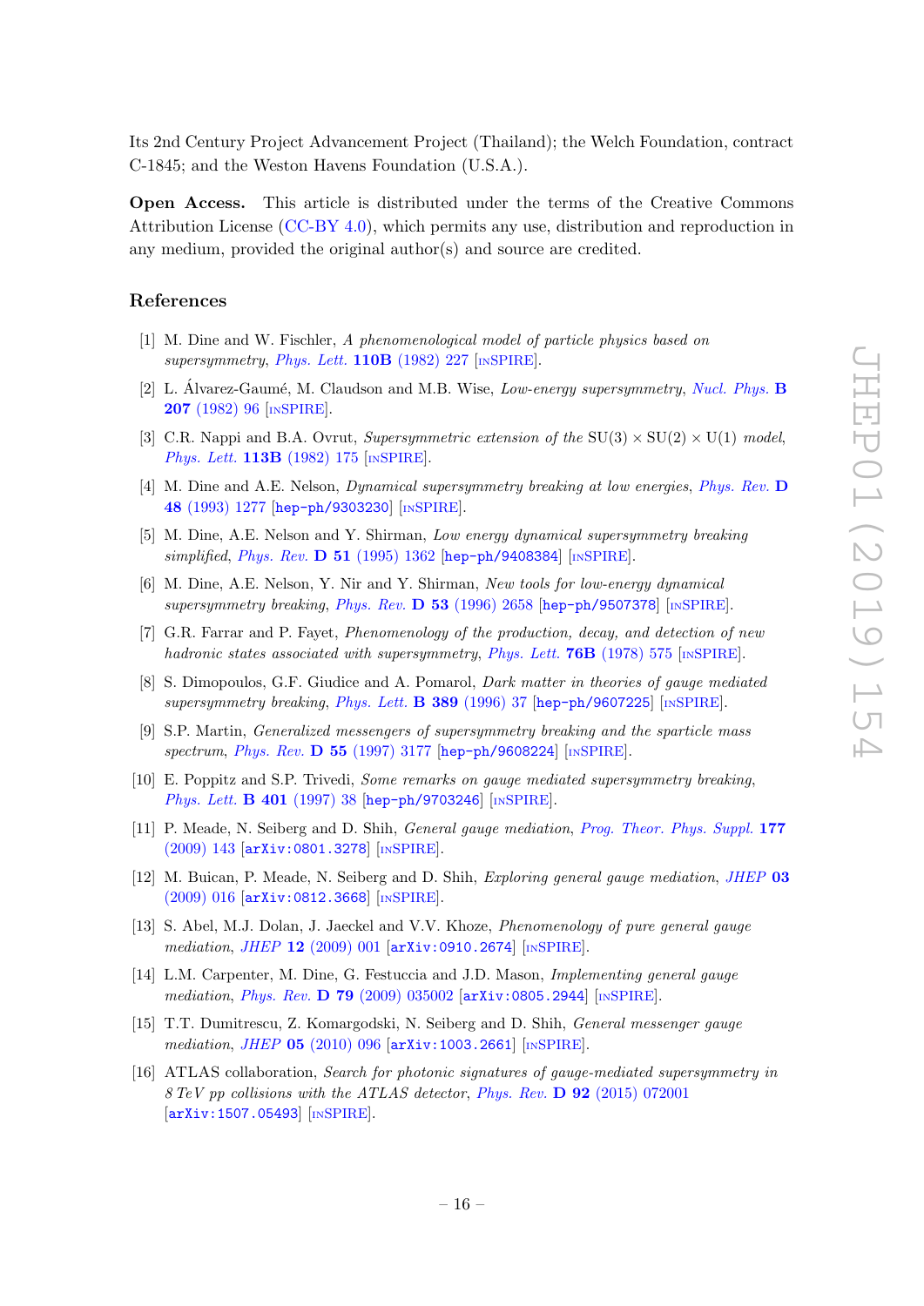Its 2nd Century Project Advancement Project (Thailand); the Welch Foundation, contract C-1845; and the Weston Havens Foundation (U.S.A.).

**Open Access.** This article is distributed under the terms of the Creative Commons Attribution License (CC-BY 4.0), which permits any use, distribution and reproduction in any medium, provided the original author(s) and source are credited.

## References

[1] M. Dine and W. Fischler, *A phenomenological model of particle physics based on supersymmetry*, Phys. Lett. **110B** (1982) 227 [INSPIRE].

[2] L. Álvarez-Gaumé, M. Claudson and M.B. Wise, *Low-energy supersymmetry*, Nucl. Phys. **B 207** (1982) 96 [INSPIRE].

[3] C.R. Nappi and B.A. Ovrut, *Supersymmetric extension of the* $SU(3) \times SU(2) \times U(1)$ *model*, Phys. Lett. **113B** (1982) 175 [INSPIRE].

[4] M. Dine and A.E. Nelson, *Dynamical supersymmetry breaking at low energies*, Phys. Rev. **D 48** (1993) 1277 [hep-ph/9303230] [INSPIRE].

[5] M. Dine, A.E. Nelson and Y. Shirman, *Low energy dynamical supersymmetry breaking simplified*, Phys. Rev. **D 51** (1995) 1362 [hep-ph/9408384] [INSPIRE].

[6] M. Dine, A.E. Nelson, Y. Nir and Y. Shirman, *New tools for low-energy dynamical supersymmetry breaking*, Phys. Rev. **D 53** (1996) 2658 [hep-ph/9507378] [INSPIRE].

[7] G.R. Farrar and P. Fayet, *Phenomenology of the production, decay, and detection of new hadronic states associated with supersymmetry*, Phys. Lett. **76B** (1978) 575 [INSPIRE].

[8] S. Dimopoulos, G.F. Giudice and A. Pomarol, *Dark matter in theories of gauge mediated supersymmetry breaking*, Phys. Lett. **B 389** (1996) 37 [hep-ph/9607225] [INSPIRE].

[9] S.P. Martin, *Generalized messengers of supersymmetry breaking and the sparticle mass spectrum*, Phys. Rev. **D 55** (1997) 3177 [hep-ph/9608224] [INSPIRE].

[10] E. Poppitz and S.P. Trivedi, *Some remarks on gauge mediated supersymmetry breaking*, Phys. Lett. **B 401** (1997) 38 [hep-ph/9703246] [INSPIRE].

[11] P. Meade, N. Seiberg and D. Shih, *General gauge mediation*, Prog. Theor. Phys. Suppl. **177** (2009) 143 [arXiv:0801.3278] [INSPIRE].

[12] M. Buican, P. Meade, N. Seiberg and D. Shih, *Exploring general gauge mediation*, JHEP **03** (2009) 016 [arXiv:0812.3668] [INSPIRE].

[13] S. Abel, M.J. Dolan, J. Jaeckel and V.V. Khoze, *Phenomenology of pure general gauge mediation*, JHEP **12** (2009) 001 [arXiv:0910.2674] [INSPIRE].

[14] L.M. Carpenter, M. Dine, G. Festuccia and J.D. Mason, *Implementing general gauge mediation*, Phys. Rev. **D 79** (2009) 035002 [arXiv:0805.2944] [INSPIRE].

[15] T.T. Dumitrescu, Z. Komargodski, N. Seiberg and D. Shih, *General messenger gauge mediation*, JHEP **05** (2010) 096 [arXiv:1003.2661] [INSPIRE].

[16] ATLAS collaboration, *Search for photonic signatures of gauge-mediated supersymmetry in 8 TeV pp collisions with the ATLAS detector*, Phys. Rev. **D 92** (2015) 072001 [arXiv:1507.05493] [INSPIRE].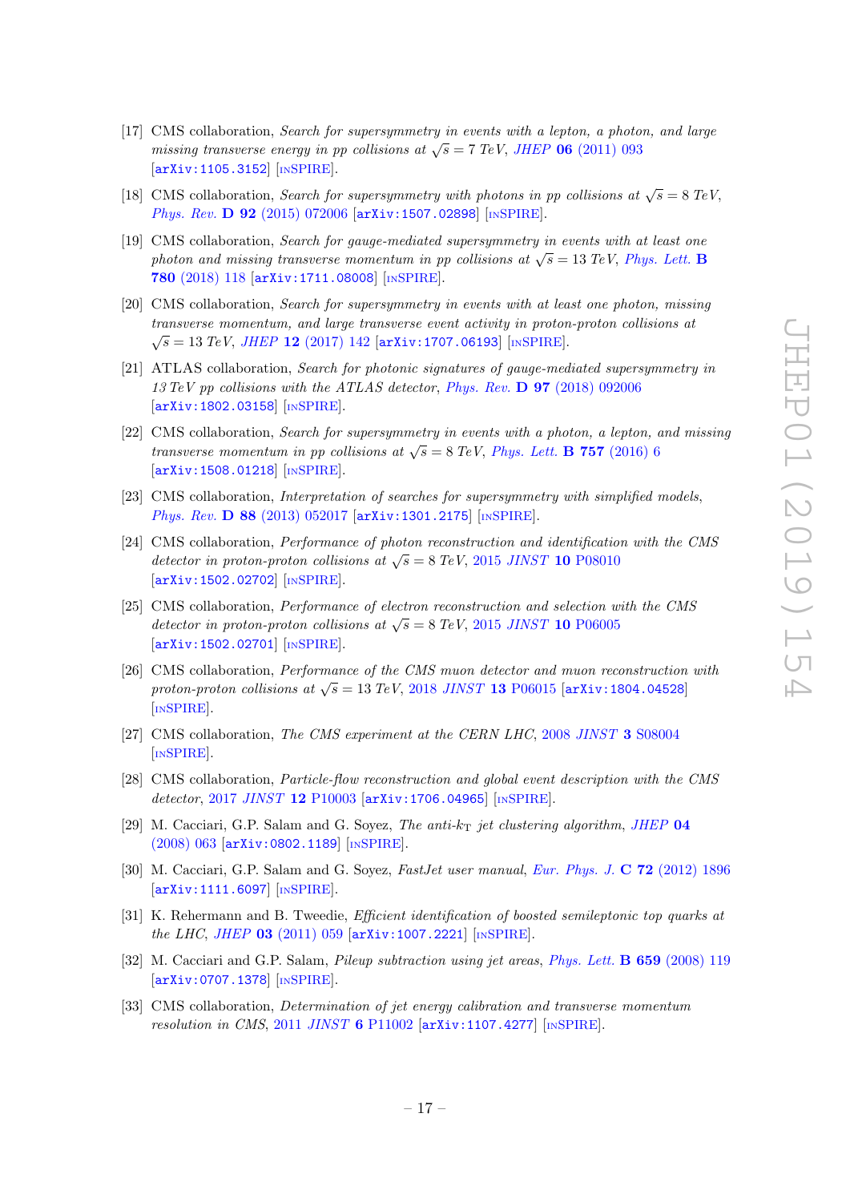[17] CMS collaboration, *Search for supersymmetry in events with a lepton, a photon, and large missing transverse energy in pp collisions at $\sqrt{s} = 7$ TeV*, *JHEP* **06** (2011) 093 [arXiv:1105.3152] [INSPIRE].

[18] CMS collaboration, *Search for supersymmetry with photons in pp collisions at $\sqrt{s} = 8$ TeV*, *Phys. Rev.* **D 92** (2015) 072006 [arXiv:1507.02898] [INSPIRE].

[19] CMS collaboration, *Search for gauge-mediated supersymmetry in events with at least one photon and missing transverse momentum in pp collisions at $\sqrt{s} = 13$ TeV*, *Phys. Lett.* **B 780** (2018) 118 [arXiv:1711.08008] [INSPIRE].

[20] CMS collaboration, *Search for supersymmetry in events with at least one photon, missing transverse momentum, and large transverse event activity in proton-proton collisions at $\sqrt{s} = 13$ TeV*, *JHEP* **12** (2017) 142 [arXiv:1707.06193] [INSPIRE].

[21] ATLAS collaboration, *Search for photonic signatures of gauge-mediated supersymmetry in 13 TeV pp collisions with the ATLAS detector*, *Phys. Rev.* **D 97** (2018) 092006 [arXiv:1802.03158] [INSPIRE].

[22] CMS collaboration, *Search for supersymmetry in events with a photon, a lepton, and missing transverse momentum in pp collisions at $\sqrt{s} = 8$ TeV*, *Phys. Lett.* **B 757** (2016) 6 [arXiv:1508.01218] [INSPIRE].

[23] CMS collaboration, *Interpretation of searches for supersymmetry with simplified models*, *Phys. Rev.* **D 88** (2013) 052017 [arXiv:1301.2175] [INSPIRE].

[24] CMS collaboration, *Performance of photon reconstruction and identification with the CMS detector in proton-proton collisions at $\sqrt{s} = 8$ TeV*, 2015 *JINST* **10** P08010 [arXiv:1502.02702] [INSPIRE].

[25] CMS collaboration, *Performance of electron reconstruction and selection with the CMS detector in proton-proton collisions at $\sqrt{s} = 8$ TeV*, 2015 *JINST* **10** P06005 [arXiv:1502.02701] [INSPIRE].

[26] CMS collaboration, *Performance of the CMS muon detector and muon reconstruction with proton-proton collisions at $\sqrt{s} = 13$ TeV*, 2018 *JINST* **13** P06015 [arXiv:1804.04528] [INSPIRE].

[27] CMS collaboration, *The CMS experiment at the CERN LHC*, 2008 *JINST* **3** S08004 [INSPIRE].

[28] CMS collaboration, *Particle-flow reconstruction and global event description with the CMS detector*, 2017 *JINST* **12** P10003 [arXiv:1706.04965] [INSPIRE].

[29] M. Cacciari, G.P. Salam and G. Soyez, *The anti-$k_{\mathrm{T}}$ jet clustering algorithm*, *JHEP* **04** (2008) 063 [arXiv:0802.1189] [INSPIRE].

[30] M. Cacciari, G.P. Salam and G. Soyez, *FastJet user manual*, *Eur. Phys. J.* **C 72** (2012) 1896 [arXiv:1111.6097] [INSPIRE].

[31] K. Rehermann and B. Tweedie, *Efficient identification of boosted semileptonic top quarks at the LHC*, *JHEP* **03** (2011) 059 [arXiv:1007.2221] [INSPIRE].

[32] M. Cacciari and G.P. Salam, *Pileup subtraction using jet areas*, *Phys. Lett.* **B 659** (2008) 119 [arXiv:0707.1378] [INSPIRE].

[33] CMS collaboration, *Determination of jet energy calibration and transverse momentum resolution in CMS*, 2011 *JINST* **6** P11002 [arXiv:1107.4277] [INSPIRE].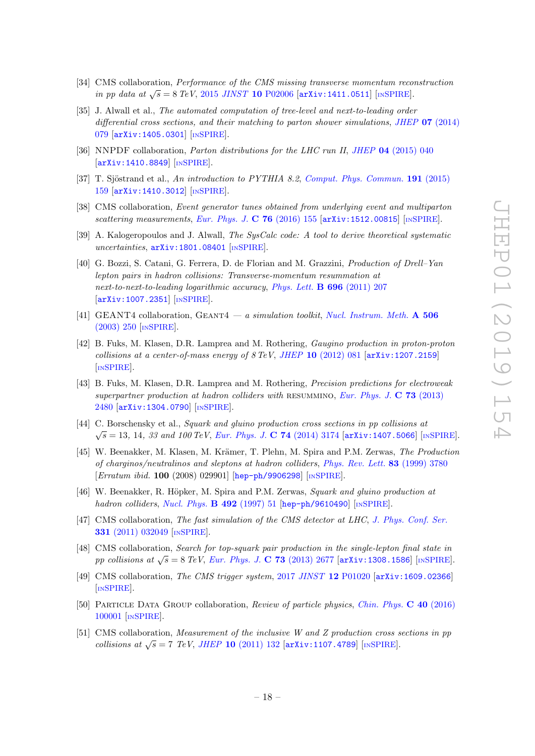[34] CMS collaboration, *Performance of the CMS missing transverse momentum reconstruction in pp data at $\sqrt{s} = 8$ TeV*, 2015 *JINST* **10** P02006 [arXiv:1411.0511] [INSPIRE].

[35] J. Alwall et al., *The automated computation of tree-level and next-to-leading order differential cross sections, and their matching to parton shower simulations*, *JHEP* **07** (2014) 079 [arXiv:1405.0301] [INSPIRE].

[36] NNPDF collaboration, *Parton distributions for the LHC run II*, *JHEP* **04** (2015) 040 [arXiv:1410.8849] [INSPIRE].

[37] T. Sjöstrand et al., *An introduction to PYTHIA 8.2*, *Comput. Phys. Commun.* **191** (2015) 159 [arXiv:1410.3012] [INSPIRE].

[38] CMS collaboration, *Event generator tunes obtained from underlying event and multiparton scattering measurements*, *Eur. Phys. J.* **C 76** (2016) 155 [arXiv:1512.00815] [INSPIRE].

[39] A. Kalogeropoulos and J. Alwall, *The SysCalc code: A tool to derive theoretical systematic uncertainties*, arXiv:1801.08401 [INSPIRE].

[40] G. Bozzi, S. Catani, G. Ferrera, D. de Florian and M. Grazzini, *Production of Drell–Yan lepton pairs in hadron collisions: Transverse-momentum resummation at next-to-next-to-leading logarithmic accuracy*, *Phys. Lett.* **B 696** (2011) 207 [arXiv:1007.2351] [INSPIRE].

[41] GEANT4 collaboration, GEANT4 — *a simulation toolkit*, *Nucl. Instrum. Meth.* **A 506** (2003) 250 [INSPIRE].

[42] B. Fuks, M. Klasen, D.R. Lamprea and M. Rothering, *Gaugino production in proton-proton collisions at a center-of-mass energy of 8 TeV*, *JHEP* **10** (2012) 081 [arXiv:1207.2159] [INSPIRE].

[43] B. Fuks, M. Klasen, D.R. Lamprea and M. Rothering, *Precision predictions for electroweak superpartner production at hadron colliders with* RESUMMINO, *Eur. Phys. J.* **C 73** (2013) 2480 [arXiv:1304.0790] [INSPIRE].

[44] C. Borschensky et al., *Squark and gluino production cross sections in pp collisions at $\sqrt{s} = 13$, 14, 33 and 100 TeV*, *Eur. Phys. J.* **C 74** (2014) 3174 [arXiv:1407.5066] [INSPIRE].

[45] W. Beenakker, M. Klasen, M. Krämer, T. Plehn, M. Spira and P.M. Zerwas, *The Production of charginos/neutralinos and sleptons at hadron colliders*, *Phys. Rev. Lett.* **83** (1999) 3780 [*Erratum ibid.* **100** (2008) 029901] [hep-ph/9906298] [INSPIRE].

[46] W. Beenakker, R. Höpker, M. Spira and P.M. Zerwas, *Squark and gluino production at hadron colliders*, *Nucl. Phys.* **B 492** (1997) 51 [hep-ph/9610490] [INSPIRE].

[47] CMS collaboration, *The fast simulation of the CMS detector at LHC*, *J. Phys. Conf. Ser.* **331** (2011) 032049 [INSPIRE].

[48] CMS collaboration, *Search for top-squark pair production in the single-lepton final state in pp collisions at $\sqrt{s} = 8$ TeV*, *Eur. Phys. J.* **C 73** (2013) 2677 [arXiv:1308.1586] [INSPIRE].

[49] CMS collaboration, *The CMS trigger system*, 2017 *JINST* **12** P01020 [arXiv:1609.02366] [INSPIRE].

[50] PARTICLE DATA GROUP collaboration, *Review of particle physics*, *Chin. Phys.* **C 40** (2016) 100001 [INSPIRE].

[51] CMS collaboration, *Measurement of the inclusive W and Z production cross sections in pp collisions at $\sqrt{s} = 7$ TeV*, *JHEP* **10** (2011) 132 [arXiv:1107.4789] [INSPIRE].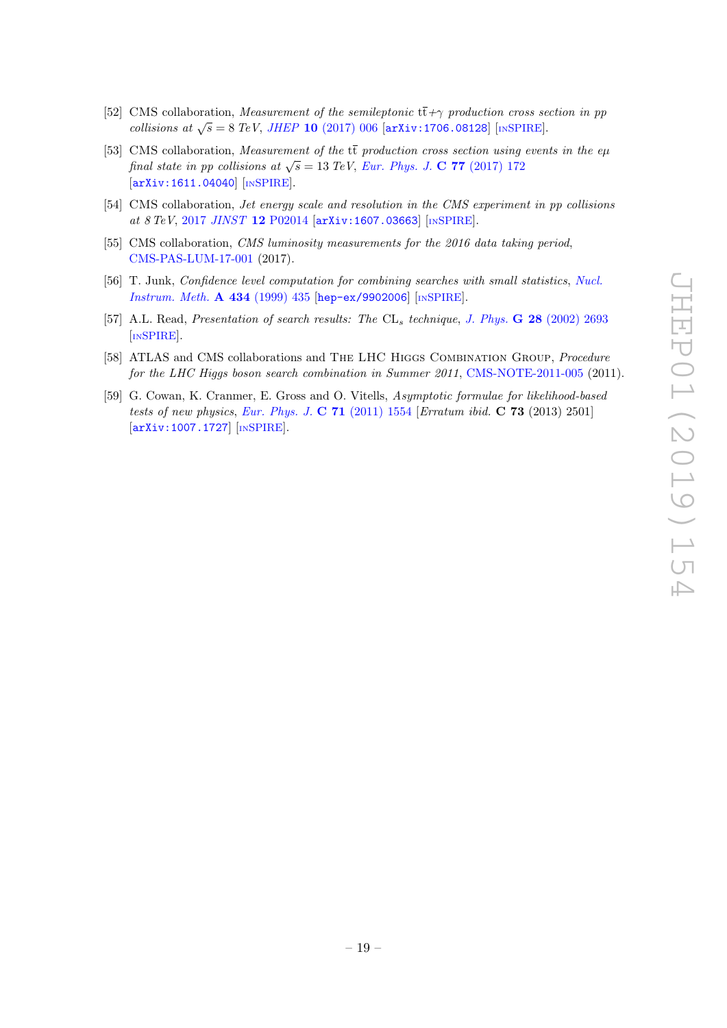[52] CMS collaboration, *Measurement of the semileptonic* $t\bar{t}+\gamma$ *production cross section in pp collisions at* $\sqrt{s} = 8$ *TeV*, JHEP **10** (2017) 006 [arXiv:1706.08128] [INSPIRE].

[53] CMS collaboration, *Measurement of the* $t\bar{t}$ *production cross section using events in the* $e\mu$ *final state in pp collisions at* $\sqrt{s} = 13$ *TeV*, Eur. Phys. J. **C 77** (2017) 172 [arXiv:1611.04040] [INSPIRE].

[54] CMS collaboration, *Jet energy scale and resolution in the CMS experiment in pp collisions at 8 TeV*, 2017 JINST **12** P02014 [arXiv:1607.03663] [INSPIRE].

[55] CMS collaboration, *CMS luminosity measurements for the 2016 data taking period*, CMS-PAS-LUM-17-001 (2017).

[56] T. Junk, *Confidence level computation for combining searches with small statistics*, Nucl. Instrum. Meth. **A 434** (1999) 435 [hep-ex/9902006] [INSPIRE].

[57] A.L. Read, *Presentation of search results: The* $CL_s$ *technique*, J. Phys. **G 28** (2002) 2693 [INSPIRE].

[58] ATLAS and CMS collaborations and The LHC Higgs Combination Group, *Procedure for the LHC Higgs boson search combination in Summer 2011*, CMS-NOTE-2011-005 (2011).

[59] G. Cowan, K. Cranmer, E. Gross and O. Vitells, *Asymptotic formulae for likelihood-based tests of new physics*, Eur. Phys. J. **C 71** (2011) 1554 [*Erratum ibid.* **C 73** (2013) 2501] [arXiv:1007.1727] [INSPIRE].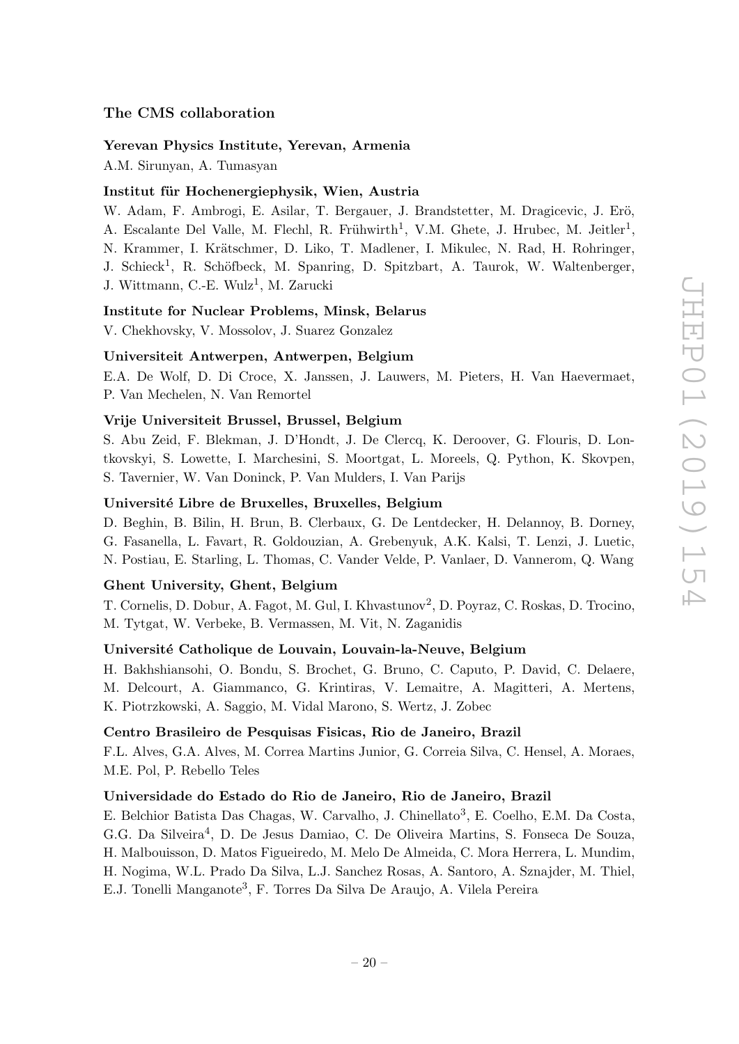## The CMS collaboration

### Yerevan Physics Institute, Yerevan, Armenia

A.M. Sirunyan, A. Tumasyan

### Institut für Hochenergiephysik, Wien, Austria

W. Adam, F. Ambrogi, E. Asilar, T. Bergauer, J. Brandstetter, M. Dragicevic, J. Erö, A. Escalante Del Valle, M. Flechl, R. Frühwirth[1], V.M. Ghete, J. Hrubec, M. Jeitler[1], N. Krammer, I. Krätschmer, D. Liko, T. Madlener, I. Mikulec, N. Rad, H. Rohringer, J. Schieck[1], R. Schöfbeck, M. Spanring, D. Spitzbart, A. Taurok, W. Waltenberger, J. Wittmann, C.-E. Wulz[1], M. Zarucki

### Institute for Nuclear Problems, Minsk, Belarus

V. Chekhovsky, V. Mossolov, J. Suarez Gonzalez

### Universiteit Antwerpen, Antwerpen, Belgium

E.A. De Wolf, D. Di Croce, X. Janssen, J. Lauwers, M. Pieters, H. Van Haevermaet, P. Van Mechelen, N. Van Remortel

### Vrije Universiteit Brussel, Brussel, Belgium

S. Abu Zeid, F. Blekman, J. D'Hondt, J. De Clercq, K. Deroover, G. Flouris, D. Lontkovskyi, S. Lowette, I. Marchesini, S. Moortgat, L. Moreels, Q. Python, K. Skovpen, S. Tavernier, W. Van Doninck, P. Van Mulders, I. Van Parijs

### Université Libre de Bruxelles, Bruxelles, Belgium

D. Beghin, B. Bilin, H. Brun, B. Clerbaux, G. De Lentdecker, H. Delannoy, B. Dorney, G. Fasanella, L. Favart, R. Goldouzian, A. Grebenyuk, A.K. Kalsi, T. Lenzi, J. Luetic, N. Postiau, E. Starling, L. Thomas, C. Vander Velde, P. Vanlaer, D. Vannerom, Q. Wang

### Ghent University, Ghent, Belgium

T. Cornelis, D. Dobur, A. Fagot, M. Gul, I. Khvastunov[2], D. Poyraz, C. Roskas, D. Trocino, M. Tytgat, W. Verbeke, B. Vermassen, M. Vit, N. Zaganidis

### Université Catholique de Louvain, Louvain-la-Neuve, Belgium

H. Bakhshiansohi, O. Bondu, S. Brochet, G. Bruno, C. Caputo, P. David, C. Delaere, M. Delcourt, A. Giammanco, G. Krintiras, V. Lemaitre, A. Magitteri, A. Mertens, K. Piotrzkowski, A. Saggio, M. Vidal Marono, S. Wertz, J. Zobec

### Centro Brasileiro de Pesquisas Fisicas, Rio de Janeiro, Brazil

F.L. Alves, G.A. Alves, M. Correa Martins Junior, G. Correia Silva, C. Hensel, A. Moraes, M.E. Pol, P. Rebello Teles

### Universidade do Estado do Rio de Janeiro, Rio de Janeiro, Brazil

E. Belchior Batista Das Chagas, W. Carvalho, J. Chinellato[3], E. Coelho, E.M. Da Costa, G.G. Da Silveira[4], D. De Jesus Damiao, C. De Oliveira Martins, S. Fonseca De Souza, H. Malbouisson, D. Matos Figueiredo, M. Melo De Almeida, C. Mora Herrera, L. Mundim, H. Nogima, W.L. Prado Da Silva, L.J. Sanchez Rosas, A. Santoro, A. Sznajder, M. Thiel, E.J. Tonelli Manganote[3], F. Torres Da Silva De Araujo, A. Vilela Pereira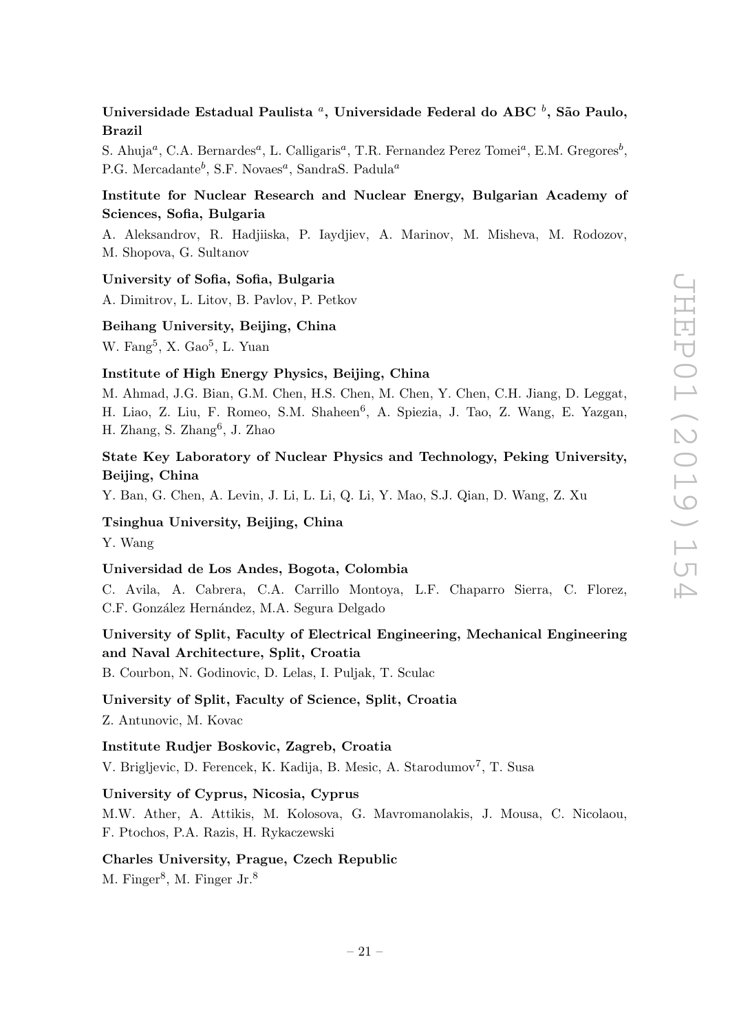**Universidade Estadual Paulista [a], Universidade Federal do ABC [b], São Paulo, Brazil**

S. Ahuja[a], C.A. Bernardes[a], L. Calligaris[a], T.R. Fernandez Perez Tomei[a], E.M. Gregores[b], P.G. Mercadante[b], S.F. Novaes[a], SandraS. Padula[a]

**Institute for Nuclear Research and Nuclear Energy, Bulgarian Academy of Sciences, Sofia, Bulgaria**

A. Aleksandrov, R. Hadjiiska, P. Iaydjiev, A. Marinov, M. Misheva, M. Rodozov, M. Shopova, G. Sultanov

**University of Sofia, Sofia, Bulgaria**

A. Dimitrov, L. Litov, B. Pavlov, P. Petkov

**Beihang University, Beijing, China**

W. Fang[5], X. Gao[5], L. Yuan

**Institute of High Energy Physics, Beijing, China**

M. Ahmad, J.G. Bian, G.M. Chen, H.S. Chen, M. Chen, Y. Chen, C.H. Jiang, D. Leggat, H. Liao, Z. Liu, F. Romeo, S.M. Shaheen[6], A. Spiezia, J. Tao, Z. Wang, E. Yazgan, H. Zhang, S. Zhang[6], J. Zhao

**State Key Laboratory of Nuclear Physics and Technology, Peking University, Beijing, China**

Y. Ban, G. Chen, A. Levin, J. Li, L. Li, Q. Li, Y. Mao, S.J. Qian, D. Wang, Z. Xu

**Tsinghua University, Beijing, China**

Y. Wang

**Universidad de Los Andes, Bogota, Colombia**

C. Avila, A. Cabrera, C.A. Carrillo Montoya, L.F. Chaparro Sierra, C. Florez, C.F. González Hernández, M.A. Segura Delgado

**University of Split, Faculty of Electrical Engineering, Mechanical Engineering and Naval Architecture, Split, Croatia**

B. Courbon, N. Godinovic, D. Lelas, I. Puljak, T. Sculac

**University of Split, Faculty of Science, Split, Croatia**

Z. Antunovic, M. Kovac

**Institute Rudjer Boskovic, Zagreb, Croatia**

V. Brigljevic, D. Ferencek, K. Kadija, B. Mesic, A. Starodumov[7], T. Susa

**University of Cyprus, Nicosia, Cyprus**

M.W. Ather, A. Attikis, M. Kolosova, G. Mavromanolakis, J. Mousa, C. Nicolaou, F. Ptochos, P.A. Razis, H. Rykaczewski

**Charles University, Prague, Czech Republic**

M. Finger[8], M. Finger Jr.[8]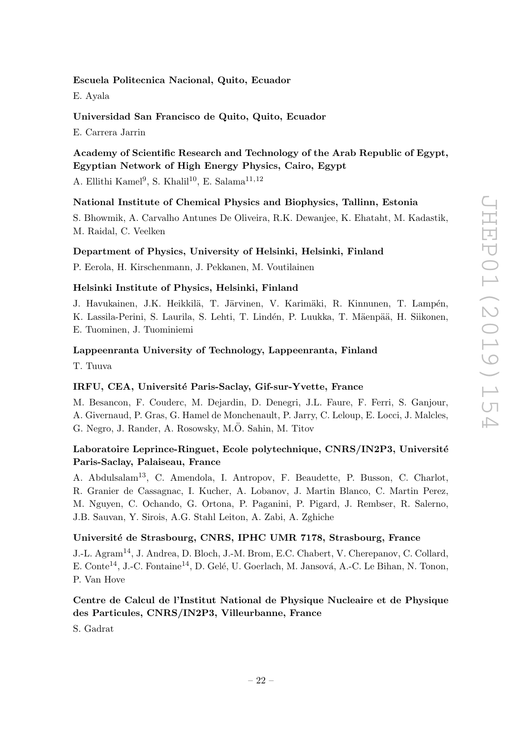**Escuela Politecnica Nacional, Quito, Ecuador**

E. Ayala

**Universidad San Francisco de Quito, Quito, Ecuador**

E. Carrera Jarrin

**Academy of Scientific Research and Technology of the Arab Republic of Egypt, Egyptian Network of High Energy Physics, Cairo, Egypt**

A. Ellithi Kamel[9], S. Khalil[10], E. Salama[11,12]

**National Institute of Chemical Physics and Biophysics, Tallinn, Estonia**

S. Bhowmik, A. Carvalho Antunes De Oliveira, R.K. Dewanjee, K. Ehataht, M. Kadastik, M. Raidal, C. Veelken

**Department of Physics, University of Helsinki, Helsinki, Finland**

P. Eerola, H. Kirschenmann, J. Pekkanen, M. Voutilainen

**Helsinki Institute of Physics, Helsinki, Finland**

J. Havukainen, J.K. Heikkilä, T. Järvinen, V. Karimäki, R. Kinnunen, T. Lampén, K. Lassila-Perini, S. Laurila, S. Lehti, T. Lindén, P. Luukka, T. Mäenpää, H. Siikonen, E. Tuominen, J. Tuominiemi

**Lappeenranta University of Technology, Lappeenranta, Finland**

T. Tuuva

**IRFU, CEA, Université Paris-Saclay, Gif-sur-Yvette, France**

M. Besancon, F. Couderc, M. Dejardin, D. Denegri, J.L. Faure, F. Ferri, S. Ganjour, A. Givernaud, P. Gras, G. Hamel de Monchenault, P. Jarry, C. Leloup, E. Locci, J. Malcles, G. Negro, J. Rander, A. Rosowsky, M.Ö. Sahin, M. Titov

**Laboratoire Leprince-Ringuet, Ecole polytechnique, CNRS/IN2P3, Université Paris-Saclay, Palaiseau, France**

A. Abdulsalam[13], C. Amendola, I. Antropov, F. Beaudette, P. Busson, C. Charlot, R. Granier de Cassagnac, I. Kucher, A. Lobanov, J. Martin Blanco, C. Martin Perez, M. Nguyen, C. Ochando, G. Ortona, P. Paganini, P. Pigard, J. Rembser, R. Salerno, J.B. Sauvan, Y. Sirois, A.G. Stahl Leiton, A. Zabi, A. Zghiche

**Université de Strasbourg, CNRS, IPHC UMR 7178, Strasbourg, France**

J.-L. Agram[14], J. Andrea, D. Bloch, J.-M. Brom, E.C. Chabert, V. Cherepanov, C. Collard, E. Conte[14], J.-C. Fontaine[14], D. Gelé, U. Goerlach, M. Jansová, A.-C. Le Bihan, N. Tonon, P. Van Hove

**Centre de Calcul de l'Institut National de Physique Nucleaire et de Physique des Particules, CNRS/IN2P3, Villeurbanne, France**

S. Gadrat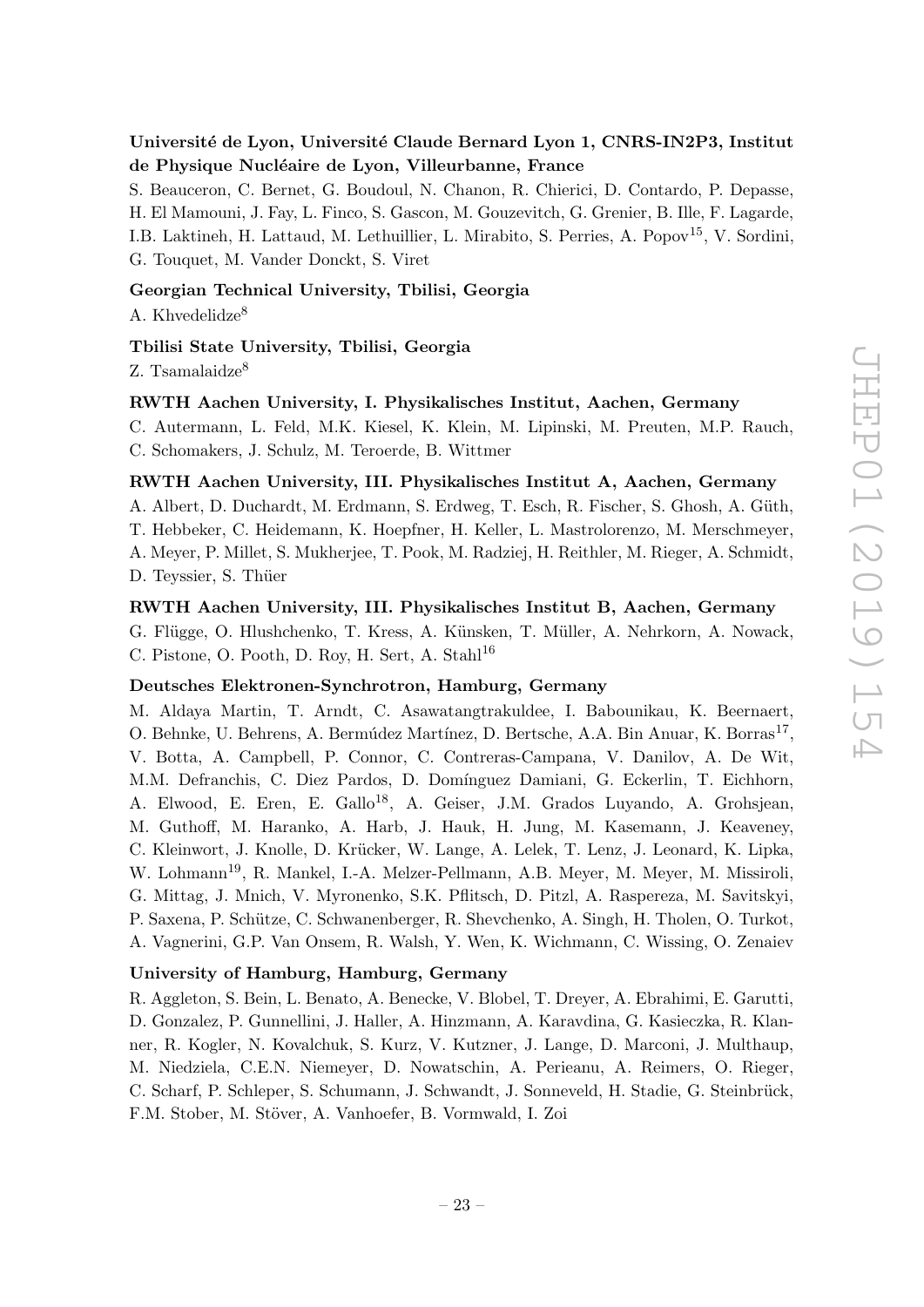**Université de Lyon, Université Claude Bernard Lyon 1, CNRS-IN2P3, Institut de Physique Nucléaire de Lyon, Villeurbanne, France**

S. Beauceron, C. Bernet, G. Boudoul, N. Chanon, R. Chierici, D. Contardo, P. Depasse, H. El Mamouni, J. Fay, L. Finco, S. Gascon, M. Gouzevitch, G. Grenier, B. Ille, F. Lagarde, I.B. Laktineh, H. Lattaud, M. Lethuillier, L. Mirabito, S. Perries, A. Popov[15], V. Sordini, G. Touquet, M. Vander Donckt, S. Viret

**Georgian Technical University, Tbilisi, Georgia**

A. Khvedelidze[8]

**Tbilisi State University, Tbilisi, Georgia**

Z. Tsamalaidze[8]

**RWTH Aachen University, I. Physikalisches Institut, Aachen, Germany**

C. Autermann, L. Feld, M.K. Kiesel, K. Klein, M. Lipinski, M. Preuten, M.P. Rauch, C. Schomakers, J. Schulz, M. Teroerde, B. Wittmer

**RWTH Aachen University, III. Physikalisches Institut A, Aachen, Germany**

A. Albert, D. Duchardt, M. Erdmann, S. Erdweg, T. Esch, R. Fischer, S. Ghosh, A. Güth, T. Hebbeker, C. Heidemann, K. Hoepfner, H. Keller, L. Mastrolorenzo, M. Merschmeyer, A. Meyer, P. Millet, S. Mukherjee, T. Pook, M. Radziej, H. Reithler, M. Rieger, A. Schmidt, D. Teyssier, S. Thüer

**RWTH Aachen University, III. Physikalisches Institut B, Aachen, Germany**

G. Flügge, O. Hlushchenko, T. Kress, A. Künsken, T. Müller, A. Nehrkorn, A. Nowack, C. Pistone, O. Pooth, D. Roy, H. Sert, A. Stahl[16]

**Deutsches Elektronen-Synchrotron, Hamburg, Germany**

M. Aldaya Martin, T. Arndt, C. Asawatangtrakuldee, I. Babounikau, K. Beernaert, O. Behnke, U. Behrens, A. Bermúdez Martínez, D. Bertsche, A.A. Bin Anuar, K. Borras[17], V. Botta, A. Campbell, P. Connor, C. Contreras-Campana, V. Danilov, A. De Wit, M.M. Defranchis, C. Diez Pardos, D. Domínguez Damiani, G. Eckerlin, T. Eichhorn, A. Elwood, E. Eren, E. Gallo[18], A. Geiser, J.M. Grados Luyando, A. Grohsjean, M. Guthoff, M. Haranko, A. Harb, J. Hauk, H. Jung, M. Kasemann, J. Keaveney, C. Kleinwort, J. Knolle, D. Krücker, W. Lange, A. Lelek, T. Lenz, J. Leonard, K. Lipka, W. Lohmann[19], R. Mankel, I.-A. Melzer-Pellmann, A.B. Meyer, M. Meyer, M. Missiroli, G. Mittag, J. Mnich, V. Myronenko, S.K. Pflitsch, D. Pitzl, A. Raspereza, M. Savitskyi, P. Saxena, P. Schütze, C. Schwanenberger, R. Shevchenko, A. Singh, H. Tholen, O. Turkot, A. Vagnerini, G.P. Van Onsem, R. Walsh, Y. Wen, K. Wichmann, C. Wissing, O. Zenaiev

**University of Hamburg, Hamburg, Germany**

R. Aggleton, S. Bein, L. Benato, A. Benecke, V. Blobel, T. Dreyer, A. Ebrahimi, E. Garutti, D. Gonzalez, P. Gunnellini, J. Haller, A. Hinzmann, A. Karavdina, G. Kasieczka, R. Klanner, R. Kogler, N. Kovalchuk, S. Kurz, V. Kutzner, J. Lange, D. Marconi, J. Multhaup, M. Niedziela, C.E.N. Niemeyer, D. Nowatschin, A. Perieanu, A. Reimers, O. Rieger, C. Scharf, P. Schleper, S. Schumann, J. Schwandt, J. Sonneveld, H. Stadie, G. Steinbrück, F.M. Stober, M. Stöver, A. Vanhoefer, B. Vormwald, I. Zoi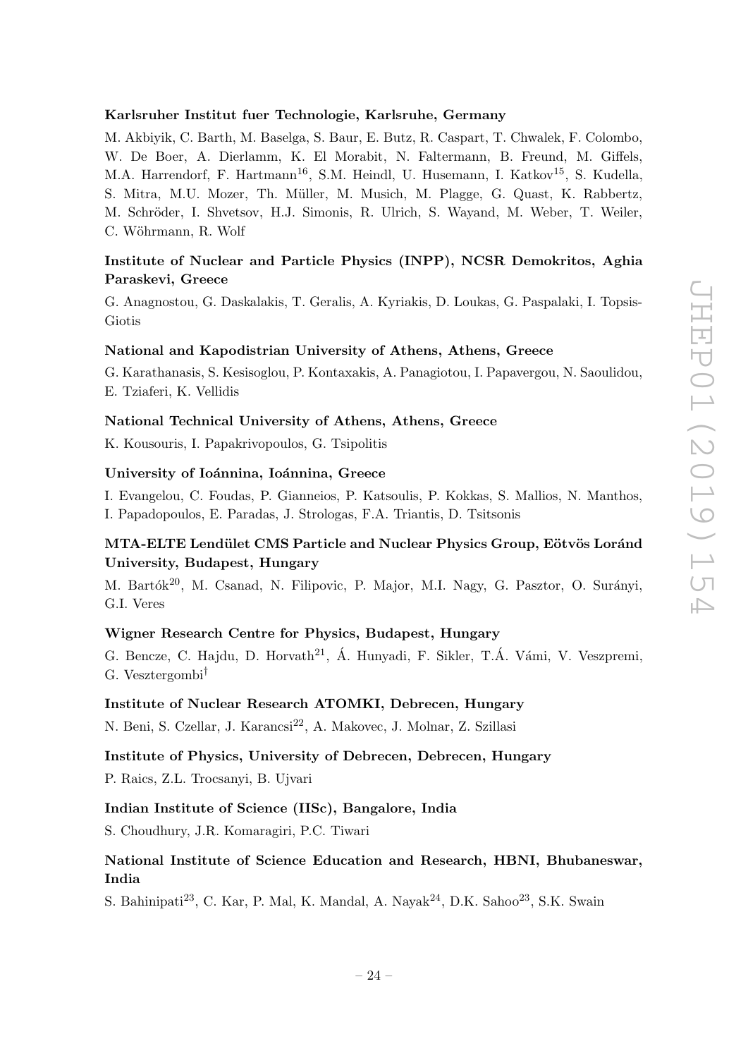**Karlsruher Institut fuer Technologie, Karlsruhe, Germany**

M. Akbiyik, C. Barth, M. Baselga, S. Baur, E. Butz, R. Caspart, T. Chwalek, F. Colombo, W. De Boer, A. Dierlamm, K. El Morabit, N. Faltermann, B. Freund, M. Giffels, M.A. Harrendorf, F. Hartmann[16], S.M. Heindl, U. Husemann, I. Katkov[15], S. Kudella, S. Mitra, M.U. Mozer, Th. Müller, M. Musich, M. Plagge, G. Quast, K. Rabbertz, M. Schröder, I. Shvetsov, H.J. Simonis, R. Ulrich, S. Wayand, M. Weber, T. Weiler, C. Wöhrmann, R. Wolf

**Institute of Nuclear and Particle Physics (INPP), NCSR Demokritos, Aghia Paraskevi, Greece**

G. Anagnostou, G. Daskalakis, T. Geralis, A. Kyriakis, D. Loukas, G. Paspalaki, I. Topsis-Giotis

**National and Kapodistrian University of Athens, Athens, Greece**

G. Karathanasis, S. Kesisoglou, P. Kontaxakis, A. Panagiotou, I. Papavergou, N. Saoulidou, E. Tziaferi, K. Vellidis

**National Technical University of Athens, Athens, Greece**

K. Kousouris, I. Papakrivopoulos, G. Tsipolitis

**University of Ioánnina, Ioánnina, Greece**

I. Evangelou, C. Foudas, P. Gianneios, P. Katsoulis, P. Kokkas, S. Mallios, N. Manthos, I. Papadopoulos, E. Paradas, J. Strologas, F.A. Triantis, D. Tsitsonis

**MTA-ELTE Lendület CMS Particle and Nuclear Physics Group, Eötvös Loránd University, Budapest, Hungary**

M. Bartók[20], M. Csanad, N. Filipovic, P. Major, M.I. Nagy, G. Pasztor, O. Surányi, G.I. Veres

**Wigner Research Centre for Physics, Budapest, Hungary**

G. Bencze, C. Hajdu, D. Horvath[21], Á. Hunyadi, F. Sikler, T.Á. Vámi, V. Veszpremi, G. Vesztergombi[†]

**Institute of Nuclear Research ATOMKI, Debrecen, Hungary**

N. Beni, S. Czellar, J. Karancsi[22], A. Makovec, J. Molnar, Z. Szillasi

**Institute of Physics, University of Debrecen, Debrecen, Hungary**

P. Raics, Z.L. Trocsanyi, B. Ujvari

**Indian Institute of Science (IISc), Bangalore, India**

S. Choudhury, J.R. Komaragiri, P.C. Tiwari

**National Institute of Science Education and Research, HBNI, Bhubaneswar, India**

S. Bahinipati[23], C. Kar, P. Mal, K. Mandal, A. Nayak[24], D.K. Sahoo[23], S.K. Swain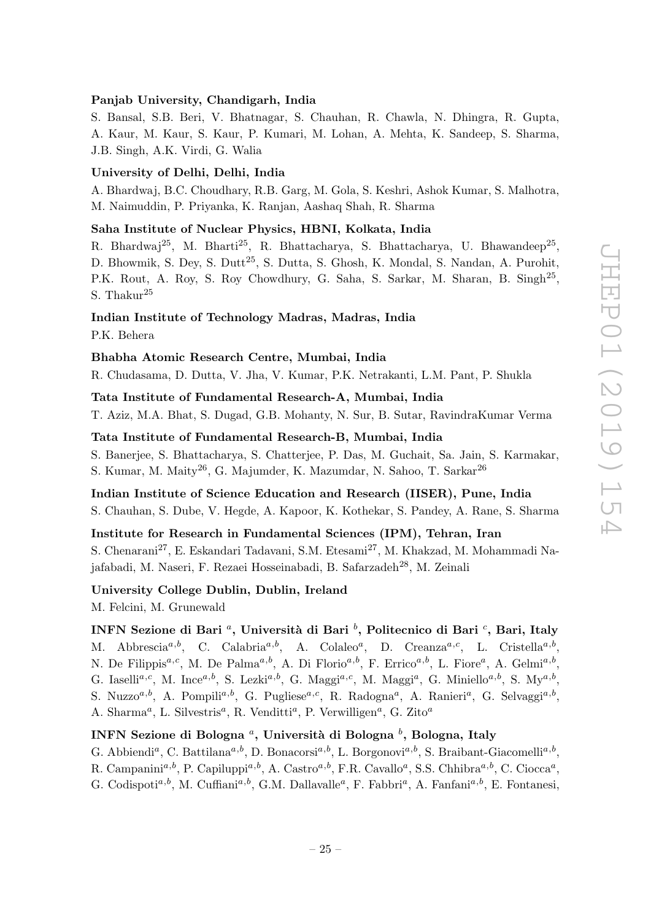**Panjab University, Chandigarh, India**

S. Bansal, S.B. Beri, V. Bhatnagar, S. Chauhan, R. Chawla, N. Dhingra, R. Gupta, A. Kaur, M. Kaur, S. Kaur, P. Kumari, M. Lohan, A. Mehta, K. Sandeep, S. Sharma, J.B. Singh, A.K. Virdi, G. Walia

**University of Delhi, Delhi, India**

A. Bhardwaj, B.C. Choudhary, R.B. Garg, M. Gola, S. Keshri, Ashok Kumar, S. Malhotra, M. Naimuddin, P. Priyanka, K. Ranjan, Aashaq Shah, R. Sharma

**Saha Institute of Nuclear Physics, HBNI, Kolkata, India**

R. Bhardwaj[25], M. Bharti[25], R. Bhattacharya, S. Bhattacharya, U. Bhawandeep[25], D. Bhowmik, S. Dey, S. Dutt[25], S. Dutta, S. Ghosh, K. Mondal, S. Nandan, A. Purohit, P.K. Rout, A. Roy, S. Roy Chowdhury, G. Saha, S. Sarkar, M. Sharan, B. Singh[25], S. Thakur[25]

**Indian Institute of Technology Madras, Madras, India**

P.K. Behera

**Bhabha Atomic Research Centre, Mumbai, India**

R. Chudasama, D. Dutta, V. Jha, V. Kumar, P.K. Netrakanti, L.M. Pant, P. Shukla

**Tata Institute of Fundamental Research-A, Mumbai, India**

T. Aziz, M.A. Bhat, S. Dugad, G.B. Mohanty, N. Sur, B. Sutar, RavindraKumar Verma

**Tata Institute of Fundamental Research-B, Mumbai, India**

S. Banerjee, S. Bhattacharya, S. Chatterjee, P. Das, M. Guchait, Sa. Jain, S. Karmakar, S. Kumar, M. Maity[26], G. Majumder, K. Mazumdar, N. Sahoo, T. Sarkar[26]

**Indian Institute of Science Education and Research (IISER), Pune, India**

S. Chauhan, S. Dube, V. Hegde, A. Kapoor, K. Kothekar, S. Pandey, A. Rane, S. Sharma

**Institute for Research in Fundamental Sciences (IPM), Tehran, Iran**

S. Chenarani[27], E. Eskandari Tadavani, S.M. Etesami[27], M. Khakzad, M. Mohammadi Najafabadi, M. Naseri, F. Rezaei Hosseinabadi, B. Safarzadeh[28], M. Zeinali

**University College Dublin, Dublin, Ireland**

M. Felcini, M. Grunewald

**INFN Sezione di Bari [a], Università di Bari [b], Politecnico di Bari [c], Bari, Italy**

M. Abbrescia[a,b], C. Calabria[a,b], A. Colaleo[a], D. Creanza[a,c], L. Cristella[a,b], N. De Filippis[a,c], M. De Palma[a,b], A. Di Florio[a,b], F. Errico[a,b], L. Fiore[a], A. Gelmi[a,b], G. Iaselli[a,c], M. Ince[a,b], S. Lezki[a,b], G. Maggi[a,c], M. Maggi[a], G. Miniello[a,b], S. My[a,b], S. Nuzzo[a,b], A. Pompili[a,b], G. Pugliese[a,c], R. Radogna[a], A. Ranieri[a], G. Selvaggi[a,b], A. Sharma[a], L. Silvestris[a], R. Venditti[a], P. Verwilligen[a], G. Zito[a]

**INFN Sezione di Bologna [a], Università di Bologna [b], Bologna, Italy**

G. Abbiendi[a], C. Battilana[a,b], D. Bonacorsi[a,b], L. Borgonovi[a,b], S. Braibant-Giacomelli[a,b], R. Campanini[a,b], P. Capiluppi[a,b], A. Castro[a,b], F.R. Cavallo[a], S.S. Chhibra[a,b], C. Ciocca[a], G. Codispoti[a,b], M. Cuffiani[a,b], G.M. Dallavalle[a], F. Fabbri[a], A. Fanfani[a,b], E. Fontanesi,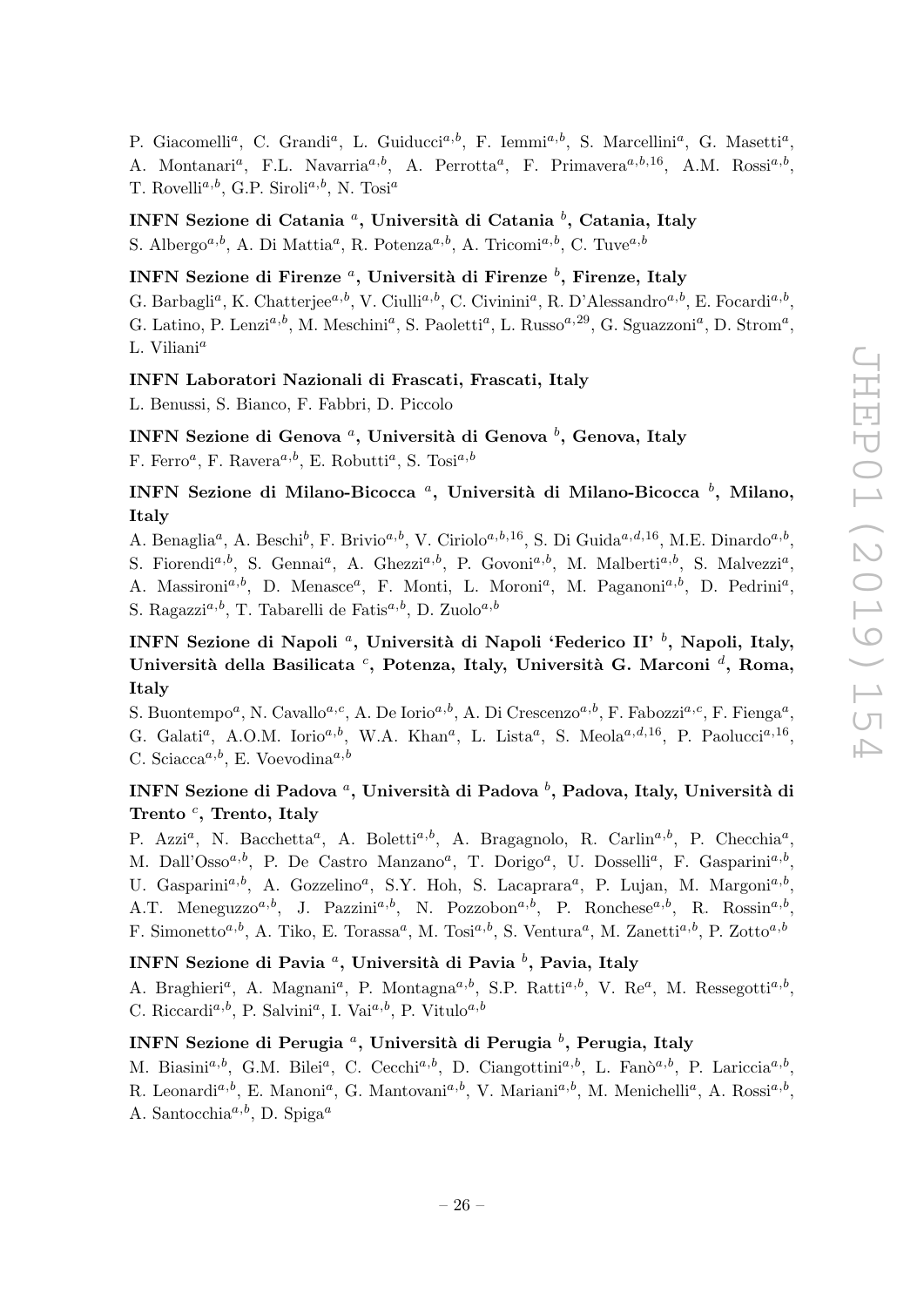P. Giacomelli[a], C. Grandi[a], L. Guiducci[a,b], F. Iemmi[a,b], S. Marcellini[a], G. Masetti[a], A. Montanari[a], F.L. Navarria[a,b], A. Perrotta[a], F. Primavera[a,b,16], A.M. Rossi[a,b], T. Rovelli[a,b], G.P. Siroli[a,b], N. Tosi[a]

**INFN Sezione di Catania [a], Università di Catania [b], Catania, Italy**

S. Albergo[a,b], A. Di Mattia[a], R. Potenza[a,b], A. Tricomi[a,b], C. Tuve[a,b]

**INFN Sezione di Firenze [a], Università di Firenze [b], Firenze, Italy**

G. Barbagli[a], K. Chatterjee[a,b], V. Ciulli[a,b], C. Civinini[a], R. D'Alessandro[a,b], E. Focardi[a,b], G. Latino, P. Lenzi[a,b], M. Meschini[a], S. Paoletti[a], L. Russo[a,29], G. Sguazzoni[a], D. Strom[a], L. Viliani[a]

**INFN Laboratori Nazionali di Frascati, Frascati, Italy**

L. Benussi, S. Bianco, F. Fabbri, D. Piccolo

**INFN Sezione di Genova [a], Università di Genova [b], Genova, Italy**

F. Ferro[a], F. Ravera[a,b], E. Robutti[a], S. Tosi[a,b]

**INFN Sezione di Milano-Bicocca [a], Università di Milano-Bicocca [b], Milano, Italy**

A. Benaglia[a], A. Beschi[b], F. Brivio[a,b], V. Ciriolo[a,b,16], S. Di Guida[a,d,16], M.E. Dinardo[a,b], S. Fiorendi[a,b], S. Gennai[a], A. Ghezzi[a,b], P. Govoni[a,b], M. Malberti[a,b], S. Malvezzi[a], A. Massironi[a,b], D. Menasce[a], F. Monti, L. Moroni[a], M. Paganoni[a,b], D. Pedrini[a], S. Ragazzi[a,b], T. Tabarelli de Fatis[a,b], D. Zuolo[a,b]

**INFN Sezione di Napoli [a], Università di Napoli 'Federico II' [b], Napoli, Italy, Università della Basilicata [c], Potenza, Italy, Università G. Marconi [d], Roma, Italy**

S. Buontempo[a], N. Cavallo[a,c], A. De Iorio[a,b], A. Di Crescenzo[a,b], F. Fabozzi[a,c], F. Fienga[a], G. Galati[a], A.O.M. Iorio[a,b], W.A. Khan[a], L. Lista[a], S. Meola[a,d,16], P. Paolucci[a,16], C. Sciacca[a,b], E. Voevodina[a,b]

**INFN Sezione di Padova [a], Università di Padova [b], Padova, Italy, Università di Trento [c], Trento, Italy**

P. Azzi[a], N. Bacchetta[a], A. Boletti[a,b], A. Bragagnolo, R. Carlin[a,b], P. Checchia[a], M. Dall'Osso[a,b], P. De Castro Manzano[a], T. Dorigo[a], U. Dosselli[a], F. Gasparini[a,b], U. Gasparini[a,b], A. Gozzelino[a], S.Y. Hoh, S. Lacaprara[a], P. Lujan, M. Margoni[a,b], A.T. Meneguzzo[a,b], J. Pazzini[a,b], N. Pozzobon[a,b], P. Ronchese[a,b], R. Rossin[a,b], F. Simonetto[a,b], A. Tiko, E. Torassa[a], M. Tosi[a,b], S. Ventura[a], M. Zanetti[a,b], P. Zotto[a,b]

**INFN Sezione di Pavia [a], Università di Pavia [b], Pavia, Italy**

A. Braghieri[a], A. Magnani[a], P. Montagna[a,b], S.P. Ratti[a,b], V. Re[a], M. Ressegotti[a,b], C. Riccardi[a,b], P. Salvini[a], I. Vai[a,b], P. Vitulo[a,b]

**INFN Sezione di Perugia [a], Università di Perugia [b], Perugia, Italy**

M. Biasini[a,b], G.M. Bilei[a], C. Cecchi[a,b], D. Ciangottini[a,b], L. Fanò[a,b], P. Lariccia[a,b], R. Leonardi[a,b], E. Manoni[a], G. Mantovani[a,b], V. Mariani[a,b], M. Menichelli[a], A. Rossi[a,b], A. Santocchia[a,b], D. Spiga[a]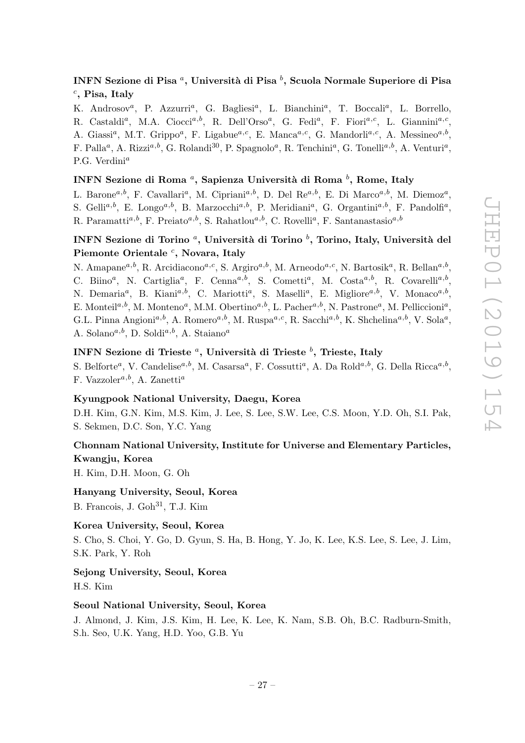### INFN Sezione di Pisa [a], Università di Pisa [b], Scuola Normale Superiore di Pisa [c], Pisa, Italy

K. Androsov[a], P. Azzurri[a], G. Bagliesi[a], L. Bianchini[a], T. Boccali[a], L. Borrello, R. Castaldi[a], M.A. Ciocci[a,b], R. Dell'Orso[a], G. Fedi[a], F. Fiori[a,c], L. Giannini[a,c], A. Giassi[a], M.T. Grippo[a], F. Ligabue[a,c], E. Manca[a,c], G. Mandorli[a,c], A. Messineo[a,b], F. Palla[a], A. Rizzi[a,b], G. Rolandi[30], P. Spagnolo[a], R. Tenchini[a], G. Tonelli[a,b], A. Venturi[a], P.G. Verdini[a]

### INFN Sezione di Roma [a], Sapienza Università di Roma [b], Rome, Italy

L. Barone[a,b], F. Cavallari[a], M. Cipriani[a,b], D. Del Re[a,b], E. Di Marco[a,b], M. Diemoz[a], S. Gelli[a,b], E. Longo[a,b], B. Marzocchi[a,b], P. Meridiani[a], G. Organtini[a,b], F. Pandolfi[a], R. Paramatti[a,b], F. Preiato[a,b], S. Rahatlou[a,b], C. Rovelli[a], F. Santanastasio[a,b]

### INFN Sezione di Torino [a], Università di Torino [b], Torino, Italy, Università del Piemonte Orientale [c], Novara, Italy

N. Amapane[a,b], R. Arcidiacono[a,c], S. Argiro[a,b], M. Arneodo[a,c], N. Bartosik[a], R. Bellan[a,b], C. Biino[a], N. Cartiglia[a], F. Cenna[a,b], S. Cometti[a], M. Costa[a,b], R. Covarelli[a,b], N. Demaria[a], B. Kiani[a,b], C. Mariotti[a], S. Maselli[a], E. Migliore[a,b], V. Monaco[a,b], E. Monteil[a,b], M. Monteno[a], M.M. Obertino[a,b], L. Pacher[a,b], N. Pastrone[a], M. Pelliccioni[a], G.L. Pinna Angioni[a,b], A. Romero[a,b], M. Ruspa[a,c], R. Sacchi[a,b], K. Shchelina[a,b], V. Sola[a], A. Solano[a,b], D. Soldi[a,b], A. Staiano[a]

### INFN Sezione di Trieste [a], Università di Trieste [b], Trieste, Italy

S. Belforte[a], V. Candelise[a,b], M. Casarsa[a], F. Cossutti[a], A. Da Rold[a,b], G. Della Ricca[a,b], F. Vazzoler[a,b], A. Zanetti[a]

### Kyungpook National University, Daegu, Korea

D.H. Kim, G.N. Kim, M.S. Kim, J. Lee, S. Lee, S.W. Lee, C.S. Moon, Y.D. Oh, S.I. Pak, S. Sekmen, D.C. Son, Y.C. Yang

### Chonnam National University, Institute for Universe and Elementary Particles, Kwangju, Korea

H. Kim, D.H. Moon, G. Oh

### Hanyang University, Seoul, Korea

B. Francois, J. Goh[31], T.J. Kim

### Korea University, Seoul, Korea

S. Cho, S. Choi, Y. Go, D. Gyun, S. Ha, B. Hong, Y. Jo, K. Lee, K.S. Lee, S. Lee, J. Lim, S.K. Park, Y. Roh

### Sejong University, Seoul, Korea

H.S. Kim

### Seoul National University, Seoul, Korea

J. Almond, J. Kim, J.S. Kim, H. Lee, K. Lee, K. Nam, S.B. Oh, B.C. Radburn-Smith, S.h. Seo, U.K. Yang, H.D. Yoo, G.B. Yu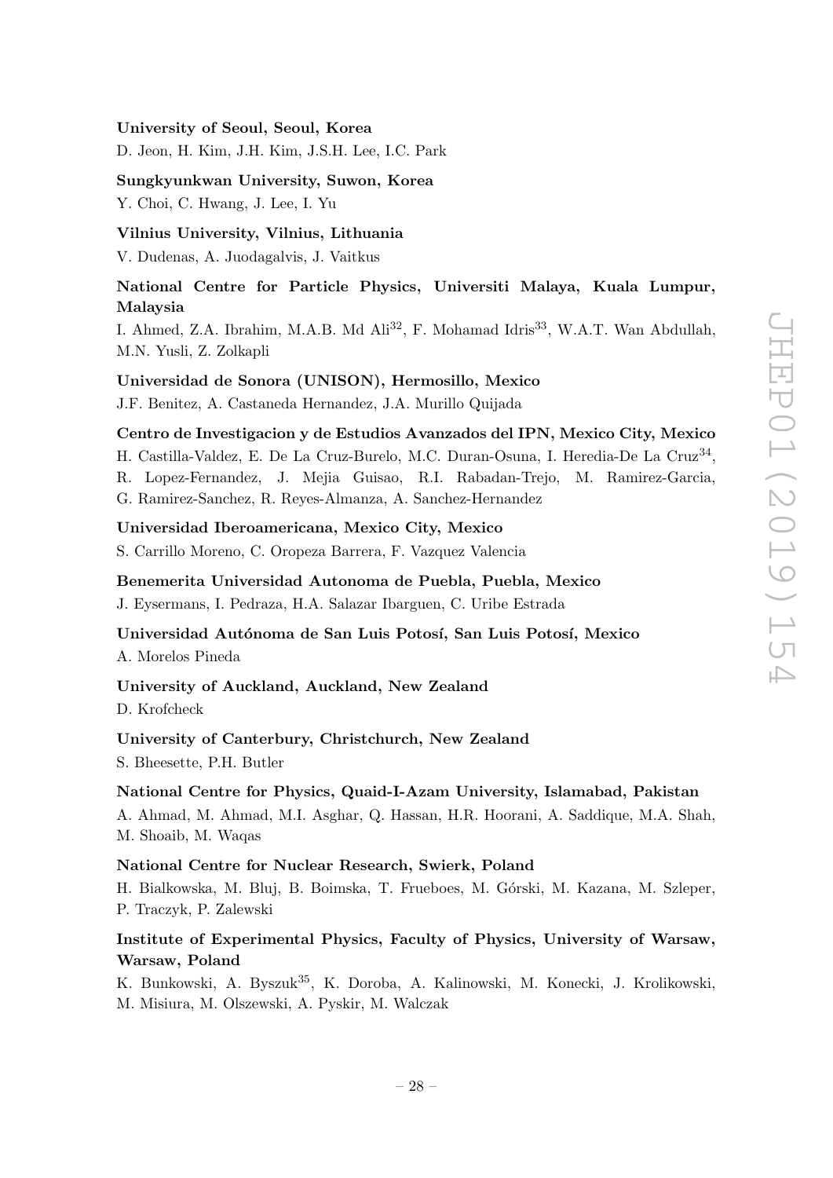**University of Seoul, Seoul, Korea**

D. Jeon, H. Kim, J.H. Kim, J.S.H. Lee, I.C. Park

**Sungkyunkwan University, Suwon, Korea**

Y. Choi, C. Hwang, J. Lee, I. Yu

**Vilnius University, Vilnius, Lithuania**

V. Dudenas, A. Juodagalvis, J. Vaitkus

**National Centre for Particle Physics, Universiti Malaya, Kuala Lumpur, Malaysia**

I. Ahmed, Z.A. Ibrahim, M.A.B. Md Ali[32], F. Mohamad Idris[33], W.A.T. Wan Abdullah, M.N. Yusli, Z. Zolkapli

**Universidad de Sonora (UNISON), Hermosillo, Mexico**

J.F. Benitez, A. Castaneda Hernandez, J.A. Murillo Quijada

**Centro de Investigacion y de Estudios Avanzados del IPN, Mexico City, Mexico**

H. Castilla-Valdez, E. De La Cruz-Burelo, M.C. Duran-Osuna, I. Heredia-De La Cruz[34], R. Lopez-Fernandez, J. Mejia Guisao, R.I. Rabadan-Trejo, M. Ramirez-Garcia, G. Ramirez-Sanchez, R. Reyes-Almanza, A. Sanchez-Hernandez

**Universidad Iberoamericana, Mexico City, Mexico**

S. Carrillo Moreno, C. Oropeza Barrera, F. Vazquez Valencia

**Benemerita Universidad Autonoma de Puebla, Puebla, Mexico**

J. Eysermans, I. Pedraza, H.A. Salazar Ibarguen, C. Uribe Estrada

**Universidad Autónoma de San Luis Potosí, San Luis Potosí, Mexico**

A. Morelos Pineda

**University of Auckland, Auckland, New Zealand**

D. Krofcheck

**University of Canterbury, Christchurch, New Zealand**

S. Bheesette, P.H. Butler

**National Centre for Physics, Quaid-I-Azam University, Islamabad, Pakistan**

A. Ahmad, M. Ahmad, M.I. Asghar, Q. Hassan, H.R. Hoorani, A. Saddique, M.A. Shah, M. Shoaib, M. Waqas

**National Centre for Nuclear Research, Swierk, Poland**

H. Bialkowska, M. Bluj, B. Boimska, T. Frueboes, M. Górski, M. Kazana, M. Szleper, P. Traczyk, P. Zalewski

**Institute of Experimental Physics, Faculty of Physics, University of Warsaw, Warsaw, Poland**

K. Bunkowski, A. Byszuk[35], K. Doroba, A. Kalinowski, M. Konecki, J. Krolikowski, M. Misiura, M. Olszewski, A. Pyskir, M. Walczak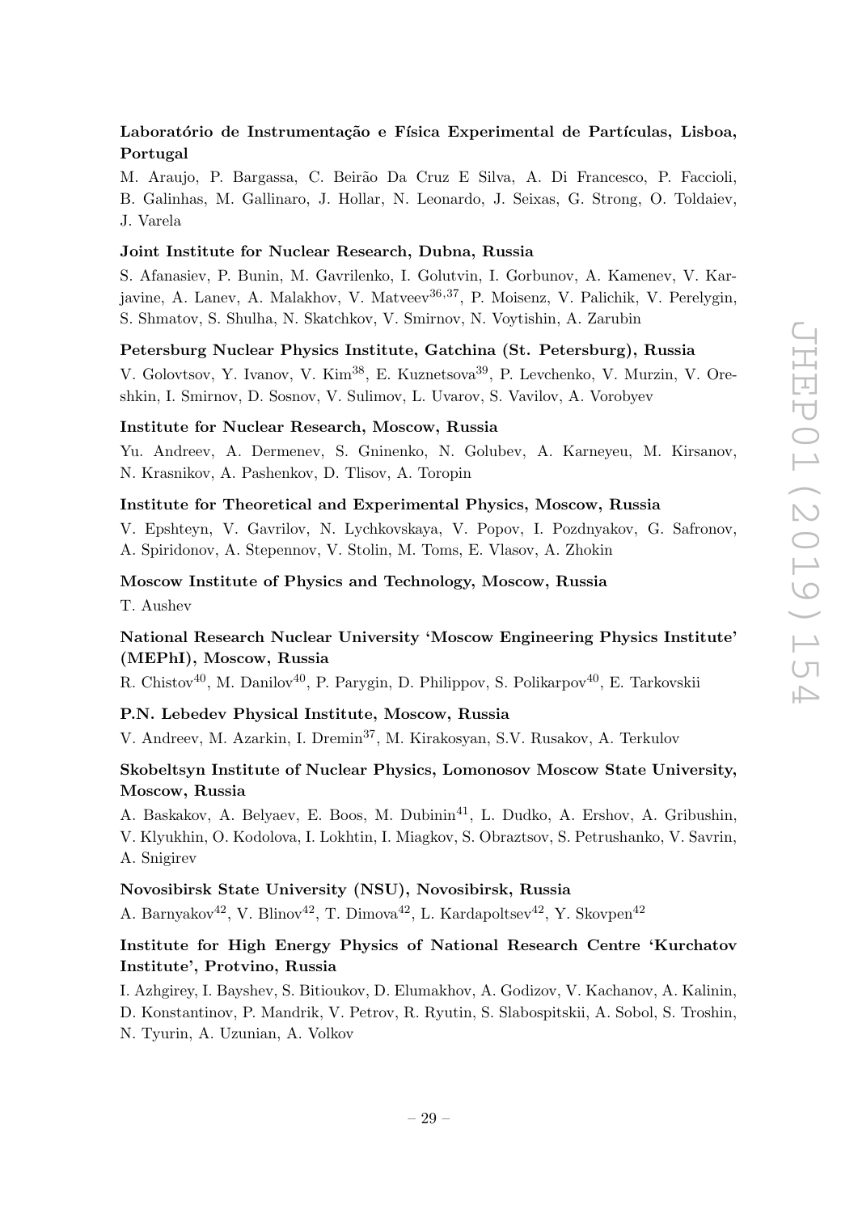**Laboratório de Instrumentação e Física Experimental de Partículas, Lisboa, Portugal**

M. Araujo, P. Bargassa, C. Beirão Da Cruz E Silva, A. Di Francesco, P. Faccioli, B. Galinhas, M. Gallinaro, J. Hollar, N. Leonardo, J. Seixas, G. Strong, O. Toldaiev, J. Varela

**Joint Institute for Nuclear Research, Dubna, Russia**

S. Afanasiev, P. Bunin, M. Gavrilenko, I. Golutvin, I. Gorbunov, A. Kamenev, V. Karjavine, A. Lanev, A. Malakhov, V. Matveev[36,37], P. Moisenz, V. Palichik, V. Perelygin, S. Shmatov, S. Shulha, N. Skatchkov, V. Smirnov, N. Voytishin, A. Zarubin

**Petersburg Nuclear Physics Institute, Gatchina (St. Petersburg), Russia**

V. Golovtsov, Y. Ivanov, V. Kim[38], E. Kuznetsova[39], P. Levchenko, V. Murzin, V. Oreshkin, I. Smirnov, D. Sosnov, V. Sulimov, L. Uvarov, S. Vavilov, A. Vorobyev

**Institute for Nuclear Research, Moscow, Russia**

Yu. Andreev, A. Dermenev, S. Gninenko, N. Golubev, A. Karneyeu, M. Kirsanov, N. Krasnikov, A. Pashenkov, D. Tlisov, A. Toropin

**Institute for Theoretical and Experimental Physics, Moscow, Russia**

V. Epshteyn, V. Gavrilov, N. Lychkovskaya, V. Popov, I. Pozdnyakov, G. Safronov, A. Spiridonov, A. Stepennov, V. Stolin, M. Toms, E. Vlasov, A. Zhokin

**Moscow Institute of Physics and Technology, Moscow, Russia**

T. Aushev

**National Research Nuclear University 'Moscow Engineering Physics Institute' (MEPhI), Moscow, Russia**

R. Chistov[40], M. Danilov[40], P. Parygin, D. Philippov, S. Polikarpov[40], E. Tarkovskii

**P.N. Lebedev Physical Institute, Moscow, Russia**

V. Andreev, M. Azarkin, I. Dremin[37], M. Kirakosyan, S.V. Rusakov, A. Terkulov

**Skobeltsyn Institute of Nuclear Physics, Lomonosov Moscow State University, Moscow, Russia**

A. Baskakov, A. Belyaev, E. Boos, M. Dubinin[41], L. Dudko, A. Ershov, A. Gribushin, V. Klyukhin, O. Kodolova, I. Lokhtin, I. Miagkov, S. Obraztsov, S. Petrushanko, V. Savrin, A. Snigirev

**Novosibirsk State University (NSU), Novosibirsk, Russia**

A. Barnyakov[42], V. Blinov[42], T. Dimova[42], L. Kardapoltsev[42], Y. Skovpen[42]

**Institute for High Energy Physics of National Research Centre 'Kurchatov Institute', Protvino, Russia**

I. Azhgirey, I. Bayshev, S. Bitioukov, D. Elumakhov, A. Godizov, V. Kachanov, A. Kalinin, D. Konstantinov, P. Mandrik, V. Petrov, R. Ryutin, S. Slabospitskii, A. Sobol, S. Troshin, N. Tyurin, A. Uzunian, A. Volkov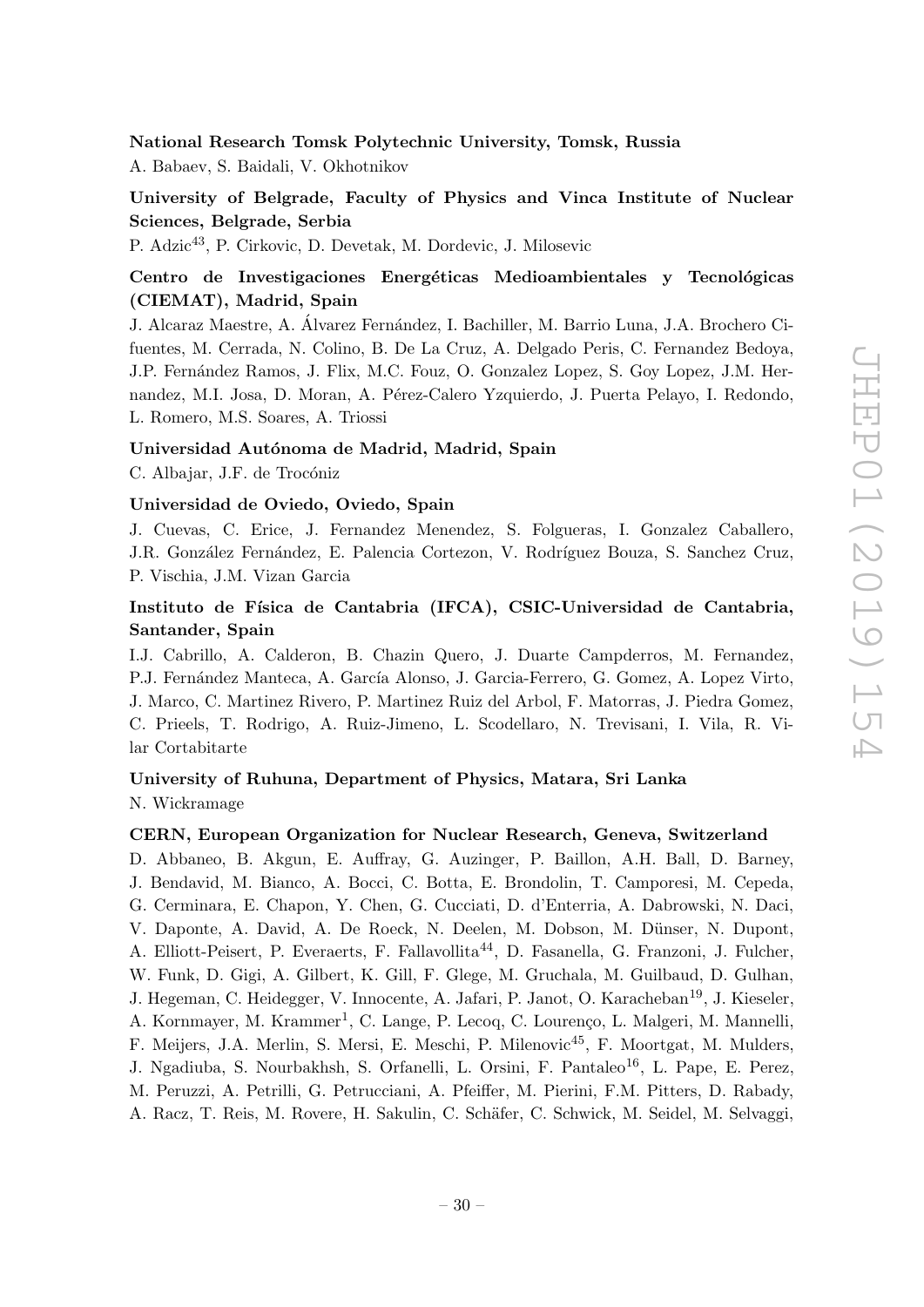**National Research Tomsk Polytechnic University, Tomsk, Russia**

A. Babaev, S. Baidali, V. Okhotnikov

**University of Belgrade, Faculty of Physics and Vinca Institute of Nuclear Sciences, Belgrade, Serbia**

P. Adzic[43], P. Cirkovic, D. Devetak, M. Dordevic, J. Milosevic

**Centro de Investigaciones Energéticas Medioambientales y Tecnológicas (CIEMAT), Madrid, Spain**

J. Alcaraz Maestre, A. Álvarez Fernández, I. Bachiller, M. Barrio Luna, J.A. Brochero Cifuentes, M. Cerrada, N. Colino, B. De La Cruz, A. Delgado Peris, C. Fernandez Bedoya, J.P. Fernández Ramos, J. Flix, M.C. Fouz, O. Gonzalez Lopez, S. Goy Lopez, J.M. Hernandez, M.I. Josa, D. Moran, A. Pérez-Calero Yzquierdo, J. Puerta Pelayo, I. Redondo, L. Romero, M.S. Soares, A. Triossi

**Universidad Autónoma de Madrid, Madrid, Spain**

C. Albajar, J.F. de Trocóniz

**Universidad de Oviedo, Oviedo, Spain**

J. Cuevas, C. Erice, J. Fernandez Menendez, S. Folgueras, I. Gonzalez Caballero, J.R. González Fernández, E. Palencia Cortezon, V. Rodríguez Bouza, S. Sanchez Cruz, P. Vischia, J.M. Vizan Garcia

**Instituto de Física de Cantabria (IFCA), CSIC-Universidad de Cantabria, Santander, Spain**

I.J. Cabrillo, A. Calderon, B. Chazin Quero, J. Duarte Campderros, M. Fernandez, P.J. Fernández Manteca, A. García Alonso, J. Garcia-Ferrero, G. Gomez, A. Lopez Virto, J. Marco, C. Martinez Rivero, P. Martinez Ruiz del Arbol, F. Matorras, J. Piedra Gomez, C. Prieels, T. Rodrigo, A. Ruiz-Jimeno, L. Scodellaro, N. Trevisani, I. Vila, R. Vilar Cortabitarte

**University of Ruhuna, Department of Physics, Matara, Sri Lanka**

N. Wickramage

**CERN, European Organization for Nuclear Research, Geneva, Switzerland**

D. Abbaneo, B. Akgun, E. Auffray, G. Auzinger, P. Baillon, A.H. Ball, D. Barney, J. Bendavid, M. Bianco, A. Bocci, C. Botta, E. Brondolin, T. Camporesi, M. Cepeda, G. Cerminara, E. Chapon, Y. Chen, G. Cucciati, D. d'Enterria, A. Dabrowski, N. Daci, V. Daponte, A. David, A. De Roeck, N. Deelen, M. Dobson, M. Dünser, N. Dupont, A. Elliott-Peisert, P. Everaerts, F. Fallavollita[44], D. Fasanella, G. Franzoni, J. Fulcher, W. Funk, D. Gigi, A. Gilbert, K. Gill, F. Glege, M. Gruchala, M. Guilbaud, D. Gulhan, J. Hegeman, C. Heidegger, V. Innocente, A. Jafari, P. Janot, O. Karacheban[19], J. Kieseler, A. Kornmayer, M. Krammer[1], C. Lange, P. Lecoq, C. Lourenço, L. Malgeri, M. Mannelli, F. Meijers, J.A. Merlin, S. Mersi, E. Meschi, P. Milenovic[45], F. Moortgat, M. Mulders, J. Ngadiuba, S. Nourbakhsh, S. Orfanelli, L. Orsini, F. Pantaleo[16], L. Pape, E. Perez, M. Peruzzi, A. Petrilli, G. Petrucciani, A. Pfeiffer, M. Pierini, F.M. Pitters, D. Rabady, A. Racz, T. Reis, M. Rovere, H. Sakulin, C. Schäfer, C. Schwick, M. Seidel, M. Selvaggi,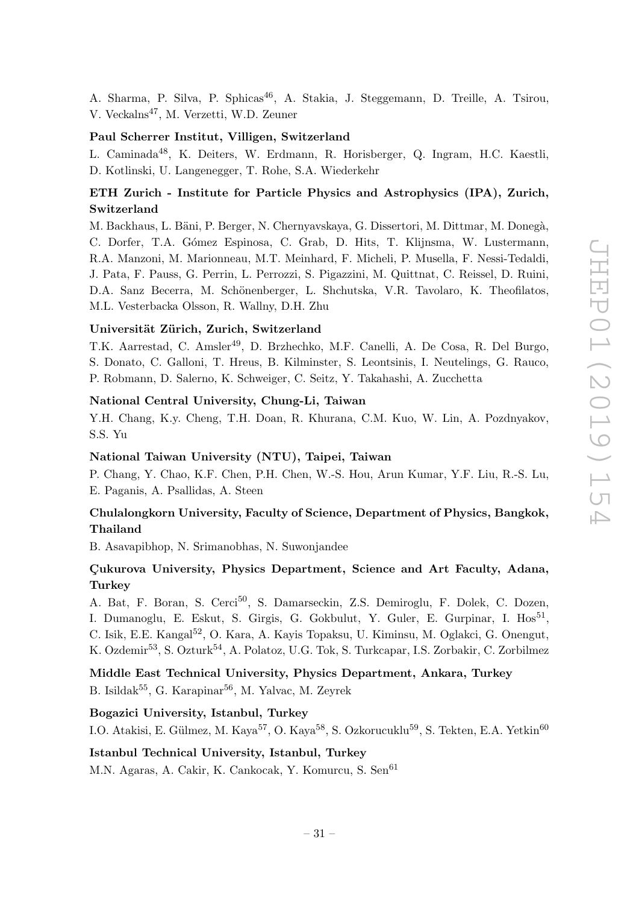A. Sharma, P. Silva, P. Sphicas[46], A. Stakia, J. Steggemann, D. Treille, A. Tsirou, V. Veckalns[47], M. Verzetti, W.D. Zeuner

**Paul Scherrer Institut, Villigen, Switzerland**

L. Caminada[48], K. Deiters, W. Erdmann, R. Horisberger, Q. Ingram, H.C. Kaestli, D. Kotlinski, U. Langenegger, T. Rohe, S.A. Wiederkehr

**ETH Zurich - Institute for Particle Physics and Astrophysics (IPA), Zurich, Switzerland**

M. Backhaus, L. Bäni, P. Berger, N. Chernyavskaya, G. Dissertori, M. Dittmar, M. Donegà, C. Dorfer, T.A. Gómez Espinosa, C. Grab, D. Hits, T. Klijnsma, W. Lustermann, R.A. Manzoni, M. Marionneau, M.T. Meinhard, F. Micheli, P. Musella, F. Nessi-Tedaldi, J. Pata, F. Pauss, G. Perrin, L. Perrozzi, S. Pigazzini, M. Quittnat, C. Reissel, D. Ruini, D.A. Sanz Becerra, M. Schönenberger, L. Shchutska, V.R. Tavolaro, K. Theofilatos, M.L. Vesterbacka Olsson, R. Wallny, D.H. Zhu

**Universität Zürich, Zurich, Switzerland**

T.K. Aarrestad, C. Amsler[49], D. Brzhechko, M.F. Canelli, A. De Cosa, R. Del Burgo, S. Donato, C. Galloni, T. Hreus, B. Kilminster, S. Leontsinis, I. Neutelings, G. Rauco, P. Robmann, D. Salerno, K. Schweiger, C. Seitz, Y. Takahashi, A. Zucchetta

**National Central University, Chung-Li, Taiwan**

Y.H. Chang, K.y. Cheng, T.H. Doan, R. Khurana, C.M. Kuo, W. Lin, A. Pozdnyakov, S.S. Yu

**National Taiwan University (NTU), Taipei, Taiwan**

P. Chang, Y. Chao, K.F. Chen, P.H. Chen, W.-S. Hou, Arun Kumar, Y.F. Liu, R.-S. Lu, E. Paganis, A. Psallidas, A. Steen

**Chulalongkorn University, Faculty of Science, Department of Physics, Bangkok, Thailand**

B. Asavapibhop, N. Srimanobhas, N. Suwonjandee

**Çukurova University, Physics Department, Science and Art Faculty, Adana, Turkey**

A. Bat, F. Boran, S. Cerci[50], S. Damarseckin, Z.S. Demiroglu, F. Dolek, C. Dozen, I. Dumanoglu, E. Eskut, S. Girgis, G. Gokbulut, Y. Guler, E. Gurpinar, I. Hos[51], C. Isik, E.E. Kangal[52], O. Kara, A. Kayis Topaksu, U. Kiminsu, M. Oglakci, G. Onengut, K. Ozdemir[53], S. Ozturk[54], A. Polatoz, U.G. Tok, S. Turkcapar, I.S. Zorbakir, C. Zorbilmez

**Middle East Technical University, Physics Department, Ankara, Turkey**

B. Isildak[55], G. Karapinar[56], M. Yalvac, M. Zeyrek

**Bogazici University, Istanbul, Turkey**

I.O. Atakisi, E. Gülmez, M. Kaya[57], O. Kaya[58], S. Ozkorucuklu[59], S. Tekten, E.A. Yetkin[60]

**Istanbul Technical University, Istanbul, Turkey**

M.N. Agaras, A. Cakir, K. Cankocak, Y. Komurcu, S. Sen[61]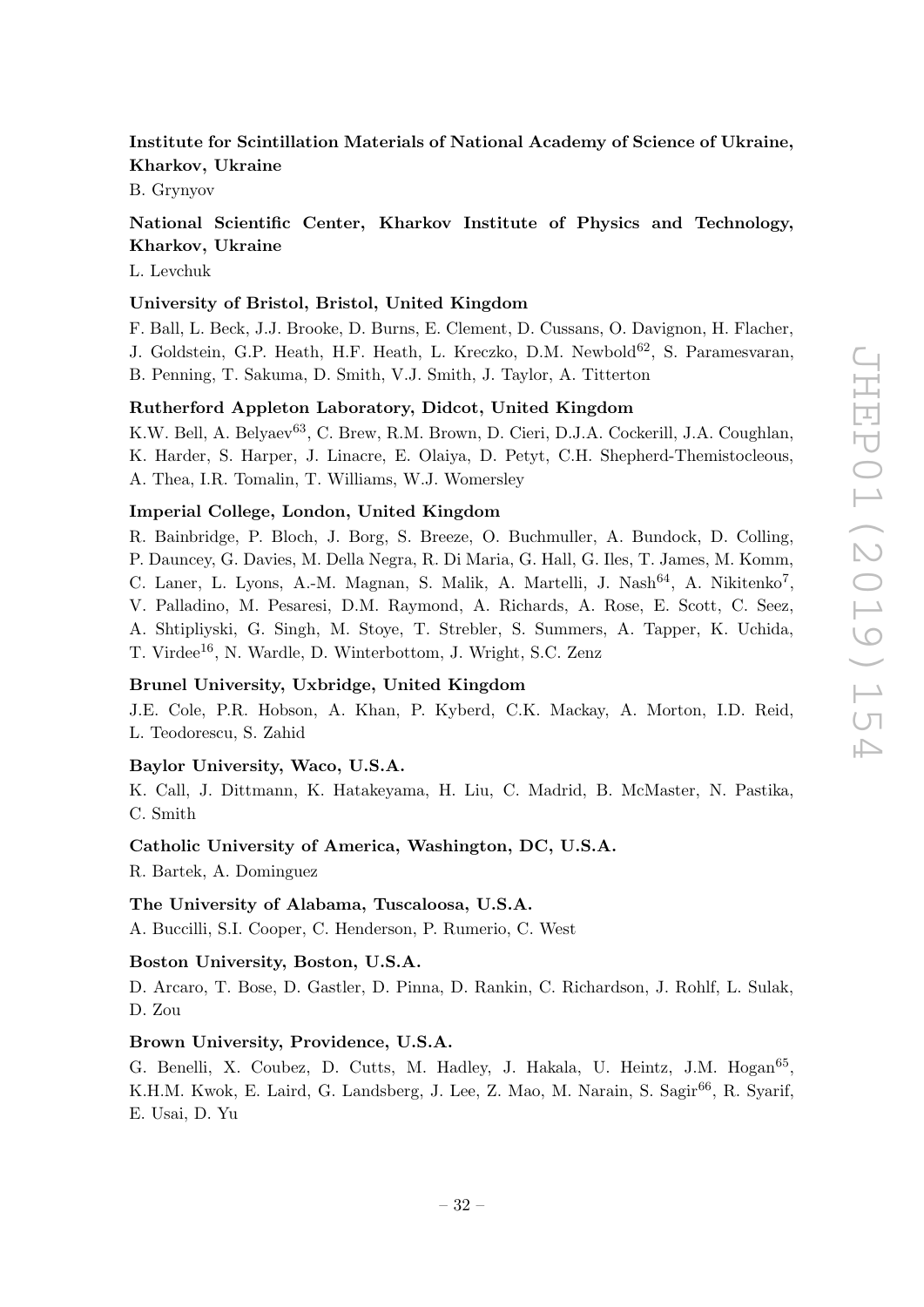**Institute for Scintillation Materials of National Academy of Science of Ukraine, Kharkov, Ukraine**

B. Grynyov

**National Scientific Center, Kharkov Institute of Physics and Technology, Kharkov, Ukraine**

L. Levchuk

**University of Bristol, Bristol, United Kingdom**

F. Ball, L. Beck, J.J. Brooke, D. Burns, E. Clement, D. Cussans, O. Davignon, H. Flacher, J. Goldstein, G.P. Heath, H.F. Heath, L. Kreczko, D.M. Newbold[62], S. Paramesvaran, B. Penning, T. Sakuma, D. Smith, V.J. Smith, J. Taylor, A. Titterton

**Rutherford Appleton Laboratory, Didcot, United Kingdom**

K.W. Bell, A. Belyaev[63], C. Brew, R.M. Brown, D. Cieri, D.J.A. Cockerill, J.A. Coughlan, K. Harder, S. Harper, J. Linacre, E. Olaiya, D. Petyt, C.H. Shepherd-Themistocleous, A. Thea, I.R. Tomalin, T. Williams, W.J. Womersley

**Imperial College, London, United Kingdom**

R. Bainbridge, P. Bloch, J. Borg, S. Breeze, O. Buchmuller, A. Bundock, D. Colling, P. Dauncey, G. Davies, M. Della Negra, R. Di Maria, G. Hall, G. Iles, T. James, M. Komm, C. Laner, L. Lyons, A.-M. Magnan, S. Malik, A. Martelli, J. Nash[64], A. Nikitenko[7], V. Palladino, M. Pesaresi, D.M. Raymond, A. Richards, A. Rose, E. Scott, C. Seez, A. Shtipliyski, G. Singh, M. Stoye, T. Strebler, S. Summers, A. Tapper, K. Uchida, T. Virdee[16], N. Wardle, D. Winterbottom, J. Wright, S.C. Zenz

**Brunel University, Uxbridge, United Kingdom**

J.E. Cole, P.R. Hobson, A. Khan, P. Kyberd, C.K. Mackay, A. Morton, I.D. Reid, L. Teodorescu, S. Zahid

**Baylor University, Waco, U.S.A.**

K. Call, J. Dittmann, K. Hatakeyama, H. Liu, C. Madrid, B. McMaster, N. Pastika, C. Smith

**Catholic University of America, Washington, DC, U.S.A.**

R. Bartek, A. Dominguez

**The University of Alabama, Tuscaloosa, U.S.A.**

A. Buccilli, S.I. Cooper, C. Henderson, P. Rumerio, C. West

**Boston University, Boston, U.S.A.**

D. Arcaro, T. Bose, D. Gastler, D. Pinna, D. Rankin, C. Richardson, J. Rohlf, L. Sulak, D. Zou

**Brown University, Providence, U.S.A.**

G. Benelli, X. Coubez, D. Cutts, M. Hadley, J. Hakala, U. Heintz, J.M. Hogan[65], K.H.M. Kwok, E. Laird, G. Landsberg, J. Lee, Z. Mao, M. Narain, S. Sagir[66], R. Syarif, E. Usai, D. Yu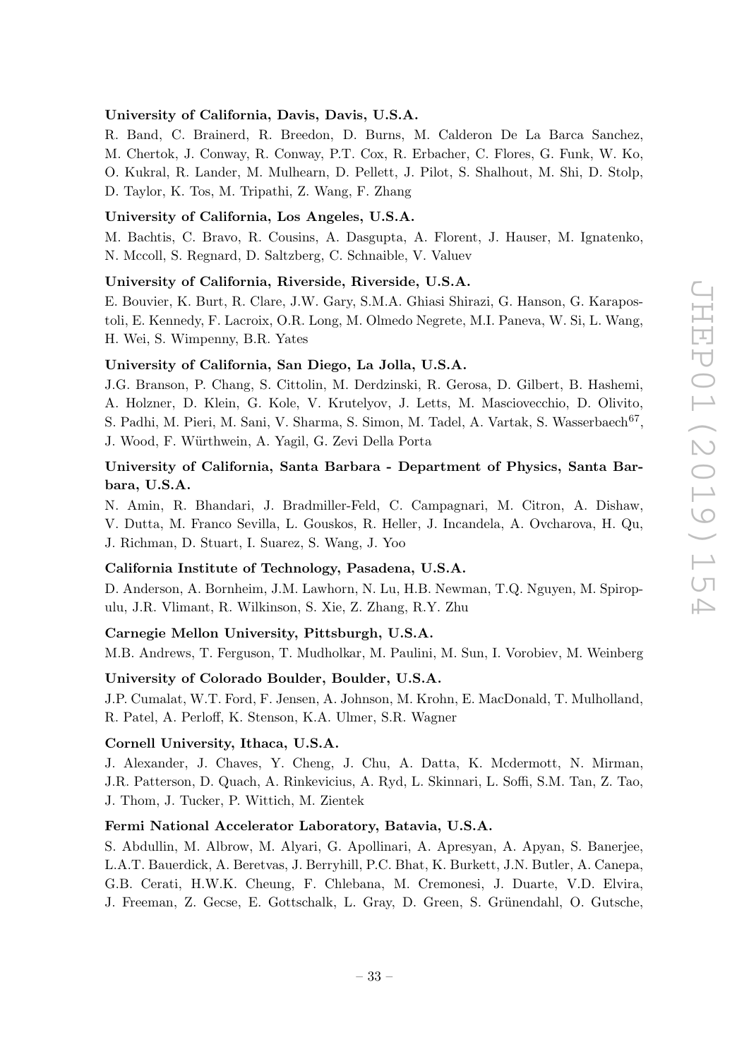**University of California, Davis, Davis, U.S.A.**

R. Band, C. Brainerd, R. Breedon, D. Burns, M. Calderon De La Barca Sanchez, M. Chertok, J. Conway, R. Conway, P.T. Cox, R. Erbacher, C. Flores, G. Funk, W. Ko, O. Kukral, R. Lander, M. Mulhearn, D. Pellett, J. Pilot, S. Shalhout, M. Shi, D. Stolp, D. Taylor, K. Tos, M. Tripathi, Z. Wang, F. Zhang

**University of California, Los Angeles, U.S.A.**

M. Bachtis, C. Bravo, R. Cousins, A. Dasgupta, A. Florent, J. Hauser, M. Ignatenko, N. Mccoll, S. Regnard, D. Saltzberg, C. Schnaible, V. Valuev

**University of California, Riverside, Riverside, U.S.A.**

E. Bouvier, K. Burt, R. Clare, J.W. Gary, S.M.A. Ghiasi Shirazi, G. Hanson, G. Karapostoli, E. Kennedy, F. Lacroix, O.R. Long, M. Olmedo Negrete, M.I. Paneva, W. Si, L. Wang, H. Wei, S. Wimpenny, B.R. Yates

**University of California, San Diego, La Jolla, U.S.A.**

J.G. Branson, P. Chang, S. Cittolin, M. Derdzinski, R. Gerosa, D. Gilbert, B. Hashemi, A. Holzner, D. Klein, G. Kole, V. Krutelyov, J. Letts, M. Masciovecchio, D. Olivito, S. Padhi, M. Pieri, M. Sani, V. Sharma, S. Simon, M. Tadel, A. Vartak, S. Wasserbaech[67], J. Wood, F. Würthwein, A. Yagil, G. Zevi Della Porta

**University of California, Santa Barbara - Department of Physics, Santa Barbara, U.S.A.**

N. Amin, R. Bhandari, J. Bradmiller-Feld, C. Campagnari, M. Citron, A. Dishaw, V. Dutta, M. Franco Sevilla, L. Gouskos, R. Heller, J. Incandela, A. Ovcharova, H. Qu, J. Richman, D. Stuart, I. Suarez, S. Wang, J. Yoo

**California Institute of Technology, Pasadena, U.S.A.**

D. Anderson, A. Bornheim, J.M. Lawhorn, N. Lu, H.B. Newman, T.Q. Nguyen, M. Spiropulu, J.R. Vlimant, R. Wilkinson, S. Xie, Z. Zhang, R.Y. Zhu

**Carnegie Mellon University, Pittsburgh, U.S.A.**

M.B. Andrews, T. Ferguson, T. Mudholkar, M. Paulini, M. Sun, I. Vorobiev, M. Weinberg

**University of Colorado Boulder, Boulder, U.S.A.**

J.P. Cumalat, W.T. Ford, F. Jensen, A. Johnson, M. Krohn, E. MacDonald, T. Mulholland, R. Patel, A. Perloff, K. Stenson, K.A. Ulmer, S.R. Wagner

**Cornell University, Ithaca, U.S.A.**

J. Alexander, J. Chaves, Y. Cheng, J. Chu, A. Datta, K. Mcdermott, N. Mirman, J.R. Patterson, D. Quach, A. Rinkevicius, A. Ryd, L. Skinnari, L. Soffi, S.M. Tan, Z. Tao, J. Thom, J. Tucker, P. Wittich, M. Zientek

**Fermi National Accelerator Laboratory, Batavia, U.S.A.**

S. Abdullin, M. Albrow, M. Alyari, G. Apollinari, A. Apresyan, A. Apyan, S. Banerjee, L.A.T. Bauerdick, A. Beretvas, J. Berryhill, P.C. Bhat, K. Burkett, J.N. Butler, A. Canepa, G.B. Cerati, H.W.K. Cheung, F. Chlebana, M. Cremonesi, J. Duarte, V.D. Elvira, J. Freeman, Z. Gecse, E. Gottschalk, L. Gray, D. Green, S. Grünendahl, O. Gutsche,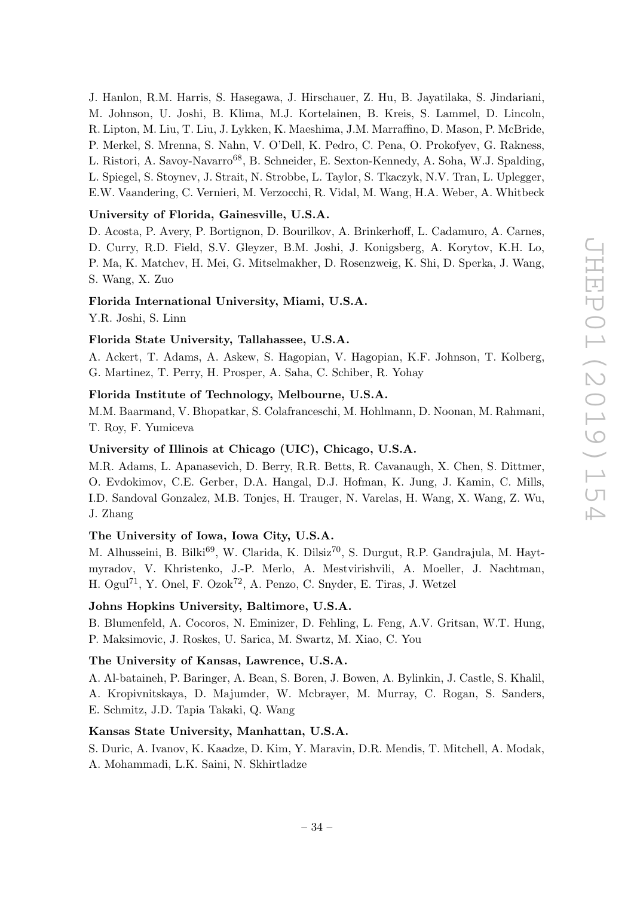J. Hanlon, R.M. Harris, S. Hasegawa, J. Hirschauer, Z. Hu, B. Jayatilaka, S. Jindariani, M. Johnson, U. Joshi, B. Klima, M.J. Kortelainen, B. Kreis, S. Lammel, D. Lincoln, R. Lipton, M. Liu, T. Liu, J. Lykken, K. Maeshima, J.M. Marraffino, D. Mason, P. McBride, P. Merkel, S. Mrenna, S. Nahn, V. O'Dell, K. Pedro, C. Pena, O. Prokofyev, G. Rakness, L. Ristori, A. Savoy-Navarro[68], B. Schneider, E. Sexton-Kennedy, A. Soha, W.J. Spalding, L. Spiegel, S. Stoynev, J. Strait, N. Strobbe, L. Taylor, S. Tkaczyk, N.V. Tran, L. Uplegger, E.W. Vaandering, C. Vernieri, M. Verzocchi, R. Vidal, M. Wang, H.A. Weber, A. Whitbeck

**University of Florida, Gainesville, U.S.A.**

D. Acosta, P. Avery, P. Bortignon, D. Bourilkov, A. Brinkerhoff, L. Cadamuro, A. Carnes, D. Curry, R.D. Field, S.V. Gleyzer, B.M. Joshi, J. Konigsberg, A. Korytov, K.H. Lo, P. Ma, K. Matchev, H. Mei, G. Mitselmakher, D. Rosenzweig, K. Shi, D. Sperka, J. Wang, S. Wang, X. Zuo

**Florida International University, Miami, U.S.A.**

Y.R. Joshi, S. Linn

**Florida State University, Tallahassee, U.S.A.**

A. Ackert, T. Adams, A. Askew, S. Hagopian, V. Hagopian, K.F. Johnson, T. Kolberg, G. Martinez, T. Perry, H. Prosper, A. Saha, C. Schiber, R. Yohay

**Florida Institute of Technology, Melbourne, U.S.A.**

M.M. Baarmand, V. Bhopatkar, S. Colafranceschi, M. Hohlmann, D. Noonan, M. Rahmani, T. Roy, F. Yumiceva

**University of Illinois at Chicago (UIC), Chicago, U.S.A.**

M.R. Adams, L. Apanasevich, D. Berry, R.R. Betts, R. Cavanaugh, X. Chen, S. Dittmer, O. Evdokimov, C.E. Gerber, D.A. Hangal, D.J. Hofman, K. Jung, J. Kamin, C. Mills, I.D. Sandoval Gonzalez, M.B. Tonjes, H. Trauger, N. Varelas, H. Wang, X. Wang, Z. Wu, J. Zhang

**The University of Iowa, Iowa City, U.S.A.**

M. Alhusseini, B. Bilki[69], W. Clarida, K. Dilsiz[70], S. Durgut, R.P. Gandrajula, M. Haytmyradov, V. Khristenko, J.-P. Merlo, A. Mestvirishvili, A. Moeller, J. Nachtman, H. Ogul[71], Y. Onel, F. Ozok[72], A. Penzo, C. Snyder, E. Tiras, J. Wetzel

**Johns Hopkins University, Baltimore, U.S.A.**

B. Blumenfeld, A. Cocoros, N. Eminizer, D. Fehling, L. Feng, A.V. Gritsan, W.T. Hung, P. Maksimovic, J. Roskes, U. Sarica, M. Swartz, M. Xiao, C. You

**The University of Kansas, Lawrence, U.S.A.**

A. Al-bataineh, P. Baringer, A. Bean, S. Boren, J. Bowen, A. Bylinkin, J. Castle, S. Khalil, A. Kropivnitskaya, D. Majumder, W. Mcbrayer, M. Murray, C. Rogan, S. Sanders, E. Schmitz, J.D. Tapia Takaki, Q. Wang

**Kansas State University, Manhattan, U.S.A.**

S. Duric, A. Ivanov, K. Kaadze, D. Kim, Y. Maravin, D.R. Mendis, T. Mitchell, A. Modak, A. Mohammadi, L.K. Saini, N. Skhirtladze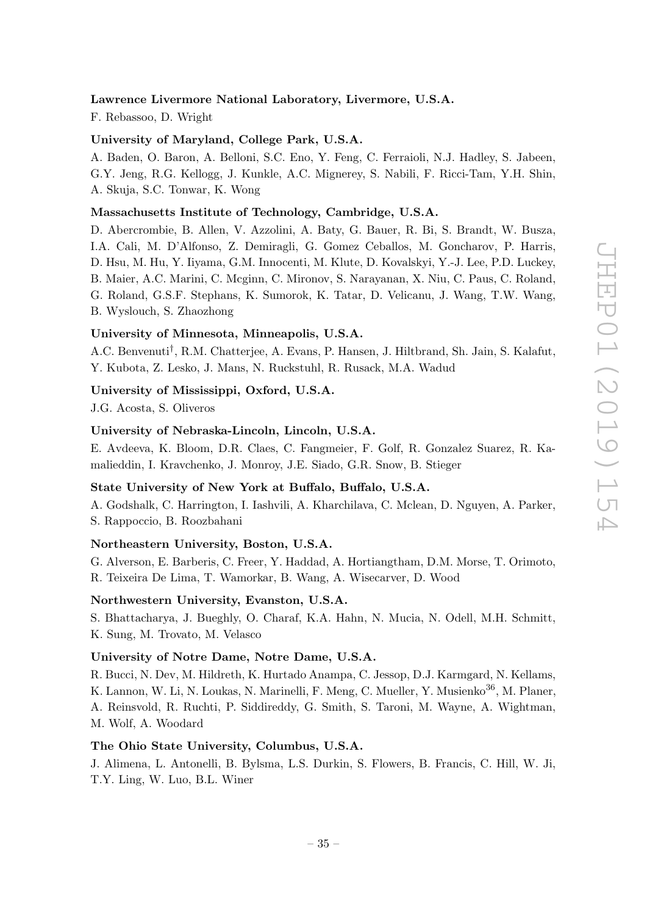**Lawrence Livermore National Laboratory, Livermore, U.S.A.**

F. Rebassoo, D. Wright

**University of Maryland, College Park, U.S.A.**

A. Baden, O. Baron, A. Belloni, S.C. Eno, Y. Feng, C. Ferraioli, N.J. Hadley, S. Jabeen, G.Y. Jeng, R.G. Kellogg, J. Kunkle, A.C. Mignerey, S. Nabili, F. Ricci-Tam, Y.H. Shin, A. Skuja, S.C. Tonwar, K. Wong

**Massachusetts Institute of Technology, Cambridge, U.S.A.**

D. Abercrombie, B. Allen, V. Azzolini, A. Baty, G. Bauer, R. Bi, S. Brandt, W. Busza, I.A. Cali, M. D'Alfonso, Z. Demiragli, G. Gomez Ceballos, M. Goncharov, P. Harris, D. Hsu, M. Hu, Y. Iiyama, G.M. Innocenti, M. Klute, D. Kovalskyi, Y.-J. Lee, P.D. Luckey, B. Maier, A.C. Marini, C. Mcginn, C. Mironov, S. Narayanan, X. Niu, C. Paus, C. Roland, G. Roland, G.S.F. Stephans, K. Sumorok, K. Tatar, D. Velicanu, J. Wang, T.W. Wang, B. Wyslouch, S. Zhaozhong

**University of Minnesota, Minneapolis, U.S.A.**

A.C. Benvenuti[†], R.M. Chatterjee, A. Evans, P. Hansen, J. Hiltbrand, Sh. Jain, S. Kalafut, Y. Kubota, Z. Lesko, J. Mans, N. Ruckstuhl, R. Rusack, M.A. Wadud

**University of Mississippi, Oxford, U.S.A.**

J.G. Acosta, S. Oliveros

**University of Nebraska-Lincoln, Lincoln, U.S.A.**

E. Avdeeva, K. Bloom, D.R. Claes, C. Fangmeier, F. Golf, R. Gonzalez Suarez, R. Kamalieddin, I. Kravchenko, J. Monroy, J.E. Siado, G.R. Snow, B. Stieger

**State University of New York at Buffalo, Buffalo, U.S.A.**

A. Godshalk, C. Harrington, I. Iashvili, A. Kharchilava, C. Mclean, D. Nguyen, A. Parker, S. Rappoccio, B. Roozbahani

**Northeastern University, Boston, U.S.A.**

G. Alverson, E. Barberis, C. Freer, Y. Haddad, A. Hortiangtham, D.M. Morse, T. Orimoto, R. Teixeira De Lima, T. Wamorkar, B. Wang, A. Wisecarver, D. Wood

**Northwestern University, Evanston, U.S.A.**

S. Bhattacharya, J. Bueghly, O. Charaf, K.A. Hahn, N. Mucia, N. Odell, M.H. Schmitt, K. Sung, M. Trovato, M. Velasco

**University of Notre Dame, Notre Dame, U.S.A.**

R. Bucci, N. Dev, M. Hildreth, K. Hurtado Anampa, C. Jessop, D.J. Karmgard, N. Kellams, K. Lannon, W. Li, N. Loukas, N. Marinelli, F. Meng, C. Mueller, Y. Musienko[36], M. Planer, A. Reinsvold, R. Ruchti, P. Siddireddy, G. Smith, S. Taroni, M. Wayne, A. Wightman, M. Wolf, A. Woodard

**The Ohio State University, Columbus, U.S.A.**

J. Alimena, L. Antonelli, B. Bylsma, L.S. Durkin, S. Flowers, B. Francis, C. Hill, W. Ji, T.Y. Ling, W. Luo, B.L. Winer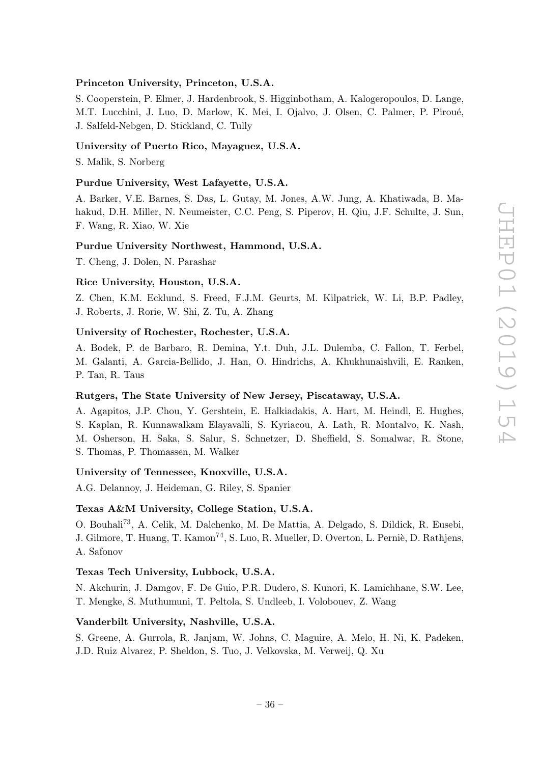**Princeton University, Princeton, U.S.A.**

S. Cooperstein, P. Elmer, J. Hardenbrook, S. Higginbotham, A. Kalogeropoulos, D. Lange, M.T. Lucchini, J. Luo, D. Marlow, K. Mei, I. Ojalvo, J. Olsen, C. Palmer, P. Piroué, J. Salfeld-Nebgen, D. Stickland, C. Tully

**University of Puerto Rico, Mayaguez, U.S.A.**

S. Malik, S. Norberg

**Purdue University, West Lafayette, U.S.A.**

A. Barker, V.E. Barnes, S. Das, L. Gutay, M. Jones, A.W. Jung, A. Khatiwada, B. Mahakud, D.H. Miller, N. Neumeister, C.C. Peng, S. Piperov, H. Qiu, J.F. Schulte, J. Sun, F. Wang, R. Xiao, W. Xie

**Purdue University Northwest, Hammond, U.S.A.**

T. Cheng, J. Dolen, N. Parashar

**Rice University, Houston, U.S.A.**

Z. Chen, K.M. Ecklund, S. Freed, F.J.M. Geurts, M. Kilpatrick, W. Li, B.P. Padley, J. Roberts, J. Rorie, W. Shi, Z. Tu, A. Zhang

**University of Rochester, Rochester, U.S.A.**

A. Bodek, P. de Barbaro, R. Demina, Y.t. Duh, J.L. Dulemba, C. Fallon, T. Ferbel, M. Galanti, A. Garcia-Bellido, J. Han, O. Hindrichs, A. Khukhunaishvili, E. Ranken, P. Tan, R. Taus

**Rutgers, The State University of New Jersey, Piscataway, U.S.A.**

A. Agapitos, J.P. Chou, Y. Gershtein, E. Halkiadakis, A. Hart, M. Heindl, E. Hughes, S. Kaplan, R. Kunnawalkam Elayavalli, S. Kyriacou, A. Lath, R. Montalvo, K. Nash, M. Osherson, H. Saka, S. Salur, S. Schnetzer, D. Sheffield, S. Somalwar, R. Stone, S. Thomas, P. Thomassen, M. Walker

**University of Tennessee, Knoxville, U.S.A.**

A.G. Delannoy, J. Heideman, G. Riley, S. Spanier

**Texas A&M University, College Station, U.S.A.**

O. Bouhali[73], A. Celik, M. Dalchenko, M. De Mattia, A. Delgado, S. Dildick, R. Eusebi, J. Gilmore, T. Huang, T. Kamon[74], S. Luo, R. Mueller, D. Overton, L. Perniè, D. Rathjens, A. Safonov

**Texas Tech University, Lubbock, U.S.A.**

N. Akchurin, J. Damgov, F. De Guio, P.R. Dudero, S. Kunori, K. Lamichhane, S.W. Lee, T. Mengke, S. Muthumuni, T. Peltola, S. Undleeb, I. Volobouev, Z. Wang

**Vanderbilt University, Nashville, U.S.A.**

S. Greene, A. Gurrola, R. Janjam, W. Johns, C. Maguire, A. Melo, H. Ni, K. Padeken, J.D. Ruiz Alvarez, P. Sheldon, S. Tuo, J. Velkovska, M. Verweij, Q. Xu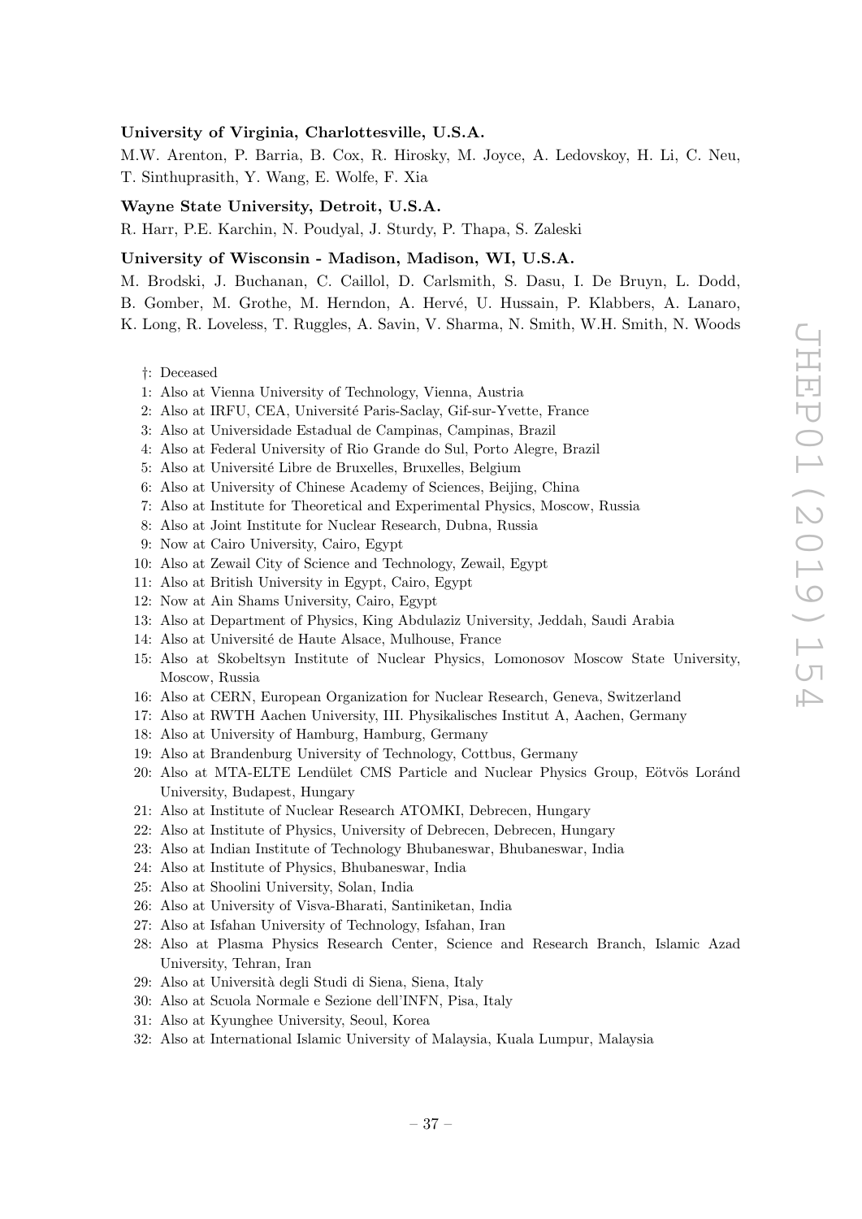**University of Virginia, Charlottesville, U.S.A.**

M.W. Arenton, P. Barria, B. Cox, R. Hirosky, M. Joyce, A. Ledovskoy, H. Li, C. Neu, T. Sinthuprasith, Y. Wang, E. Wolfe, F. Xia

**Wayne State University, Detroit, U.S.A.**

R. Harr, P.E. Karchin, N. Poudyal, J. Sturdy, P. Thapa, S. Zaleski

**University of Wisconsin - Madison, Madison, WI, U.S.A.**

M. Brodski, J. Buchanan, C. Caillol, D. Carlsmith, S. Dasu, I. De Bruyn, L. Dodd, B. Gomber, M. Grothe, M. Herndon, A. Hervé, U. Hussain, P. Klabbers, A. Lanaro, K. Long, R. Loveless, T. Ruggles, A. Savin, V. Sharma, N. Smith, W.H. Smith, N. Woods

†: Deceased
1: Also at Vienna University of Technology, Vienna, Austria
2: Also at IRFU, CEA, Université Paris-Saclay, Gif-sur-Yvette, France
3: Also at Universidade Estadual de Campinas, Campinas, Brazil
4: Also at Federal University of Rio Grande do Sul, Porto Alegre, Brazil
5: Also at Université Libre de Bruxelles, Bruxelles, Belgium
6: Also at University of Chinese Academy of Sciences, Beijing, China
7: Also at Institute for Theoretical and Experimental Physics, Moscow, Russia
8: Also at Joint Institute for Nuclear Research, Dubna, Russia
9: Now at Cairo University, Cairo, Egypt
10: Also at Zewail City of Science and Technology, Zewail, Egypt
11: Also at British University in Egypt, Cairo, Egypt
12: Now at Ain Shams University, Cairo, Egypt
13: Also at Department of Physics, King Abdulaziz University, Jeddah, Saudi Arabia
14: Also at Université de Haute Alsace, Mulhouse, France
15: Also at Skobeltsyn Institute of Nuclear Physics, Lomonosov Moscow State University, Moscow, Russia
16: Also at CERN, European Organization for Nuclear Research, Geneva, Switzerland
17: Also at RWTH Aachen University, III. Physikalisches Institut A, Aachen, Germany
18: Also at University of Hamburg, Hamburg, Germany
19: Also at Brandenburg University of Technology, Cottbus, Germany
20: Also at MTA-ELTE Lendület CMS Particle and Nuclear Physics Group, Eötvös Loránd University, Budapest, Hungary
21: Also at Institute of Nuclear Research ATOMKI, Debrecen, Hungary
22: Also at Institute of Physics, University of Debrecen, Debrecen, Hungary
23: Also at Indian Institute of Technology Bhubaneswar, Bhubaneswar, India
24: Also at Institute of Physics, Bhubaneswar, India
25: Also at Shoolini University, Solan, India
26: Also at University of Visva-Bharati, Santiniketan, India
27: Also at Isfahan University of Technology, Isfahan, Iran
28: Also at Plasma Physics Research Center, Science and Research Branch, Islamic Azad University, Tehran, Iran
29: Also at Università degli Studi di Siena, Siena, Italy
30: Also at Scuola Normale e Sezione dell'INFN, Pisa, Italy
31: Also at Kyunghee University, Seoul, Korea
32: Also at International Islamic University of Malaysia, Kuala Lumpur, Malaysia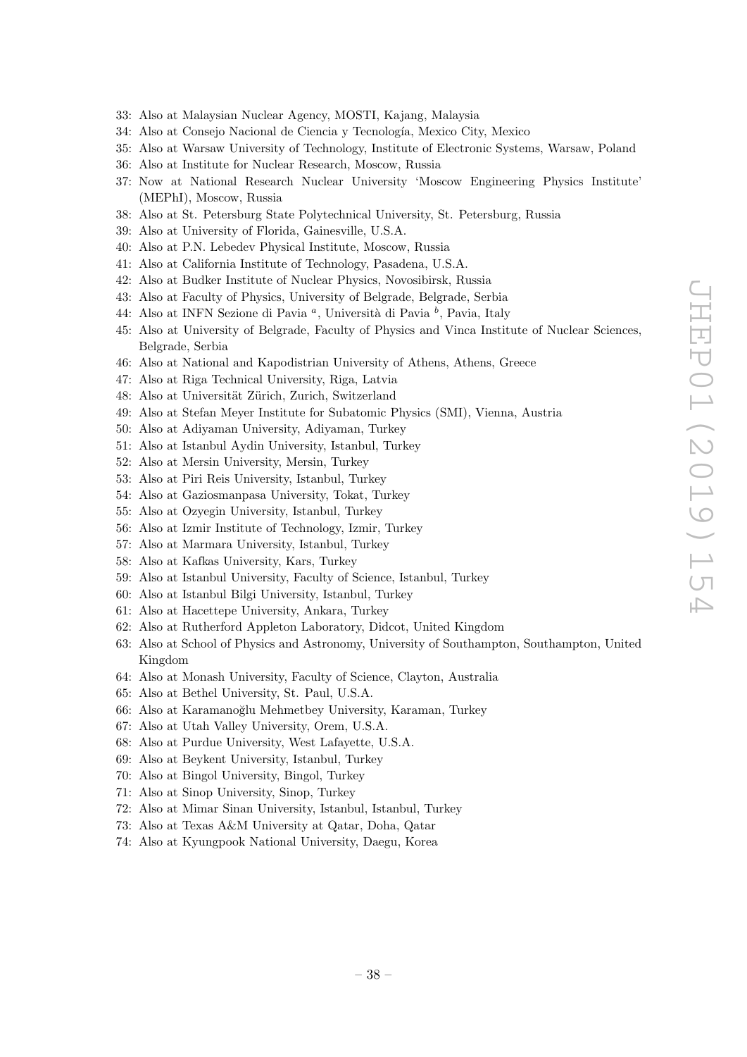33: Also at Malaysian Nuclear Agency, MOSTI, Kajang, Malaysia
34: Also at Consejo Nacional de Ciencia y Tecnología, Mexico City, Mexico
35: Also at Warsaw University of Technology, Institute of Electronic Systems, Warsaw, Poland
36: Also at Institute for Nuclear Research, Moscow, Russia
37: Now at National Research Nuclear University 'Moscow Engineering Physics Institute' (MEPhI), Moscow, Russia
38: Also at St. Petersburg State Polytechnical University, St. Petersburg, Russia
39: Also at University of Florida, Gainesville, U.S.A.
40: Also at P.N. Lebedev Physical Institute, Moscow, Russia
41: Also at California Institute of Technology, Pasadena, U.S.A.
42: Also at Budker Institute of Nuclear Physics, Novosibirsk, Russia
43: Also at Faculty of Physics, University of Belgrade, Belgrade, Serbia
44: Also at INFN Sezione di Pavia [a], Università di Pavia [b], Pavia, Italy
45: Also at University of Belgrade, Faculty of Physics and Vinca Institute of Nuclear Sciences, Belgrade, Serbia
46: Also at National and Kapodistrian University of Athens, Athens, Greece
47: Also at Riga Technical University, Riga, Latvia
48: Also at Universität Zürich, Zurich, Switzerland
49: Also at Stefan Meyer Institute for Subatomic Physics (SMI), Vienna, Austria
50: Also at Adiyaman University, Adiyaman, Turkey
51: Also at Istanbul Aydin University, Istanbul, Turkey
52: Also at Mersin University, Mersin, Turkey
53: Also at Piri Reis University, Istanbul, Turkey
54: Also at Gaziosmanpasa University, Tokat, Turkey
55: Also at Ozyegin University, Istanbul, Turkey
56: Also at Izmir Institute of Technology, Izmir, Turkey
57: Also at Marmara University, Istanbul, Turkey
58: Also at Kafkas University, Kars, Turkey
59: Also at Istanbul University, Faculty of Science, Istanbul, Turkey
60: Also at Istanbul Bilgi University, Istanbul, Turkey
61: Also at Hacettepe University, Ankara, Turkey
62: Also at Rutherford Appleton Laboratory, Didcot, United Kingdom
63: Also at School of Physics and Astronomy, University of Southampton, Southampton, United Kingdom
64: Also at Monash University, Faculty of Science, Clayton, Australia
65: Also at Bethel University, St. Paul, U.S.A.
66: Also at Karamanoğlu Mehmetbey University, Karaman, Turkey
67: Also at Utah Valley University, Orem, U.S.A.
68: Also at Purdue University, West Lafayette, U.S.A.
69: Also at Beykent University, Istanbul, Turkey
70: Also at Bingol University, Bingol, Turkey
71: Also at Sinop University, Sinop, Turkey
72: Also at Mimar Sinan University, Istanbul, Istanbul, Turkey
73: Also at Texas A&M University at Qatar, Doha, Qatar
74: Also at Kyungpook National University, Daegu, Korea